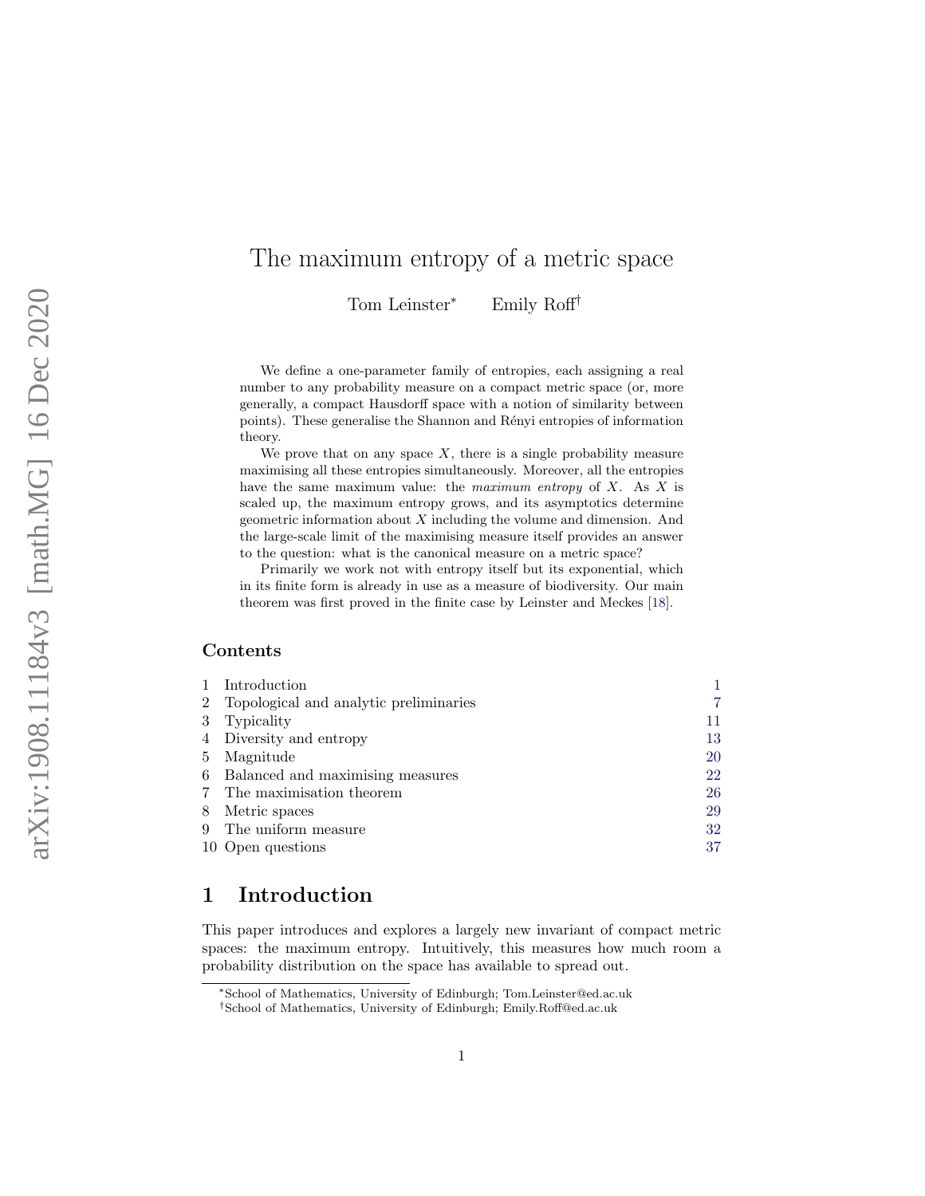# The maximum entropy of a metric space

Tom Leinster[*] Emily Roff[†]

We define a one-parameter family of entropies, each assigning a real number to any probability measure on a compact metric space (or, more generally, a compact Hausdorff space with a notion of similarity between points). These generalise the Shannon and Rényi entropies of information theory.

We prove that on any space $X$, there is a single probability measure maximising all these entropies simultaneously. Moreover, all the entropies have the same maximum value: the *maximum entropy* of $X$. As $X$ is scaled up, the maximum entropy grows, and its asymptotics determine geometric information about $X$ including the volume and dimension. And the large-scale limit of the maximising measure itself provides an answer to the question: what is the canonical measure on a metric space?

Primarily we work not with entropy itself but its exponential, which in its finite form is already in use as a measure of biodiversity. Our main theorem was first proved in the finite case by Leinster and Meckes [18].

## Contents

| | | |
|---|---|---|
| 1 | Introduction | 1 |
| 2 | Topological and analytic preliminaries | 7 |
| 3 | Typicality | 11 |
| 4 | Diversity and entropy | 13 |
| 5 | Magnitude | 20 |
| 6 | Balanced and maximising measures | 22 |
| 7 | The maximisation theorem | 26 |
| 8 | Metric spaces | 29 |
| 9 | The uniform measure | 32 |
| 10 | Open questions | 37 |

## 1 Introduction

This paper introduces and explores a largely new invariant of compact metric spaces: the maximum entropy. Intuitively, this measures how much room a probability distribution on the space has available to spread out.

[*] School of Mathematics, University of Edinburgh; Tom.Leinster@ed.ac.uk

[†] School of Mathematics, University of Edinburgh; Emily.Roff@ed.ac.uk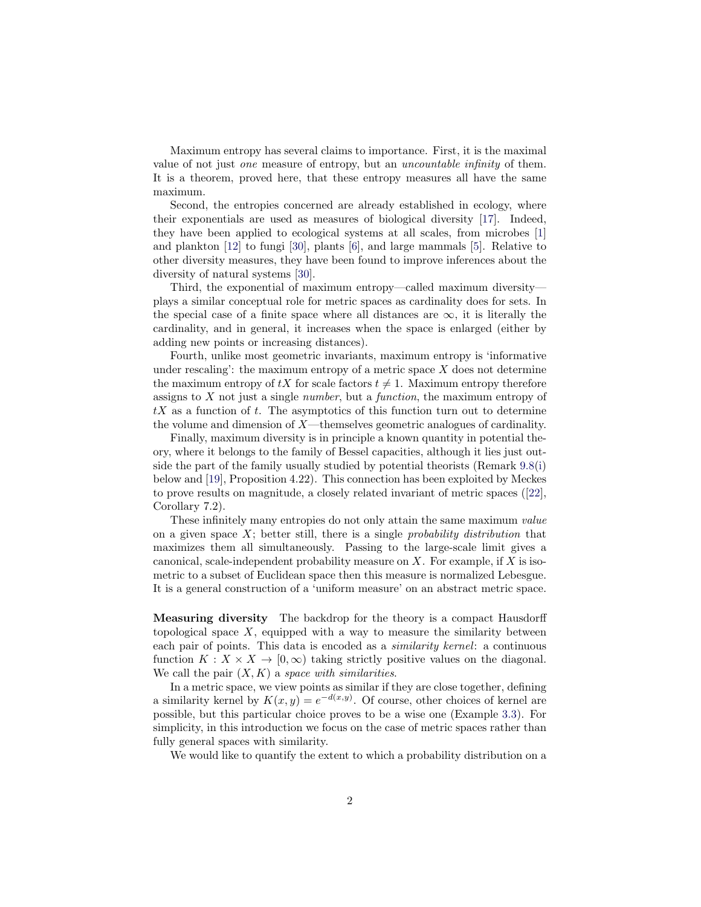Maximum entropy has several claims to importance. First, it is the maximal value of not just *one* measure of entropy, but an *uncountable infinity* of them. It is a theorem, proved here, that these entropy measures all have the same maximum.

Second, the entropies concerned are already established in ecology, where their exponentials are used as measures of biological diversity [17]. Indeed, they have been applied to ecological systems at all scales, from microbes [1] and plankton [12] to fungi [30], plants [6], and large mammals [5]. Relative to other diversity measures, they have been found to improve inferences about the diversity of natural systems [30].

Third, the exponential of maximum entropy—called maximum diversity—plays a similar conceptual role for metric spaces as cardinality does for sets. In the special case of a finite space where all distances are $\infty$, it is literally the cardinality, and in general, it increases when the space is enlarged (either by adding new points or increasing distances).

Fourth, unlike most geometric invariants, maximum entropy is 'informative under rescaling': the maximum entropy of a metric space $X$ does not determine the maximum entropy of $tX$ for scale factors $t \neq 1$. Maximum entropy therefore assigns to $X$ not just a single *number*, but a *function*, the maximum entropy of $tX$ as a function of $t$. The asymptotics of this function turn out to determine the volume and dimension of $X$—themselves geometric analogues of cardinality.

Finally, maximum diversity is in principle a known quantity in potential theory, where it belongs to the family of Bessel capacities, although it lies just outside the part of the family usually studied by potential theorists (Remark 9.8(i) below and [19], Proposition 4.22). This connection has been exploited by Meckes to prove results on magnitude, a closely related invariant of metric spaces ([22], Corollary 7.2).

These infinitely many entropies do not only attain the same maximum *value* on a given space $X$; better still, there is a single *probability distribution* that maximizes them all simultaneously. Passing to the large-scale limit gives a canonical, scale-independent probability measure on $X$. For example, if $X$ is isometric to a subset of Euclidean space then this measure is normalized Lebesgue. It is a general construction of a 'uniform measure' on an abstract metric space.

**Measuring diversity** The backdrop for the theory is a compact Hausdorff topological space $X$, equipped with a way to measure the similarity between each pair of points. This data is encoded as a *similarity kernel*: a continuous function $K : X \times X \to [0, \infty)$ taking strictly positive values on the diagonal. We call the pair $(X, K)$ a *space with similarities*.

In a metric space, we view points as similar if they are close together, defining a similarity kernel by $K(x, y) = e^{-d(x,y)}$. Of course, other choices of kernel are possible, but this particular choice proves to be a wise one (Example 3.3). For simplicity, in this introduction we focus on the case of metric spaces rather than fully general spaces with similarity.

We would like to quantify the extent to which a probability distribution on a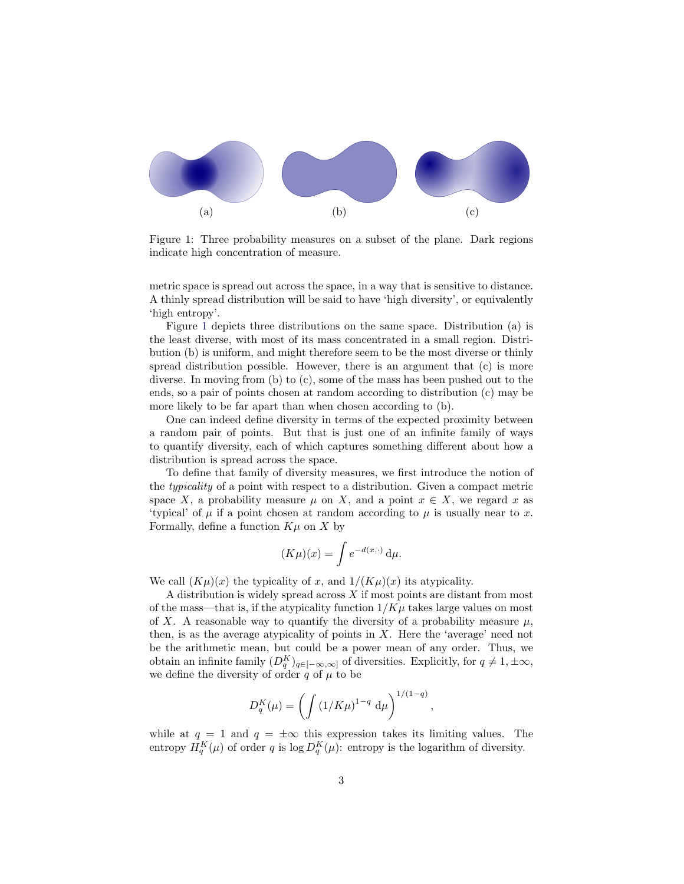(a) (b) (c)

Figure 1: Three probability measures on a subset of the plane. Dark regions indicate high concentration of measure.

metric space is spread out across the space, in a way that is sensitive to distance. A thinly spread distribution will be said to have 'high diversity', or equivalently 'high entropy'.

Figure 1 depicts three distributions on the same space. Distribution (a) is the least diverse, with most of its mass concentrated in a small region. Distribution (b) is uniform, and might therefore seem to be the most diverse or thinly spread distribution possible. However, there is an argument that (c) is more diverse. In moving from (b) to (c), some of the mass has been pushed out to the ends, so a pair of points chosen at random according to distribution (c) may be more likely to be far apart than when chosen according to (b).

One can indeed define diversity in terms of the expected proximity between a random pair of points. But that is just one of an infinite family of ways to quantify diversity, each of which captures something different about how a distribution is spread across the space.

To define that family of diversity measures, we first introduce the notion of the *typicality* of a point with respect to a distribution. Given a compact metric space $X$, a probability measure $\mu$ on $X$, and a point $x \in X$, we regard $x$ as 'typical' of $\mu$ if a point chosen at random according to $\mu$ is usually near to $x$. Formally, define a function $K\mu$ on $X$ by

$$(K\mu)(x) = \int e^{-d(x,\cdot)} \, \mathrm{d}\mu.$$

We call $(K\mu)(x)$ the typicality of $x$, and $1/(K\mu)(x)$ its atypicality.

A distribution is widely spread across $X$ if most points are distant from most of the mass—that is, if the atypicality function $1/K\mu$ takes large values on most of $X$. A reasonable way to quantify the diversity of a probability measure $\mu$, then, is as the average atypicality of points in $X$. Here the 'average' need not be the arithmetic mean, but could be a power mean of any order. Thus, we obtain an infinite family $(D_q^K)_{q\in[-\infty,\infty]}$ of diversities. Explicitly, for $q \neq 1, \pm\infty$, we define the diversity of order $q$ of $\mu$ to be

$$D_q^K(\mu) = \left( \int (1/K\mu)^{1-q} \, \mathrm{d}\mu \right)^{1/(1-q)},$$

while at $q = 1$ and $q = \pm\infty$ this expression takes its limiting values. The entropy $H_q^K(\mu)$ of order $q$ is $\log D_q^K(\mu)$: entropy is the logarithm of diversity.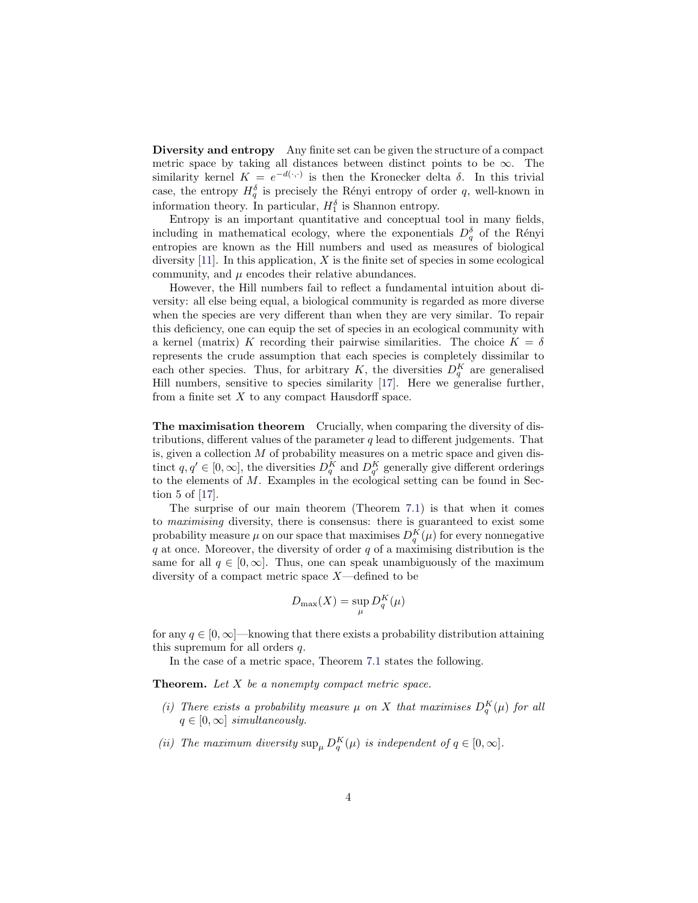**Diversity and entropy** Any finite set can be given the structure of a compact metric space by taking all distances between distinct points to be $\infty$. The similarity kernel $K = e^{-d(\cdot,\cdot)}$ is then the Kronecker delta $\delta$. In this trivial case, the entropy $H_q^\delta$ is precisely the Rényi entropy of order $q$, well-known in information theory. In particular, $H_1^\delta$ is Shannon entropy.

Entropy is an important quantitative and conceptual tool in many fields, including in mathematical ecology, where the exponentials $D_q^\delta$ of the Rényi entropies are known as the Hill numbers and used as measures of biological diversity [11]. In this application, $X$ is the finite set of species in some ecological community, and $\mu$ encodes their relative abundances.

However, the Hill numbers fail to reflect a fundamental intuition about diversity: all else being equal, a biological community is regarded as more diverse when the species are very different than when they are very similar. To repair this deficiency, one can equip the set of species in an ecological community with a kernel (matrix) $K$ recording their pairwise similarities. The choice $K = \delta$ represents the crude assumption that each species is completely dissimilar to each other species. Thus, for arbitrary $K$, the diversities $D_q^K$ are generalised Hill numbers, sensitive to species similarity [17]. Here we generalise further, from a finite set $X$ to any compact Hausdorff space.

**The maximisation theorem** Crucially, when comparing the diversity of distributions, different values of the parameter $q$ lead to different judgements. That is, given a collection $M$ of probability measures on a metric space and given distinct $q, q' \in [0, \infty]$, the diversities $D_q^K$ and $D_{q'}^K$ generally give different orderings to the elements of $M$. Examples in the ecological setting can be found in Section 5 of [17].

The surprise of our main theorem (Theorem 7.1) is that when it comes to *maximising* diversity, there is consensus: there is guaranteed to exist some probability measure $\mu$ on our space that maximises $D_q^K(\mu)$ for every nonnegative $q$ at once. Moreover, the diversity of order $q$ of a maximising distribution is the same for all $q \in [0, \infty]$. Thus, one can speak unambiguously of the maximum diversity of a compact metric space $X$—defined to be

$$D_{\max}(X) = \sup_\mu D_q^K(\mu)$$

for any $q \in [0, \infty]$—knowing that there exists a probability distribution attaining this supremum for all orders $q$.

In the case of a metric space, Theorem 7.1 states the following.

**Theorem.** *Let $X$ be a nonempty compact metric space.*

*(i) There exists a probability measure $\mu$ on $X$ that maximises $D_q^K(\mu)$ for all $q \in [0, \infty]$ simultaneously.*

*(ii) The maximum diversity $\sup_\mu D_q^K(\mu)$ is independent of $q \in [0, \infty]$.*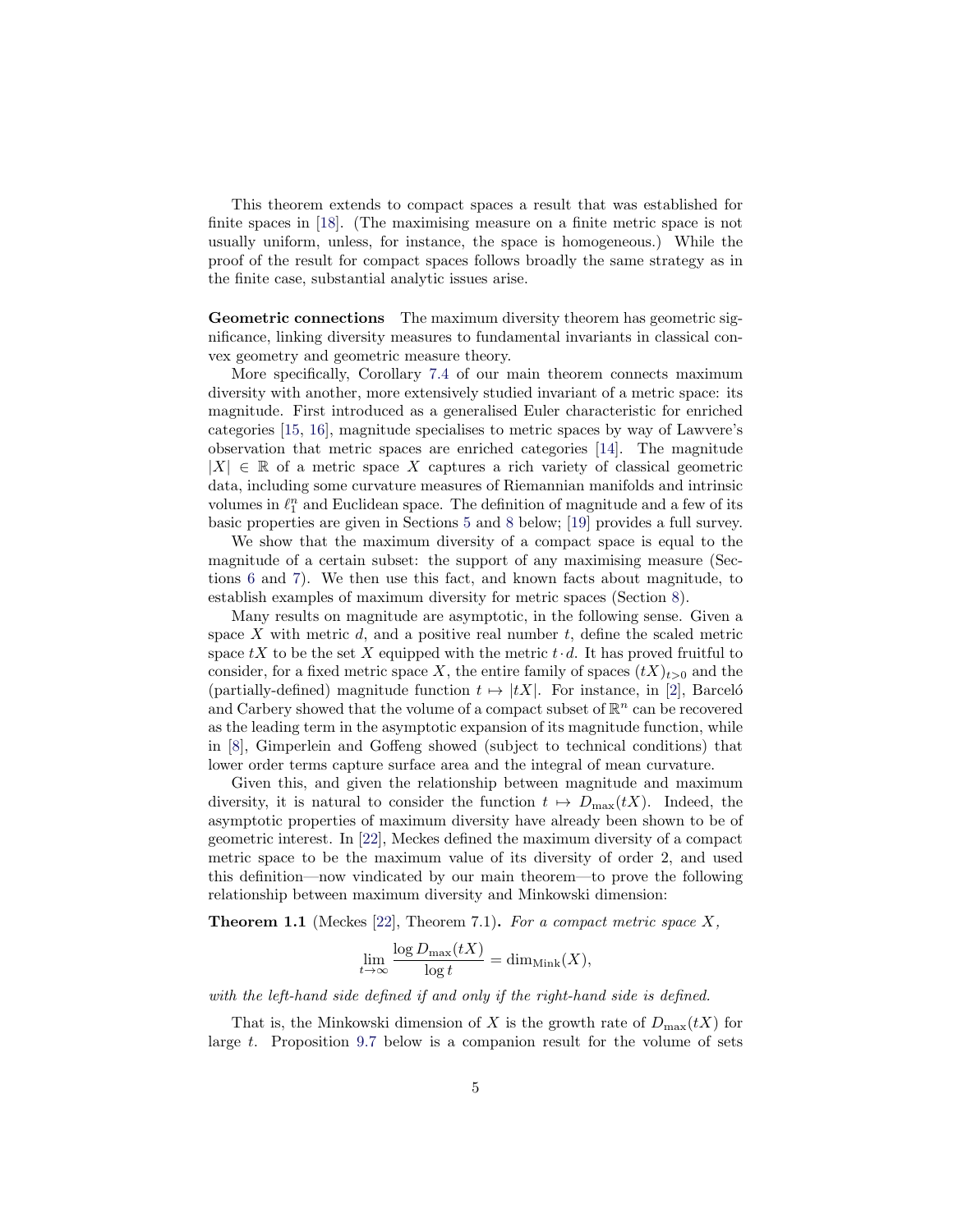This theorem extends to compact spaces a result that was established for finite spaces in [18]. (The maximising measure on a finite metric space is not usually uniform, unless, for instance, the space is homogeneous.) While the proof of the result for compact spaces follows broadly the same strategy as in the finite case, substantial analytic issues arise.

**Geometric connections** The maximum diversity theorem has geometric significance, linking diversity measures to fundamental invariants in classical convex geometry and geometric measure theory.

More specifically, Corollary 7.4 of our main theorem connects maximum diversity with another, more extensively studied invariant of a metric space: its magnitude. First introduced as a generalised Euler characteristic for enriched categories [15, 16], magnitude specialises to metric spaces by way of Lawvere's observation that metric spaces are enriched categories [14]. The magnitude $|X| \in \mathbb{R}$ of a metric space $X$ captures a rich variety of classical geometric data, including some curvature measures of Riemannian manifolds and intrinsic volumes in $\ell_1^n$ and Euclidean space. The definition of magnitude and a few of its basic properties are given in Sections 5 and 8 below; [19] provides a full survey.

We show that the maximum diversity of a compact space is equal to the magnitude of a certain subset: the support of any maximising measure (Sections 6 and 7). We then use this fact, and known facts about magnitude, to establish examples of maximum diversity for metric spaces (Section 8).

Many results on magnitude are asymptotic, in the following sense. Given a space $X$ with metric $d$, and a positive real number $t$, define the scaled metric space $tX$ to be the set $X$ equipped with the metric $t \cdot d$. It has proved fruitful to consider, for a fixed metric space $X$, the entire family of spaces $(tX)_{t>0}$ and the (partially-defined) magnitude function $t \mapsto |tX|$. For instance, in [2], Barceló and Carbery showed that the volume of a compact subset of $\mathbb{R}^n$ can be recovered as the leading term in the asymptotic expansion of its magnitude function, while in [8], Gimperlein and Goffeng showed (subject to technical conditions) that lower order terms capture surface area and the integral of mean curvature.

Given this, and given the relationship between magnitude and maximum diversity, it is natural to consider the function $t \mapsto D_{\max}(tX)$. Indeed, the asymptotic properties of maximum diversity have already been shown to be of geometric interest. In [22], Meckes defined the maximum diversity of a compact metric space to be the maximum value of its diversity of order 2, and used this definition—now vindicated by our main theorem—to prove the following relationship between maximum diversity and Minkowski dimension:

**Theorem 1.1** (Meckes [22], Theorem 7.1)**.** *For a compact metric space $X$,*

$$\lim_{t \to \infty} \frac{\log D_{\max}(tX)}{\log t} = \dim_{\text{Mink}}(X),$$

*with the left-hand side defined if and only if the right-hand side is defined.*

That is, the Minkowski dimension of $X$ is the growth rate of $D_{\max}(tX)$ for large $t$. Proposition 9.7 below is a companion result for the volume of sets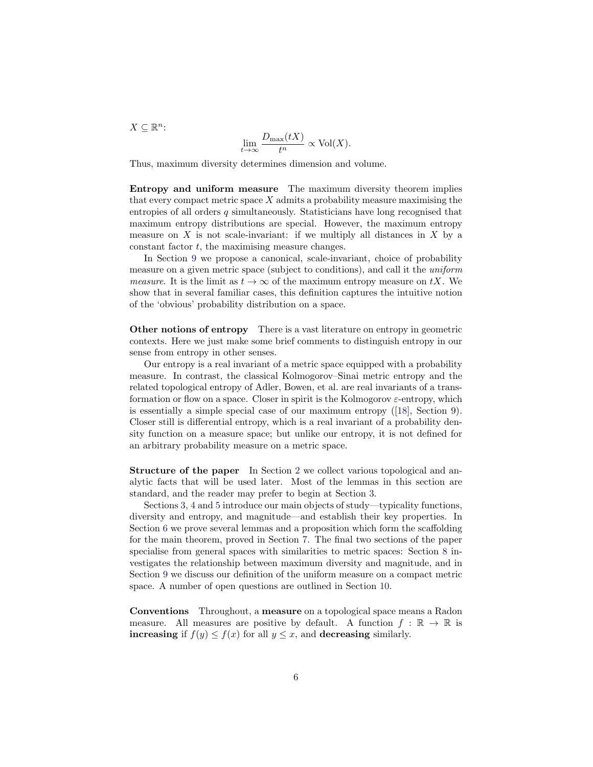$X \subseteq \mathbb{R}^n$:

$$\lim_{t\to\infty} \frac{D_{\max}(tX)}{t^n} \propto \mathrm{Vol}(X).$$

Thus, maximum diversity determines dimension and volume.

**Entropy and uniform measure** The maximum diversity theorem implies that every compact metric space $X$ admits a probability measure maximising the entropies of all orders $q$ simultaneously. Statisticians have long recognised that maximum entropy distributions are special. However, the maximum entropy measure on $X$ is not scale-invariant: if we multiply all distances in $X$ by a constant factor $t$, the maximising measure changes.

In Section 9 we propose a canonical, scale-invariant, choice of probability measure on a given metric space (subject to conditions), and call it the *uniform measure*. It is the limit as $t \to \infty$ of the maximum entropy measure on $tX$. We show that in several familiar cases, this definition captures the intuitive notion of the 'obvious' probability distribution on a space.

**Other notions of entropy** There is a vast literature on entropy in geometric contexts. Here we just make some brief comments to distinguish entropy in our sense from entropy in other senses.

Our entropy is a real invariant of a metric space equipped with a probability measure. In contrast, the classical Kolmogorov–Sinai metric entropy and the related topological entropy of Adler, Bowen, et al. are real invariants of a transformation or flow on a space. Closer in spirit is the Kolmogorov $\varepsilon$-entropy, which is essentially a simple special case of our maximum entropy ([18], Section 9). Closer still is differential entropy, which is a real invariant of a probability density function on a measure space; but unlike our entropy, it is not defined for an arbitrary probability measure on a metric space.

**Structure of the paper** In Section 2 we collect various topological and analytic facts that will be used later. Most of the lemmas in this section are standard, and the reader may prefer to begin at Section 3.

Sections 3, 4 and 5 introduce our main objects of study—typicality functions, diversity and entropy, and magnitude—and establish their key properties. In Section 6 we prove several lemmas and a proposition which form the scaffolding for the main theorem, proved in Section 7. The final two sections of the paper specialise from general spaces with similarities to metric spaces: Section 8 investigates the relationship between maximum diversity and magnitude, and in Section 9 we discuss our definition of the uniform measure on a compact metric space. A number of open questions are outlined in Section 10.

**Conventions** Throughout, a **measure** on a topological space means a Radon measure. All measures are positive by default. A function $f : \mathbb{R} \to \mathbb{R}$ is **increasing** if $f(y) \leq f(x)$ for all $y \leq x$, and **decreasing** similarly.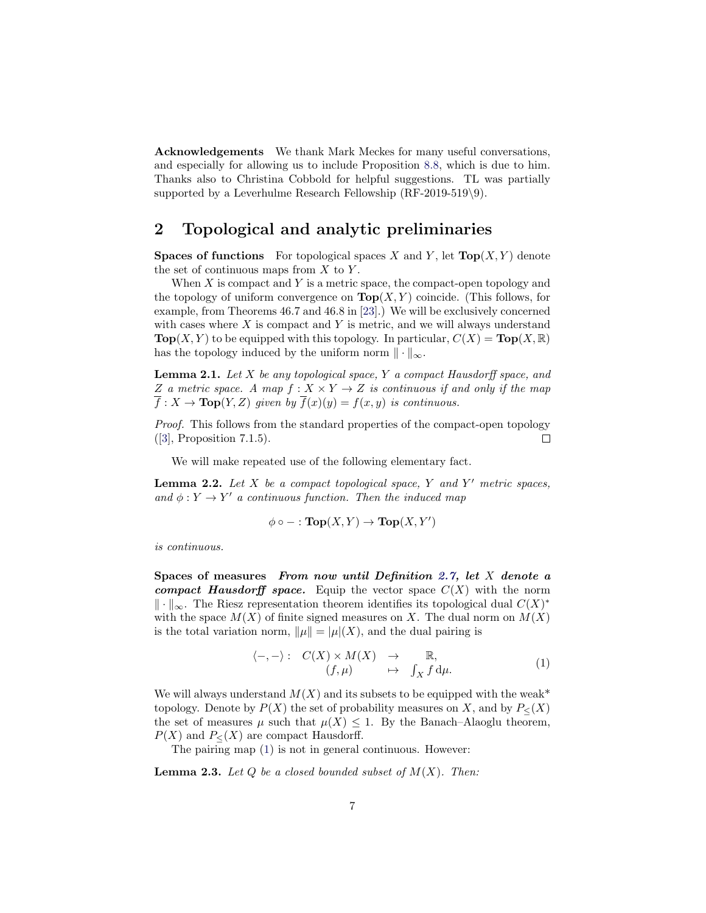**Acknowledgements** We thank Mark Meckes for many useful conversations, and especially for allowing us to include Proposition 8.8, which is due to him. Thanks also to Christina Cobbold for helpful suggestions. TL was partially supported by a Leverhulme Research Fellowship (RF-2019-519\9).

## 2 Topological and analytic preliminaries

**Spaces of functions** For topological spaces $X$ and $Y$, let $\mathbf{Top}(X, Y)$ denote the set of continuous maps from $X$ to $Y$.

When $X$ is compact and $Y$ is a metric space, the compact-open topology and the topology of uniform convergence on $\mathbf{Top}(X, Y)$ coincide. (This follows, for example, from Theorems 46.7 and 46.8 in [23].) We will be exclusively concerned with cases where $X$ is compact and $Y$ is metric, and we will always understand $\mathbf{Top}(X, Y)$ to be equipped with this topology. In particular, $C(X) = \mathbf{Top}(X, \mathbb{R})$ has the topology induced by the uniform norm $\|\cdot\|_\infty$.

**Lemma 2.1.** *Let $X$ be any topological space, $Y$ a compact Hausdorff space, and $Z$ a metric space. A map $f : X \times Y \to Z$ is continuous if and only if the map $\overline{f} : X \to \mathbf{Top}(Y, Z)$ given by $\overline{f}(x)(y) = f(x, y)$ is continuous.*

*Proof.* This follows from the standard properties of the compact-open topology ([3], Proposition 7.1.5). ∎

We will make repeated use of the following elementary fact.

**Lemma 2.2.** *Let $X$ be a compact topological space, $Y$ and $Y'$ metric spaces, and $\phi : Y \to Y'$ a continuous function. Then the induced map*

$$\phi \circ - : \mathbf{Top}(X, Y) \to \mathbf{Top}(X, Y')$$

*is continuous.*

**Spaces of measures** ***From now until Definition 2.7, let $X$ denote a compact Hausdorff space.*** Equip the vector space $C(X)$ with the norm $\|\cdot\|_\infty$. The Riesz representation theorem identifies its topological dual $C(X)^*$ with the space $M(X)$ of finite signed measures on $X$. The dual norm on $M(X)$ is the total variation norm, $\|\mu\| = |\mu|(X)$, and the dual pairing is

$$\begin{array}{rccc} \langle -, - \rangle : & C(X) \times M(X) & \to & \mathbb{R}, \\ & (f, \mu) & \mapsto & \int_X f \, \mathrm{d}\mu. \end{array} \tag{1}$$

We will always understand $M(X)$ and its subsets to be equipped with the weak* topology. Denote by $P(X)$ the set of probability measures on $X$, and by $P_\leq(X)$ the set of measures $\mu$ such that $\mu(X) \leq 1$. By the Banach–Alaoglu theorem, $P(X)$ and $P_\leq(X)$ are compact Hausdorff.

The pairing map (1) is not in general continuous. However:

**Lemma 2.3.** *Let $Q$ be a closed bounded subset of $M(X)$. Then:*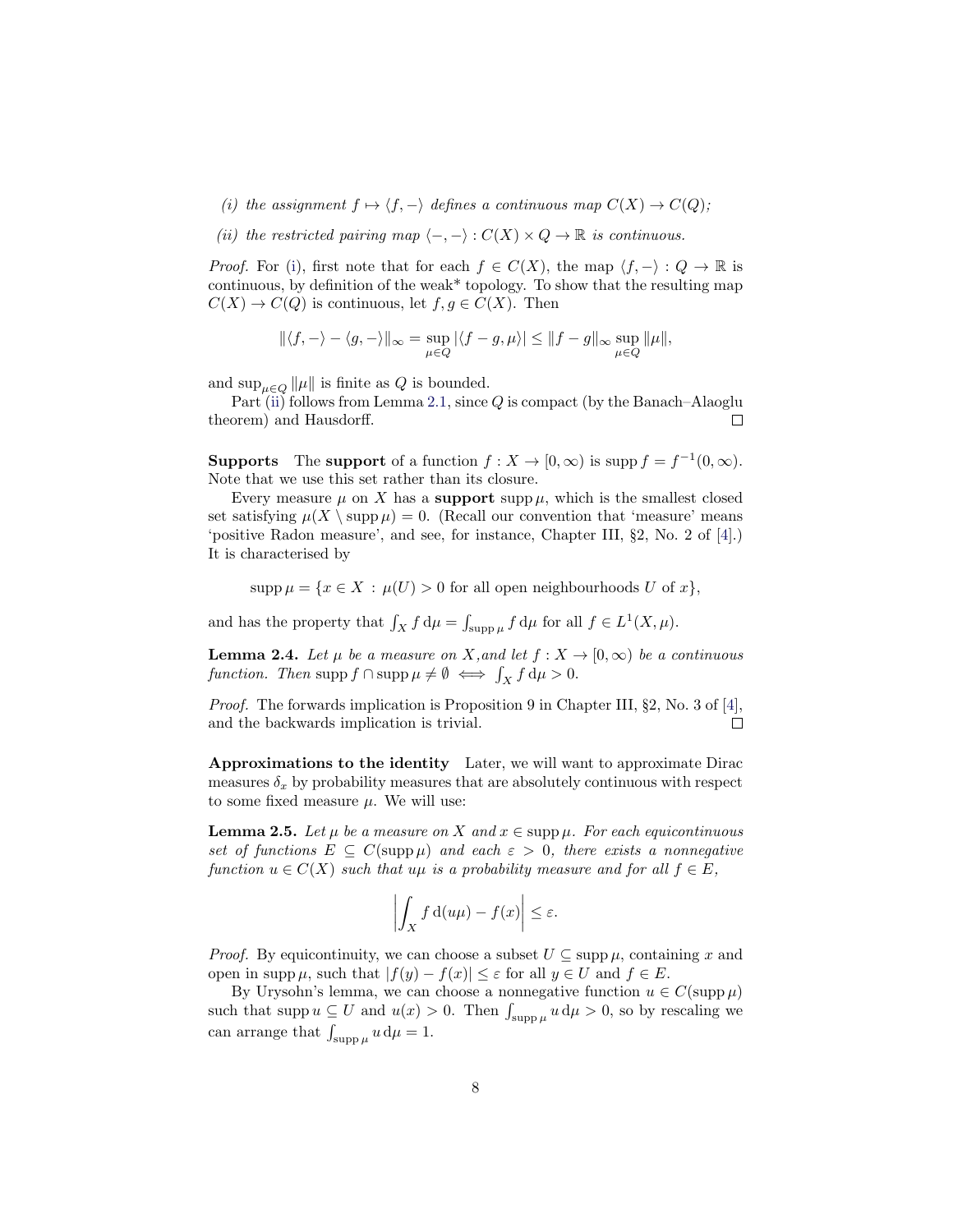*(i) the assignment $f \mapsto \langle f, - \rangle$ defines a continuous map $C(X) \to C(Q)$;*

*(ii) the restricted pairing map $\langle -, - \rangle : C(X) \times Q \to \mathbb{R}$ is continuous.*

*Proof.* For (i), first note that for each $f \in C(X)$, the map $\langle f, - \rangle : Q \to \mathbb{R}$ is continuous, by definition of the weak* topology. To show that the resulting map $C(X) \to C(Q)$ is continuous, let $f, g \in C(X)$. Then

$$\|\langle f, - \rangle - \langle g, - \rangle\|_\infty = \sup_{\mu \in Q} |\langle f - g, \mu \rangle| \leq \|f - g\|_\infty \sup_{\mu \in Q} \|\mu\|,$$

and $\sup_{\mu \in Q} \|\mu\|$ is finite as $Q$ is bounded.

Part (ii) follows from Lemma 2.1, since $Q$ is compact (by the Banach–Alaoglu theorem) and Hausdorff. □

**Supports** The **support** of a function $f : X \to [0, \infty)$ is $\operatorname{supp} f = f^{-1}(0, \infty)$. Note that we use this set rather than its closure.

Every measure $\mu$ on $X$ has a **support** $\operatorname{supp} \mu$, which is the smallest closed set satisfying $\mu(X \setminus \operatorname{supp} \mu) = 0$. (Recall our convention that 'measure' means 'positive Radon measure', and see, for instance, Chapter III, §2, No. 2 of [4].) It is characterised by

$$\operatorname{supp} \mu = \{x \in X \,:\, \mu(U) > 0 \text{ for all open neighbourhoods } U \text{ of } x\},$$

and has the property that $\int_X f \, \mathrm{d}\mu = \int_{\operatorname{supp} \mu} f \, \mathrm{d}\mu$ for all $f \in L^1(X, \mu)$.

**Lemma 2.4.** *Let $\mu$ be a measure on $X$, and let $f : X \to [0, \infty)$ be a continuous function. Then $\operatorname{supp} f \cap \operatorname{supp} \mu \neq \emptyset \iff \int_X f \, \mathrm{d}\mu > 0$.*

*Proof.* The forwards implication is Proposition 9 in Chapter III, §2, No. 3 of [4], and the backwards implication is trivial. □

**Approximations to the identity** Later, we will want to approximate Dirac measures $\delta_x$ by probability measures that are absolutely continuous with respect to some fixed measure $\mu$. We will use:

**Lemma 2.5.** *Let $\mu$ be a measure on $X$ and $x \in \operatorname{supp} \mu$. For each equicontinuous set of functions $E \subseteq C(\operatorname{supp} \mu)$ and each $\varepsilon > 0$, there exists a nonnegative function $u \in C(X)$ such that $u\mu$ is a probability measure and for all $f \in E$,*

$$\left| \int_X f \, \mathrm{d}(u\mu) - f(x) \right| \leq \varepsilon.$$

*Proof.* By equicontinuity, we can choose a subset $U \subseteq \operatorname{supp} \mu$, containing $x$ and open in $\operatorname{supp} \mu$, such that $|f(y) - f(x)| \leq \varepsilon$ for all $y \in U$ and $f \in E$.

By Urysohn's lemma, we can choose a nonnegative function $u \in C(\operatorname{supp} \mu)$ such that $\operatorname{supp} u \subseteq U$ and $u(x) > 0$. Then $\int_{\operatorname{supp} \mu} u \, \mathrm{d}\mu > 0$, so by rescaling we can arrange that $\int_{\operatorname{supp} \mu} u \, \mathrm{d}\mu = 1$.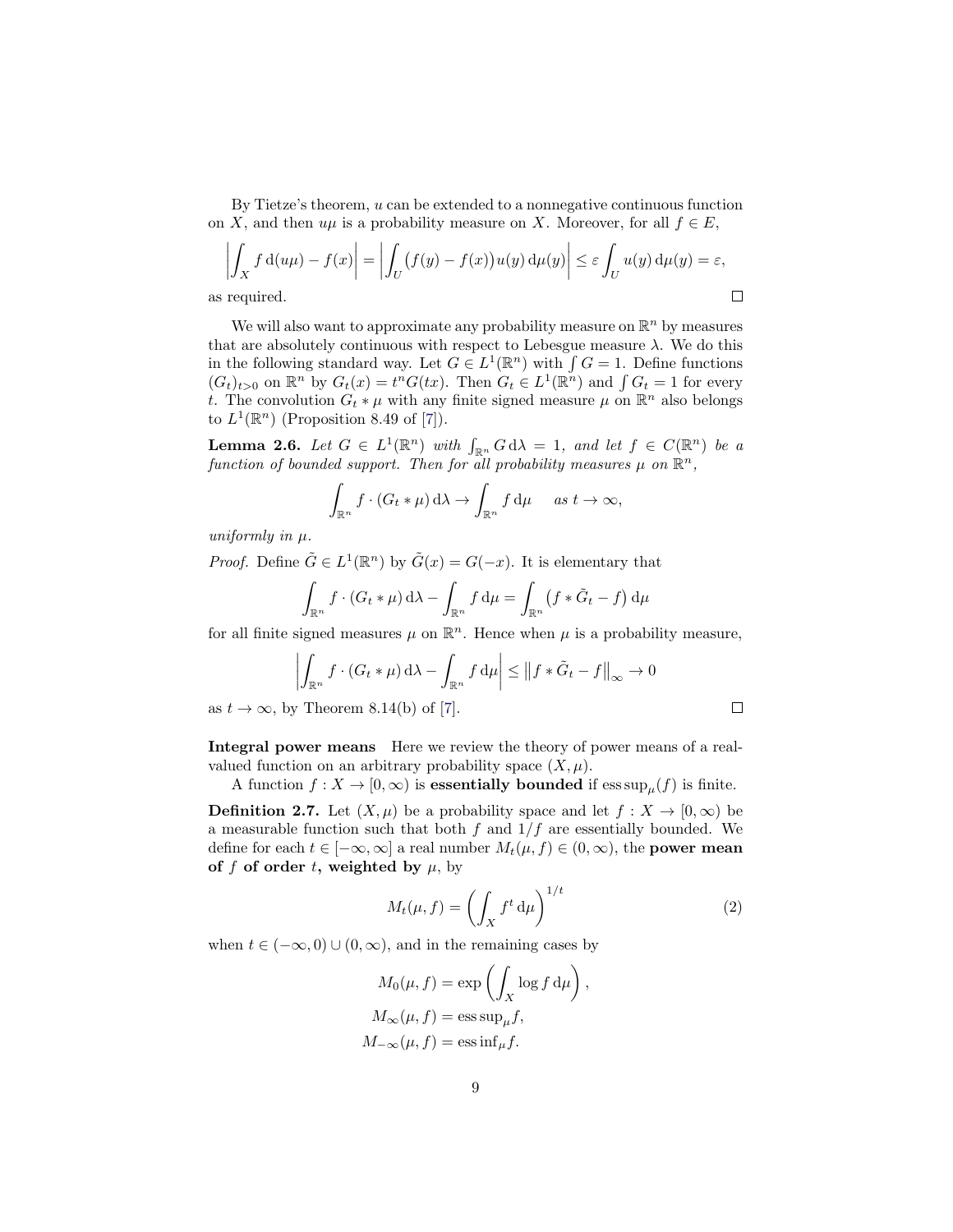By Tietze's theorem, $u$ can be extended to a nonnegative continuous function on $X$, and then $u\mu$ is a probability measure on $X$. Moreover, for all $f \in E$,

$$\left| \int_X f \,\mathrm{d}(u\mu) - f(x) \right| = \left| \int_U \big(f(y) - f(x)\big) u(y) \,\mathrm{d}\mu(y) \right| \leq \varepsilon \int_U u(y) \,\mathrm{d}\mu(y) = \varepsilon,$$

as required. □

We will also want to approximate any probability measure on $\mathbb{R}^n$ by measures that are absolutely continuous with respect to Lebesgue measure $\lambda$. We do this in the following standard way. Let $G \in L^1(\mathbb{R}^n)$ with $\int G = 1$. Define functions $(G_t)_{t>0}$ on $\mathbb{R}^n$ by $G_t(x) = t^n G(tx)$. Then $G_t \in L^1(\mathbb{R}^n)$ and $\int G_t = 1$ for every $t$. The convolution $G_t * \mu$ with any finite signed measure $\mu$ on $\mathbb{R}^n$ also belongs to $L^1(\mathbb{R}^n)$ (Proposition 8.49 of [7]).

**Lemma 2.6.** *Let $G \in L^1(\mathbb{R}^n)$ with $\int_{\mathbb{R}^n} G \,\mathrm{d}\lambda = 1$, and let $f \in C(\mathbb{R}^n)$ be a function of bounded support. Then for all probability measures $\mu$ on $\mathbb{R}^n$,*

$$\int_{\mathbb{R}^n} f \cdot (G_t * \mu) \,\mathrm{d}\lambda \to \int_{\mathbb{R}^n} f \,\mathrm{d}\mu \quad \text{as } t \to \infty,$$

*uniformly in $\mu$.*

*Proof.* Define $\tilde{G} \in L^1(\mathbb{R}^n)$ by $\tilde{G}(x) = G(-x)$. It is elementary that

$$\int_{\mathbb{R}^n} f \cdot (G_t * \mu) \,\mathrm{d}\lambda - \int_{\mathbb{R}^n} f \,\mathrm{d}\mu = \int_{\mathbb{R}^n} \big(f * \tilde{G}_t - f\big) \,\mathrm{d}\mu$$

for all finite signed measures $\mu$ on $\mathbb{R}^n$. Hence when $\mu$ is a probability measure,

$$\left| \int_{\mathbb{R}^n} f \cdot (G_t * \mu) \,\mathrm{d}\lambda - \int_{\mathbb{R}^n} f \,\mathrm{d}\mu \right| \leq \big\| f * \tilde{G}_t - f \big\|_\infty \to 0$$

as $t \to \infty$, by Theorem 8.14(b) of [7]. □

**Integral power means** Here we review the theory of power means of a real-valued function on an arbitrary probability space $(X, \mu)$.

A function $f : X \to [0, \infty)$ is **essentially bounded** if $\operatorname{ess\,sup}_\mu(f)$ is finite.

**Definition 2.7.** Let $(X, \mu)$ be a probability space and let $f : X \to [0, \infty)$ be a measurable function such that both $f$ and $1/f$ are essentially bounded. We define for each $t \in [-\infty, \infty]$ a real number $M_t(\mu, f) \in (0, \infty)$, the **power mean of $f$ of order $t$, weighted by $\mu$**, by

$$M_t(\mu, f) = \left( \int_X f^t \,\mathrm{d}\mu \right)^{1/t} \tag{2}$$

when $t \in (-\infty, 0) \cup (0, \infty)$, and in the remaining cases by

$$\begin{aligned}
M_0(\mu, f) &= \exp\left( \int_X \log f \,\mathrm{d}\mu \right), \\
M_\infty(\mu, f) &= \operatorname{ess\,sup}_\mu f, \\
M_{-\infty}(\mu, f) &= \operatorname{ess\,inf}_\mu f.
\end{aligned}$$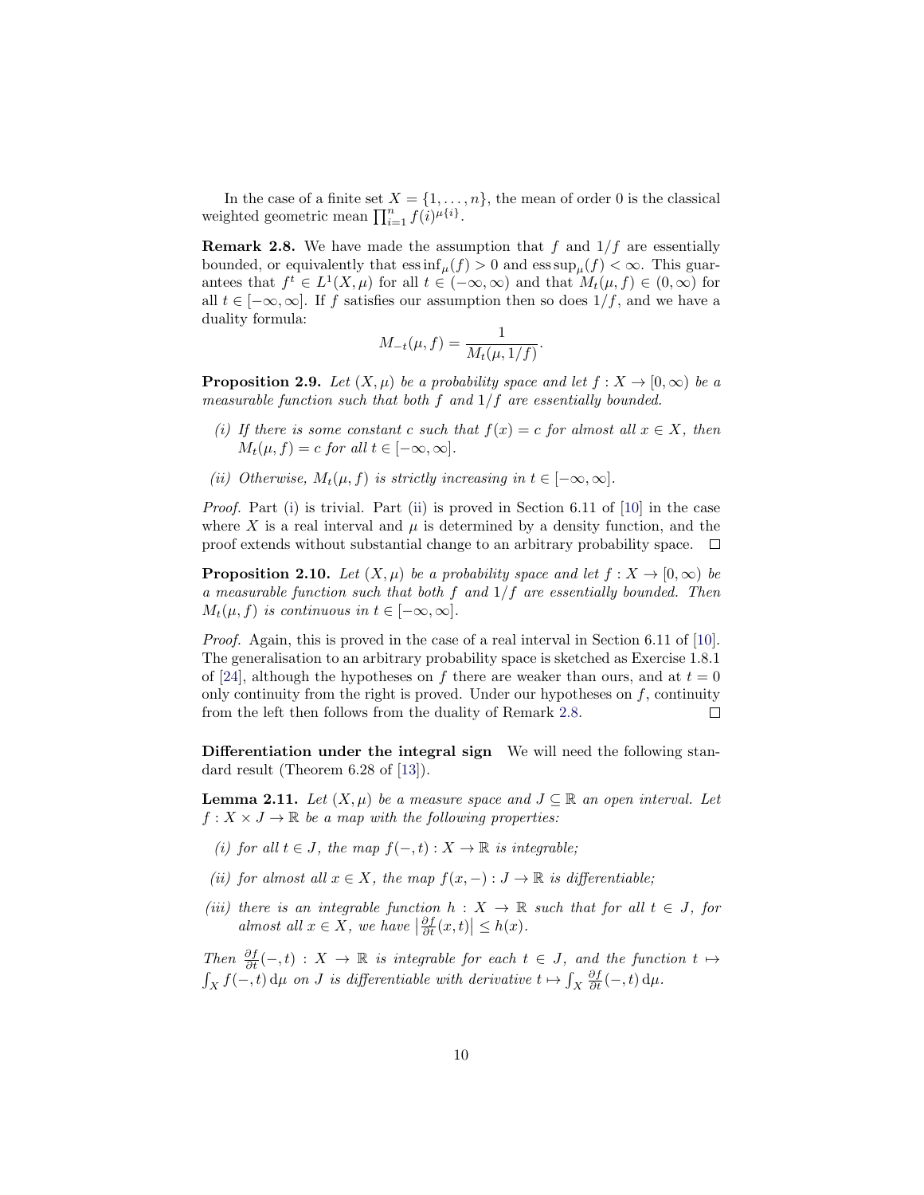In the case of a finite set $X = \{1, \ldots, n\}$, the mean of order 0 is the classical weighted geometric mean $\prod_{i=1}^{n} f(i)^{\mu\{i\}}$.

**Remark 2.8.** We have made the assumption that $f$ and $1/f$ are essentially bounded, or equivalently that $\operatorname{ess\,inf}_\mu(f) > 0$ and $\operatorname{ess\,sup}_\mu(f) < \infty$. This guarantees that $f^t \in L^1(X, \mu)$ for all $t \in (-\infty, \infty)$ and that $M_t(\mu, f) \in (0, \infty)$ for all $t \in [-\infty, \infty]$. If $f$ satisfies our assumption then so does $1/f$, and we have a duality formula:

$$M_{-t}(\mu, f) = \frac{1}{M_t(\mu, 1/f)}.$$

**Proposition 2.9.** *Let $(X, \mu)$ be a probability space and let $f : X \to [0, \infty)$ be a measurable function such that both $f$ and $1/f$ are essentially bounded.*

*(i) If there is some constant $c$ such that $f(x) = c$ for almost all $x \in X$, then $M_t(\mu, f) = c$ for all $t \in [-\infty, \infty]$.*

*(ii) Otherwise, $M_t(\mu, f)$ is strictly increasing in $t \in [-\infty, \infty]$.*

*Proof.* Part (i) is trivial. Part (ii) is proved in Section 6.11 of [10] in the case where $X$ is a real interval and $\mu$ is determined by a density function, and the proof extends without substantial change to an arbitrary probability space. □

**Proposition 2.10.** *Let $(X, \mu)$ be a probability space and let $f : X \to [0, \infty)$ be a measurable function such that both $f$ and $1/f$ are essentially bounded. Then $M_t(\mu, f)$ is continuous in $t \in [-\infty, \infty]$.*

*Proof.* Again, this is proved in the case of a real interval in Section 6.11 of [10]. The generalisation to an arbitrary probability space is sketched as Exercise 1.8.1 of [24], although the hypotheses on $f$ there are weaker than ours, and at $t = 0$ only continuity from the right is proved. Under our hypotheses on $f$, continuity from the left then follows from the duality of Remark 2.8. □

**Differentiation under the integral sign** We will need the following standard result (Theorem 6.28 of [13]).

**Lemma 2.11.** *Let $(X, \mu)$ be a measure space and $J \subseteq \mathbb{R}$ an open interval. Let $f : X \times J \to \mathbb{R}$ be a map with the following properties:*

*(i) for all $t \in J$, the map $f(-, t) : X \to \mathbb{R}$ is integrable;*

*(ii) for almost all $x \in X$, the map $f(x, -) : J \to \mathbb{R}$ is differentiable;*

*(iii) there is an integrable function $h : X \to \mathbb{R}$ such that for all $t \in J$, for almost all $x \in X$, we have $\left|\frac{\partial f}{\partial t}(x, t)\right| \leq h(x)$.*

*Then $\frac{\partial f}{\partial t}(-, t) : X \to \mathbb{R}$ is integrable for each $t \in J$, and the function $t \mapsto \int_X f(-, t)\, \mathrm{d}\mu$ on $J$ is differentiable with derivative $t \mapsto \int_X \frac{\partial f}{\partial t}(-, t)\, \mathrm{d}\mu$.*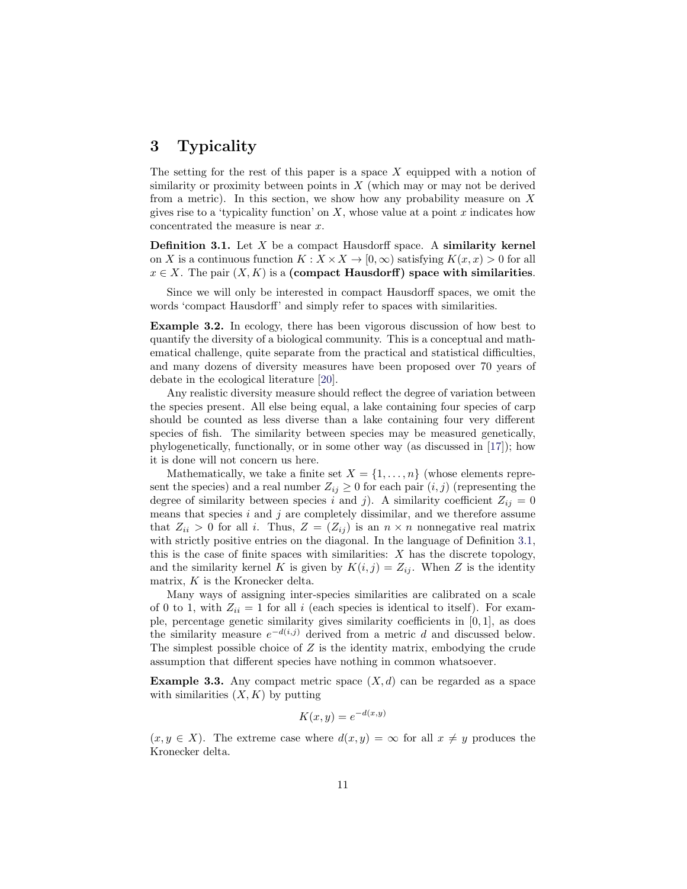# 3 Typicality

The setting for the rest of this paper is a space $X$ equipped with a notion of similarity or proximity between points in $X$ (which may or may not be derived from a metric). In this section, we show how any probability measure on $X$ gives rise to a 'typicality function' on $X$, whose value at a point $x$ indicates how concentrated the measure is near $x$.

**Definition 3.1.** Let $X$ be a compact Hausdorff space. A **similarity kernel** on $X$ is a continuous function $K : X \times X \to [0, \infty)$ satisfying $K(x, x) > 0$ for all $x \in X$. The pair $(X, K)$ is a **(compact Hausdorff) space with similarities**.

Since we will only be interested in compact Hausdorff spaces, we omit the words 'compact Hausdorff' and simply refer to spaces with similarities.

**Example 3.2.** In ecology, there has been vigorous discussion of how best to quantify the diversity of a biological community. This is a conceptual and mathematical challenge, quite separate from the practical and statistical difficulties, and many dozens of diversity measures have been proposed over 70 years of debate in the ecological literature [20].

Any realistic diversity measure should reflect the degree of variation between the species present. All else being equal, a lake containing four species of carp should be counted as less diverse than a lake containing four very different species of fish. The similarity between species may be measured genetically, phylogenetically, functionally, or in some other way (as discussed in [17]); how it is done will not concern us here.

Mathematically, we take a finite set $X = \{1, \ldots, n\}$ (whose elements represent the species) and a real number $Z_{ij} \geq 0$ for each pair $(i, j)$ (representing the degree of similarity between species $i$ and $j$). A similarity coefficient $Z_{ij} = 0$ means that species $i$ and $j$ are completely dissimilar, and we therefore assume that $Z_{ii} > 0$ for all $i$. Thus, $Z = (Z_{ij})$ is an $n \times n$ nonnegative real matrix with strictly positive entries on the diagonal. In the language of Definition 3.1, this is the case of finite spaces with similarities: $X$ has the discrete topology, and the similarity kernel $K$ is given by $K(i, j) = Z_{ij}$. When $Z$ is the identity matrix, $K$ is the Kronecker delta.

Many ways of assigning inter-species similarities are calibrated on a scale of 0 to 1, with $Z_{ii} = 1$ for all $i$ (each species is identical to itself). For example, percentage genetic similarity gives similarity coefficients in $[0, 1]$, as does the similarity measure $e^{-d(i,j)}$ derived from a metric $d$ and discussed below. The simplest possible choice of $Z$ is the identity matrix, embodying the crude assumption that different species have nothing in common whatsoever.

**Example 3.3.** Any compact metric space $(X, d)$ can be regarded as a space with similarities $(X, K)$ by putting

$$K(x, y) = e^{-d(x,y)}$$

$(x, y \in X)$. The extreme case where $d(x, y) = \infty$ for all $x \neq y$ produces the Kronecker delta.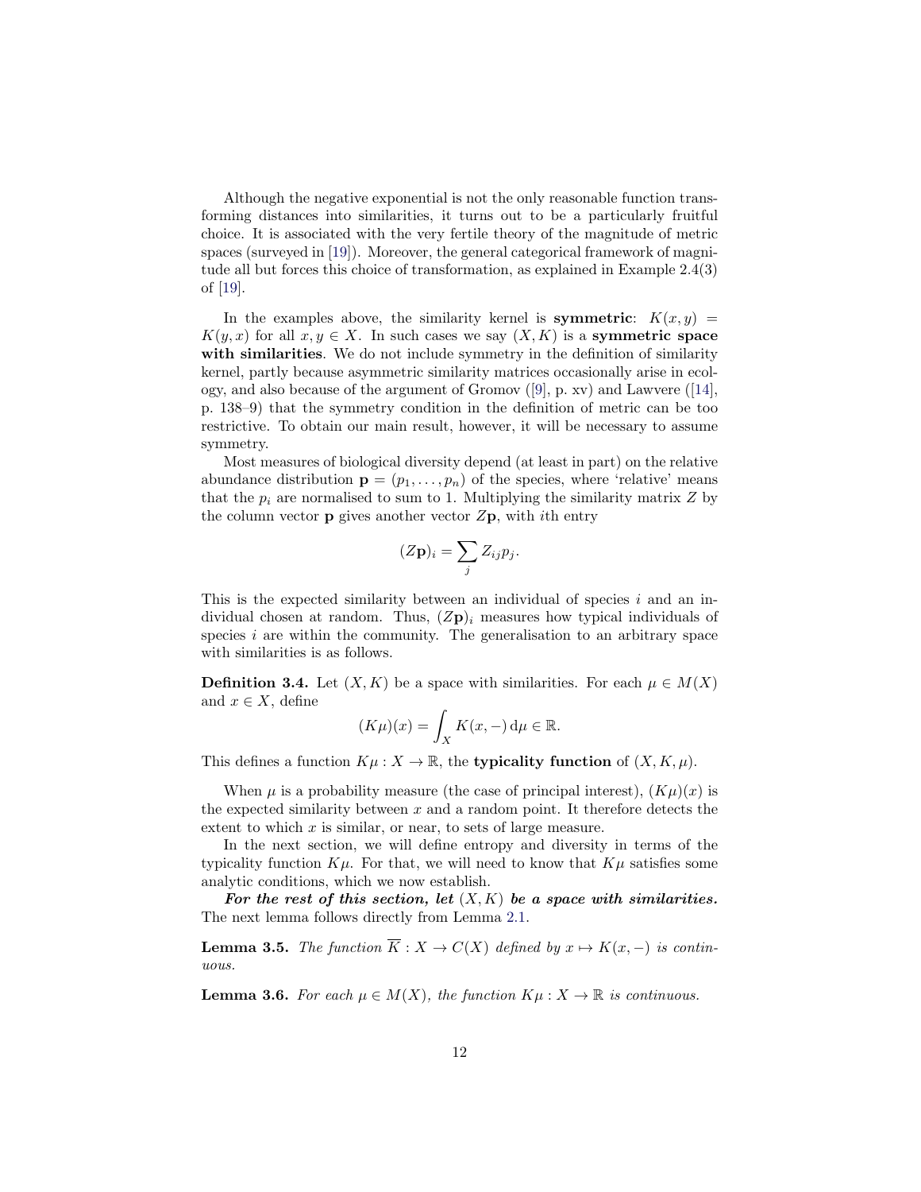Although the negative exponential is not the only reasonable function transforming distances into similarities, it turns out to be a particularly fruitful choice. It is associated with the very fertile theory of the magnitude of metric spaces (surveyed in [19]). Moreover, the general categorical framework of magnitude all but forces this choice of transformation, as explained in Example 2.4(3) of [19].

In the examples above, the similarity kernel is **symmetric**: $K(x, y) = K(y, x)$ for all $x, y \in X$. In such cases we say $(X, K)$ is a **symmetric space with similarities**. We do not include symmetry in the definition of similarity kernel, partly because asymmetric similarity matrices occasionally arise in ecology, and also because of the argument of Gromov ([9], p. xv) and Lawvere ([14], p. 138–9) that the symmetry condition in the definition of metric can be too restrictive. To obtain our main result, however, it will be necessary to assume symmetry.

Most measures of biological diversity depend (at least in part) on the relative abundance distribution $\mathbf{p} = (p_1, \ldots, p_n)$ of the species, where 'relative' means that the $p_i$ are normalised to sum to 1. Multiplying the similarity matrix $Z$ by the column vector $\mathbf{p}$ gives another vector $Z\mathbf{p}$, with $i$th entry

$$(Z\mathbf{p})_i = \sum_j Z_{ij} p_j.$$

This is the expected similarity between an individual of species $i$ and an individual chosen at random. Thus, $(Z\mathbf{p})_i$ measures how typical individuals of species $i$ are within the community. The generalisation to an arbitrary space with similarities is as follows.

**Definition 3.4.** Let $(X, K)$ be a space with similarities. For each $\mu \in M(X)$ and $x \in X$, define

$$(K\mu)(x) = \int_X K(x, -) \, \mathrm{d}\mu \in \mathbb{R}.$$

This defines a function $K\mu : X \to \mathbb{R}$, the **typicality function** of $(X, K, \mu)$.

When $\mu$ is a probability measure (the case of principal interest), $(K\mu)(x)$ is the expected similarity between $x$ and a random point. It therefore detects the extent to which $x$ is similar, or near, to sets of large measure.

In the next section, we will define entropy and diversity in terms of the typicality function $K\mu$. For that, we will need to know that $K\mu$ satisfies some analytic conditions, which we now establish.

***For the rest of this section, let $(X, K)$ be a space with similarities.*** The next lemma follows directly from Lemma 2.1.

**Lemma 3.5.** *The function $\overline{K} : X \to C(X)$ defined by $x \mapsto K(x, -)$ is continuous.*

**Lemma 3.6.** *For each $\mu \in M(X)$, the function $K\mu : X \to \mathbb{R}$ is continuous.*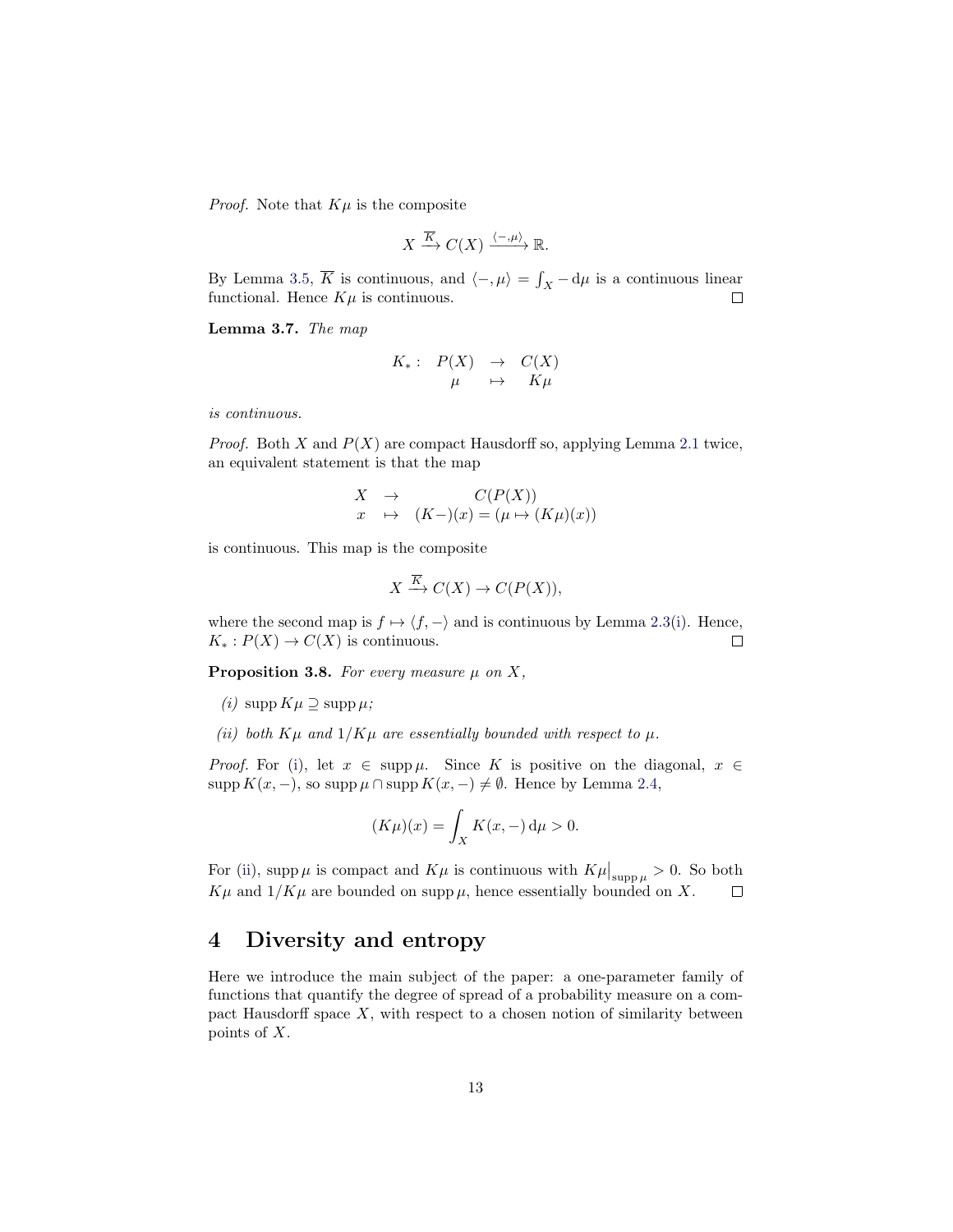*Proof.* Note that $K\mu$ is the composite

$$X \xrightarrow{\overline{K}} C(X) \xrightarrow{\langle -, \mu \rangle} \mathbb{R}.$$

By Lemma 3.5, $\overline{K}$ is continuous, and $\langle -, \mu \rangle = \int_X - \, \mathrm{d}\mu$ is a continuous linear functional. Hence $K\mu$ is continuous. □

**Lemma 3.7.** *The map*

$$\begin{array}{rccc} K_* : & P(X) & \to & C(X) \\ & \mu & \mapsto & K\mu \end{array}$$

*is continuous.*

*Proof.* Both $X$ and $P(X)$ are compact Hausdorff so, applying Lemma 2.1 twice, an equivalent statement is that the map

$$\begin{array}{rcc} X & \to & C(P(X)) \\ x & \mapsto & (K-)(x) = (\mu \mapsto (K\mu)(x)) \end{array}$$

is continuous. This map is the composite

$$X \xrightarrow{\overline{K}} C(X) \to C(P(X)),$$

where the second map is $f \mapsto \langle f, - \rangle$ and is continuous by Lemma 2.3(i). Hence, $K_* : P(X) \to C(X)$ is continuous. □

**Proposition 3.8.** *For every measure $\mu$ on $X$,*

*(i)* $\operatorname{supp} K\mu \supseteq \operatorname{supp} \mu$*;*

*(ii) both $K\mu$ and $1/K\mu$ are essentially bounded with respect to $\mu$.*

*Proof.* For (i), let $x \in \operatorname{supp} \mu$. Since $K$ is positive on the diagonal, $x \in \operatorname{supp} K(x, -)$, so $\operatorname{supp} \mu \cap \operatorname{supp} K(x, -) \neq \emptyset$. Hence by Lemma 2.4,

$$(K\mu)(x) = \int_X K(x, -) \, \mathrm{d}\mu > 0.$$

For (ii), $\operatorname{supp} \mu$ is compact and $K\mu$ is continuous with $K\mu\big|_{\operatorname{supp} \mu} > 0$. So both $K\mu$ and $1/K\mu$ are bounded on $\operatorname{supp} \mu$, hence essentially bounded on $X$. □

# 4 Diversity and entropy

Here we introduce the main subject of the paper: a one-parameter family of functions that quantify the degree of spread of a probability measure on a compact Hausdorff space $X$, with respect to a chosen notion of similarity between points of $X$.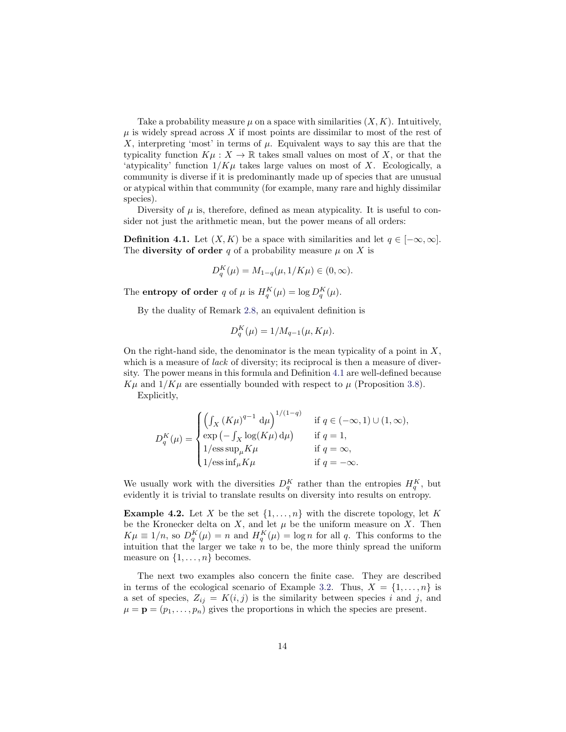Take a probability measure $\mu$ on a space with similarities $(X, K)$. Intuitively, $\mu$ is widely spread across $X$ if most points are dissimilar to most of the rest of $X$, interpreting 'most' in terms of $\mu$. Equivalent ways to say this are that the typicality function $K\mu : X \to \mathbb{R}$ takes small values on most of $X$, or that the 'atypicality' function $1/K\mu$ takes large values on most of $X$. Ecologically, a community is diverse if it is predominantly made up of species that are unusual or atypical within that community (for example, many rare and highly dissimilar species).

Diversity of $\mu$ is, therefore, defined as mean atypicality. It is useful to consider not just the arithmetic mean, but the power means of all orders:

**Definition 4.1.** Let $(X, K)$ be a space with similarities and let $q \in [-\infty, \infty]$. The **diversity of order** $q$ of a probability measure $\mu$ on $X$ is

$$D_q^K(\mu) = M_{1-q}(\mu, 1/K\mu) \in (0, \infty).$$

The **entropy of order** $q$ of $\mu$ is $H_q^K(\mu) = \log D_q^K(\mu)$.

By the duality of Remark 2.8, an equivalent definition is

$$D_q^K(\mu) = 1/M_{q-1}(\mu, K\mu).$$

On the right-hand side, the denominator is the mean typicality of a point in $X$, which is a measure of *lack* of diversity; its reciprocal is then a measure of diversity. The power means in this formula and Definition 4.1 are well-defined because $K\mu$ and $1/K\mu$ are essentially bounded with respect to $\mu$ (Proposition 3.8).

Explicitly,

$$D_q^K(\mu) = \begin{cases} \left(\int_X (K\mu)^{q-1} \, \mathrm{d}\mu\right)^{1/(1-q)} & \text{if } q \in (-\infty, 1) \cup (1, \infty), \\ \exp\left(-\int_X \log(K\mu) \, \mathrm{d}\mu\right) & \text{if } q = 1, \\ 1/\operatorname{ess\,sup}_\mu K\mu & \text{if } q = \infty, \\ 1/\operatorname{ess\,inf}_\mu K\mu & \text{if } q = -\infty. \end{cases}$$

We usually work with the diversities $D_q^K$ rather than the entropies $H_q^K$, but evidently it is trivial to translate results on diversity into results on entropy.

**Example 4.2.** Let $X$ be the set $\{1, \ldots, n\}$ with the discrete topology, let $K$ be the Kronecker delta on $X$, and let $\mu$ be the uniform measure on $X$. Then $K\mu \equiv 1/n$, so $D_q^K(\mu) = n$ and $H_q^K(\mu) = \log n$ for all $q$. This conforms to the intuition that the larger we take $n$ to be, the more thinly spread the uniform measure on $\{1, \ldots, n\}$ becomes.

The next two examples also concern the finite case. They are described in terms of the ecological scenario of Example 3.2. Thus, $X = \{1, \ldots, n\}$ is a set of species, $Z_{ij} = K(i, j)$ is the similarity between species $i$ and $j$, and $\mu = \mathbf{p} = (p_1, \ldots, p_n)$ gives the proportions in which the species are present.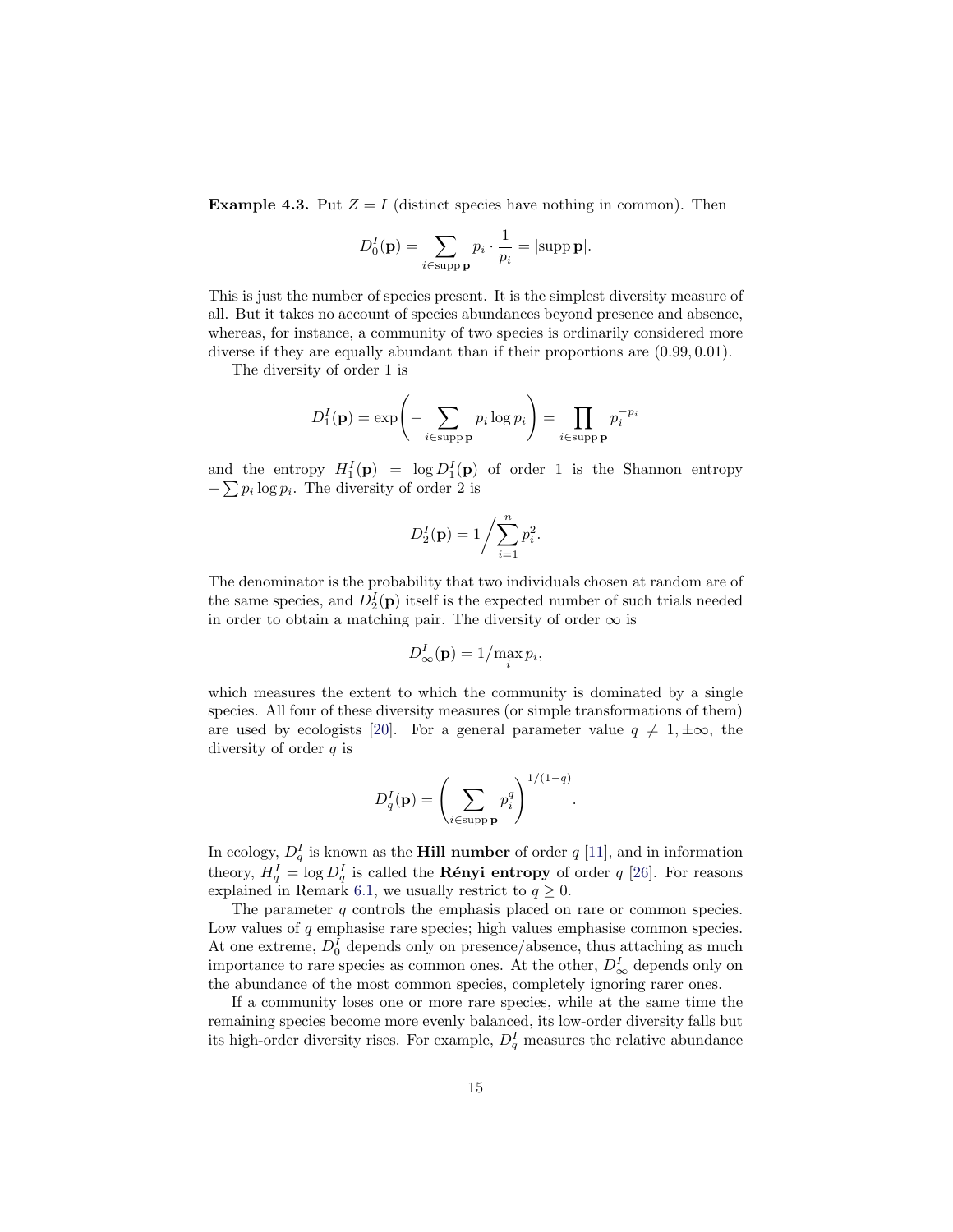**Example 4.3.** Put $Z = I$ (distinct species have nothing in common). Then

$$D_0^I(\mathbf{p}) = \sum_{i \in \operatorname{supp} \mathbf{p}} p_i \cdot \frac{1}{p_i} = |\operatorname{supp} \mathbf{p}|.$$

This is just the number of species present. It is the simplest diversity measure of all. But it takes no account of species abundances beyond presence and absence, whereas, for instance, a community of two species is ordinarily considered more diverse if they are equally abundant than if their proportions are $(0.99, 0.01)$.

The diversity of order 1 is

$$D_1^I(\mathbf{p}) = \exp\left( - \sum_{i \in \operatorname{supp} \mathbf{p}} p_i \log p_i \right) = \prod_{i \in \operatorname{supp} \mathbf{p}} p_i^{-p_i}$$

and the entropy $H_1^I(\mathbf{p}) = \log D_1^I(\mathbf{p})$ of order 1 is the Shannon entropy $-\sum p_i \log p_i$. The diversity of order 2 is

$$D_2^I(\mathbf{p}) = 1 \Big/ \sum_{i=1}^n p_i^2.$$

The denominator is the probability that two individuals chosen at random are of the same species, and $D_2^I(\mathbf{p})$ itself is the expected number of such trials needed in order to obtain a matching pair. The diversity of order $\infty$ is

$$D_\infty^I(\mathbf{p}) = 1 \big/ \max_i p_i,$$

which measures the extent to which the community is dominated by a single species. All four of these diversity measures (or simple transformations of them) are used by ecologists [20]. For a general parameter value $q \neq 1, \pm\infty$, the diversity of order $q$ is

$$D_q^I(\mathbf{p}) = \left( \sum_{i \in \operatorname{supp} \mathbf{p}} p_i^q \right)^{1/(1-q)}.$$

In ecology, $D_q^I$ is known as the **Hill number** of order $q$ [11], and in information theory, $H_q^I = \log D_q^I$ is called the **Rényi entropy** of order $q$ [26]. For reasons explained in Remark 6.1, we usually restrict to $q \geq 0$.

The parameter $q$ controls the emphasis placed on rare or common species. Low values of $q$ emphasise rare species; high values emphasise common species. At one extreme, $D_0^I$ depends only on presence/absence, thus attaching as much importance to rare species as common ones. At the other, $D_\infty^I$ depends only on the abundance of the most common species, completely ignoring rarer ones.

If a community loses one or more rare species, while at the same time the remaining species become more evenly balanced, its low-order diversity falls but its high-order diversity rises. For example, $D_q^I$ measures the relative abundance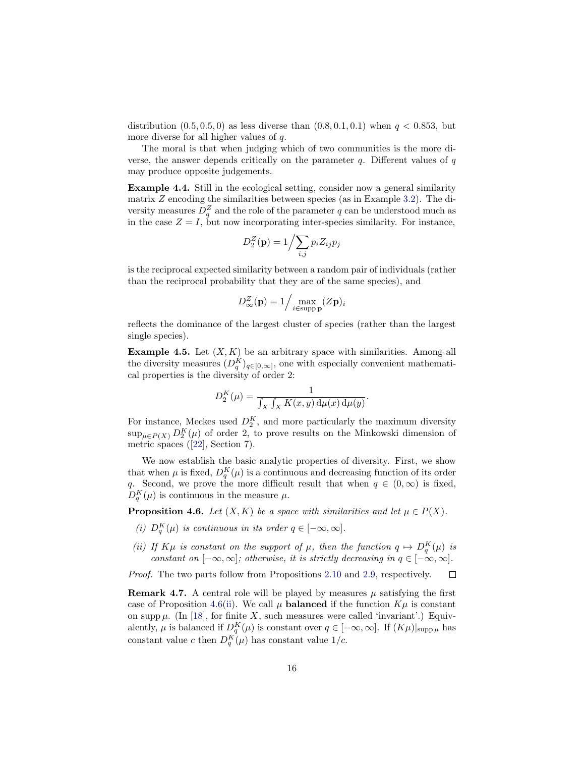distribution $(0.5, 0.5, 0)$ as less diverse than $(0.8, 0.1, 0.1)$ when $q < 0.853$, but more diverse for all higher values of $q$.

The moral is that when judging which of two communities is the more diverse, the answer depends critically on the parameter $q$. Different values of $q$ may produce opposite judgements.

**Example 4.4.** Still in the ecological setting, consider now a general similarity matrix $Z$ encoding the similarities between species (as in Example 3.2). The diversity measures $D_q^Z$ and the role of the parameter $q$ can be understood much as in the case $Z = I$, but now incorporating inter-species similarity. For instance,

$$D_2^Z(\mathbf{p}) = 1 \Big/ \sum_{i,j} p_i Z_{ij} p_j$$

is the reciprocal expected similarity between a random pair of individuals (rather than the reciprocal probability that they are of the same species), and

$$D_\infty^Z(\mathbf{p}) = 1 \Big/ \max_{i \in \operatorname{supp} \mathbf{p}} (Z\mathbf{p})_i$$

reflects the dominance of the largest cluster of species (rather than the largest single species).

**Example 4.5.** Let $(X, K)$ be an arbitrary space with similarities. Among all the diversity measures $(D_q^K)_{q \in [0,\infty]}$, one with especially convenient mathematical properties is the diversity of order 2:

$$D_2^K(\mu) = \frac{1}{\int_X \int_X K(x, y) \, \mathrm{d}\mu(x) \, \mathrm{d}\mu(y)}.$$

For instance, Meckes used $D_2^K$, and more particularly the maximum diversity $\sup_{\mu \in P(X)} D_2^K(\mu)$ of order 2, to prove results on the Minkowski dimension of metric spaces ([22], Section 7).

We now establish the basic analytic properties of diversity. First, we show that when $\mu$ is fixed, $D_q^K(\mu)$ is a continuous and decreasing function of its order $q$. Second, we prove the more difficult result that when $q \in (0, \infty)$ is fixed, $D_q^K(\mu)$ is continuous in the measure $\mu$.

**Proposition 4.6.** *Let $(X, K)$ be a space with similarities and let $\mu \in P(X)$.*

*(i) $D_q^K(\mu)$ is continuous in its order $q \in [-\infty, \infty]$.*

*(ii) If $K\mu$ is constant on the support of $\mu$, then the function $q \mapsto D_q^K(\mu)$ is constant on $[-\infty, \infty]$; otherwise, it is strictly decreasing in $q \in [-\infty, \infty]$.*

*Proof.* The two parts follow from Propositions 2.10 and 2.9, respectively. □

**Remark 4.7.** A central role will be played by measures $\mu$ satisfying the first case of Proposition 4.6(ii). We call $\mu$ **balanced** if the function $K\mu$ is constant on $\operatorname{supp} \mu$. (In [18], for finite $X$, such measures were called 'invariant'.) Equivalently, $\mu$ is balanced if $D_q^K(\mu)$ is constant over $q \in [-\infty, \infty]$. If $(K\mu)|_{\operatorname{supp} \mu}$ has constant value $c$ then $D_q^K(\mu)$ has constant value $1/c$.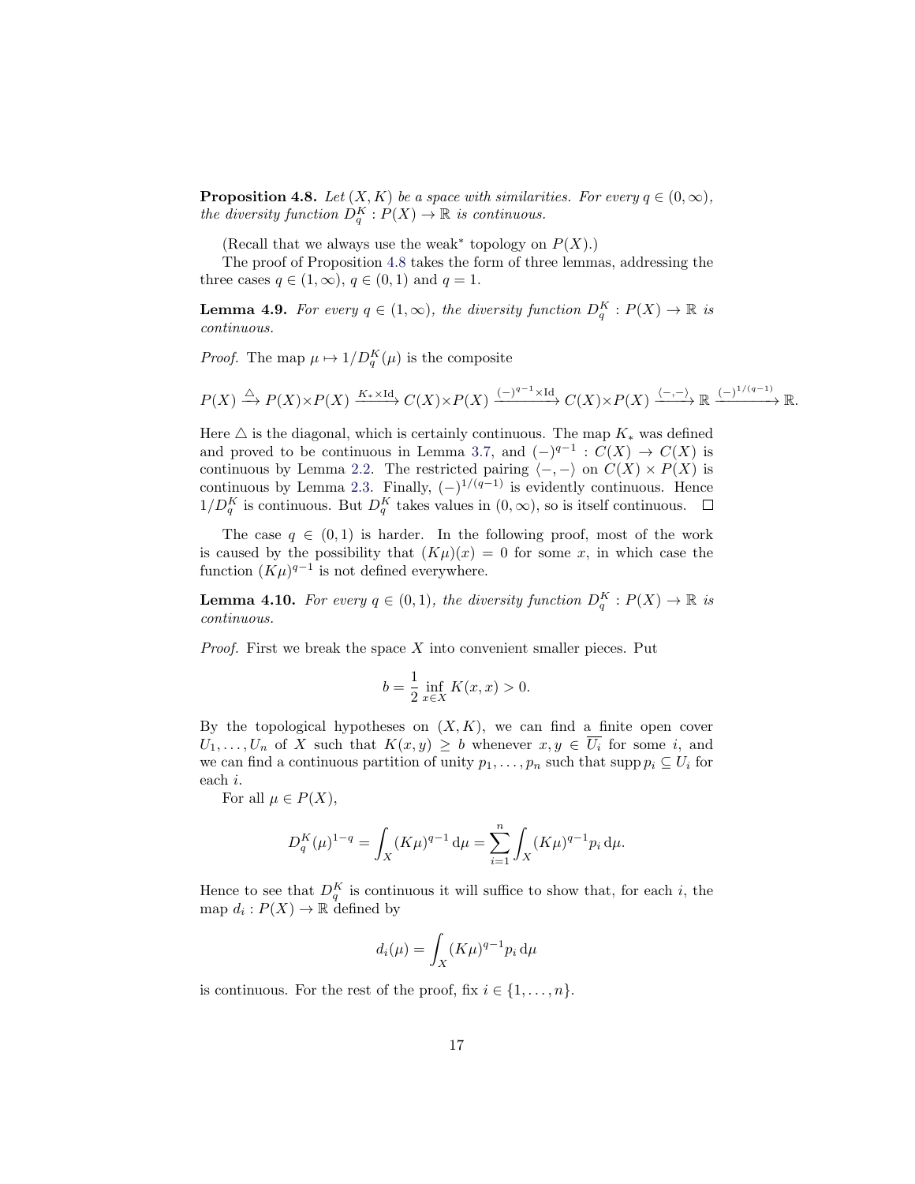**Proposition 4.8.** *Let $(X, K)$ be a space with similarities. For every $q \in (0, \infty)$, the diversity function $D_q^K : P(X) \to \mathbb{R}$ is continuous.*

(Recall that we always use the weak* topology on $P(X)$.)

The proof of Proposition 4.8 takes the form of three lemmas, addressing the three cases $q \in (1, \infty)$, $q \in (0, 1)$ and $q = 1$.

**Lemma 4.9.** *For every $q \in (1, \infty)$, the diversity function $D_q^K : P(X) \to \mathbb{R}$ is continuous.*

*Proof.* The map $\mu \mapsto 1/D_q^K(\mu)$ is the composite

$$P(X) \xrightarrow{\triangle} P(X) \times P(X) \xrightarrow{K_* \times \mathrm{Id}} C(X) \times P(X) \xrightarrow{(-)^{q-1} \times \mathrm{Id}} C(X) \times P(X) \xrightarrow{\langle -, - \rangle} \mathbb{R} \xrightarrow{(-)^{1/(q-1)}} \mathbb{R}.$$

Here $\triangle$ is the diagonal, which is certainly continuous. The map $K_*$ was defined and proved to be continuous in Lemma 3.7, and $(-)^{q-1} : C(X) \to C(X)$ is continuous by Lemma 2.2. The restricted pairing $\langle -, - \rangle$ on $C(X) \times P(X)$ is continuous by Lemma 2.3. Finally, $(-)^{1/(q-1)}$ is evidently continuous. Hence $1/D_q^K$ is continuous. But $D_q^K$ takes values in $(0, \infty)$, so is itself continuous. $\square$

The case $q \in (0, 1)$ is harder. In the following proof, most of the work is caused by the possibility that $(K\mu)(x) = 0$ for some $x$, in which case the function $(K\mu)^{q-1}$ is not defined everywhere.

**Lemma 4.10.** *For every $q \in (0, 1)$, the diversity function $D_q^K : P(X) \to \mathbb{R}$ is continuous.*

*Proof.* First we break the space $X$ into convenient smaller pieces. Put

$$b = \frac{1}{2} \inf_{x \in X} K(x, x) > 0.$$

By the topological hypotheses on $(X, K)$, we can find a finite open cover $U_1, \ldots, U_n$ of $X$ such that $K(x, y) \geq b$ whenever $x, y \in \overline{U_i}$ for some $i$, and we can find a continuous partition of unity $p_1, \ldots, p_n$ such that $\operatorname{supp} p_i \subseteq U_i$ for each $i$.

For all $\mu \in P(X)$,

$$D_q^K(\mu)^{1-q} = \int_X (K\mu)^{q-1} \, \mathrm{d}\mu = \sum_{i=1}^n \int_X (K\mu)^{q-1} p_i \, \mathrm{d}\mu.$$

Hence to see that $D_q^K$ is continuous it will suffice to show that, for each $i$, the map $d_i : P(X) \to \mathbb{R}$ defined by

$$d_i(\mu) = \int_X (K\mu)^{q-1} p_i \, \mathrm{d}\mu$$

is continuous. For the rest of the proof, fix $i \in \{1, \ldots, n\}$.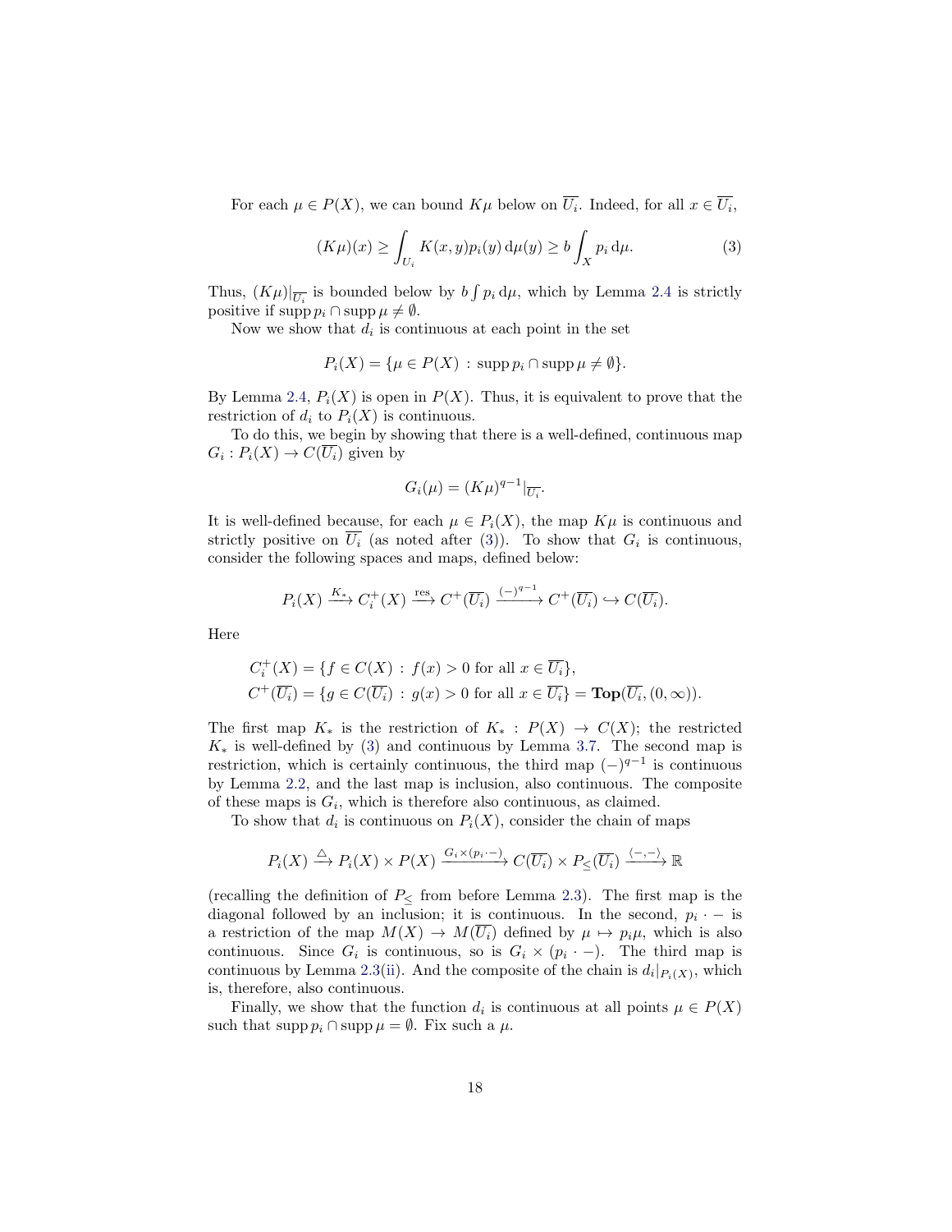For each $\mu \in P(X)$, we can bound $K\mu$ below on $\overline{U_i}$. Indeed, for all $x \in \overline{U_i}$,

$$(K\mu)(x) \geq \int_{U_i} K(x,y) p_i(y) \, \mathrm{d}\mu(y) \geq b \int_X p_i \, \mathrm{d}\mu. \tag{3}$$

Thus, $(K\mu)|_{\overline{U_i}}$ is bounded below by $b \int p_i \, \mathrm{d}\mu$, which by Lemma 2.4 is strictly positive if $\operatorname{supp} p_i \cap \operatorname{supp} \mu \neq \emptyset$.

Now we show that $d_i$ is continuous at each point in the set

$$P_i(X) = \{\mu \in P(X) \, : \, \operatorname{supp} p_i \cap \operatorname{supp} \mu \neq \emptyset\}.$$

By Lemma 2.4, $P_i(X)$ is open in $P(X)$. Thus, it is equivalent to prove that the restriction of $d_i$ to $P_i(X)$ is continuous.

To do this, we begin by showing that there is a well-defined, continuous map $G_i : P_i(X) \to C(\overline{U_i})$ given by

$$G_i(\mu) = (K\mu)^{q-1}|_{\overline{U_i}}.$$

It is well-defined because, for each $\mu \in P_i(X)$, the map $K\mu$ is continuous and strictly positive on $\overline{U_i}$ (as noted after (3)). To show that $G_i$ is continuous, consider the following spaces and maps, defined below:

$$P_i(X) \xrightarrow{K_*} C_i^+(X) \xrightarrow{\text{res}} C^+(\overline{U_i}) \xrightarrow{(-)^{q-1}} C^+(\overline{U_i}) \hookrightarrow C(\overline{U_i}).$$

Here

$$C_i^+(X) = \{f \in C(X) \, : \, f(x) > 0 \text{ for all } x \in \overline{U_i}\},$$
$$C^+(\overline{U_i}) = \{g \in C(\overline{U_i}) \, : \, g(x) > 0 \text{ for all } x \in \overline{U_i}\} = \mathbf{Top}(\overline{U_i}, (0, \infty)).$$

The first map $K_*$ is the restriction of $K_* : P(X) \to C(X)$; the restricted $K_*$ is well-defined by (3) and continuous by Lemma 3.7. The second map is restriction, which is certainly continuous, the third map $(-)^{q-1}$ is continuous by Lemma 2.2, and the last map is inclusion, also continuous. The composite of these maps is $G_i$, which is therefore also continuous, as claimed.

To show that $d_i$ is continuous on $P_i(X)$, consider the chain of maps

$$P_i(X) \xrightarrow{\triangle} P_i(X) \times P(X) \xrightarrow{G_i \times (p_i \cdot -)} C(\overline{U_i}) \times P_{\leq}(\overline{U_i}) \xrightarrow{\langle -, - \rangle} \mathbb{R}$$

(recalling the definition of $P_{\leq}$ from before Lemma 2.3). The first map is the diagonal followed by an inclusion; it is continuous. In the second, $p_i \cdot -$ is a restriction of the map $M(X) \to M(\overline{U_i})$ defined by $\mu \mapsto p_i\mu$, which is also continuous. Since $G_i$ is continuous, so is $G_i \times (p_i \cdot -)$. The third map is continuous by Lemma 2.3(ii). And the composite of the chain is $d_i|_{P_i(X)}$, which is, therefore, also continuous.

Finally, we show that the function $d_i$ is continuous at all points $\mu \in P(X)$ such that $\operatorname{supp} p_i \cap \operatorname{supp} \mu = \emptyset$. Fix such a $\mu$.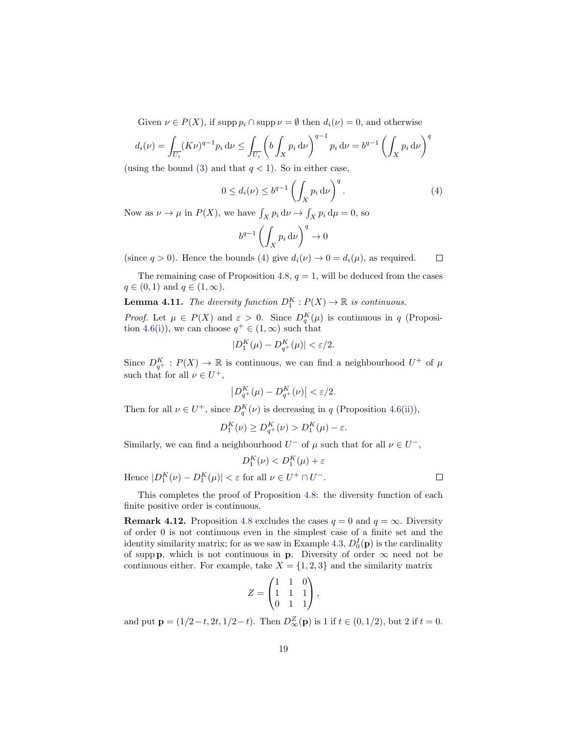Given $\nu \in P(X)$, if $\operatorname{supp} p_i \cap \operatorname{supp} \nu = \emptyset$ then $d_i(\nu) = 0$, and otherwise

$$d_i(\nu) = \int_{\overline{U_i}} (K\nu)^{q-1} p_i \, \mathrm{d}\nu \leq \int_{\overline{U_i}} \left( b \int_X p_i \, \mathrm{d}\nu \right)^{q-1} p_i \, \mathrm{d}\nu = b^{q-1} \left( \int_X p_i \, \mathrm{d}\nu \right)^q$$

(using the bound (3) and that $q < 1$). So in either case,

$$0 \leq d_i(\nu) \leq b^{q-1} \left( \int_X p_i \, \mathrm{d}\nu \right)^q. \tag{4}$$

Now as $\nu \to \mu$ in $P(X)$, we have $\int_X p_i \, \mathrm{d}\nu \to \int_X p_i \, \mathrm{d}\mu = 0$, so

$$b^{q-1} \left( \int_X p_i \, \mathrm{d}\nu \right)^q \to 0$$

(since $q > 0$). Hence the bounds (4) give $d_i(\nu) \to 0 = d_i(\mu)$, as required. □

The remaining case of Proposition 4.8, $q = 1$, will be deduced from the cases $q \in (0, 1)$ and $q \in (1, \infty)$.

**Lemma 4.11.** *The diversity function $D_1^K : P(X) \to \mathbb{R}$ is continuous.*

*Proof.* Let $\mu \in P(X)$ and $\varepsilon > 0$. Since $D_q^K(\mu)$ is continuous in $q$ (Proposition 4.6(i)), we can choose $q^+ \in (1, \infty)$ such that

$$|D_1^K(\mu) - D_{q^+}^K(\mu)| < \varepsilon/2.$$

Since $D_{q^+}^K : P(X) \to \mathbb{R}$ is continuous, we can find a neighbourhood $U^+$ of $\mu$ such that for all $\nu \in U^+$,

$$\left| D_{q^+}^K(\mu) - D_{q^+}^K(\nu) \right| < \varepsilon/2.$$

Then for all $\nu \in U^+$, since $D_q^K(\nu)$ is decreasing in $q$ (Proposition 4.6(ii)),

$$D_1^K(\nu) \geq D_{q^+}^K(\nu) > D_1^K(\mu) - \varepsilon.$$

Similarly, we can find a neighbourhood $U^-$ of $\mu$ such that for all $\nu \in U^-$,

$$D_1^K(\nu) < D_1^K(\mu) + \varepsilon$$

Hence $|D_1^K(\nu) - D_1^K(\mu)| < \varepsilon$ for all $\nu \in U^+ \cap U^-$. □

This completes the proof of Proposition 4.8: the diversity function of each finite positive order is continuous.

**Remark 4.12.** Proposition 4.8 excludes the cases $q = 0$ and $q = \infty$. Diversity of order 0 is not continuous even in the simplest case of a finite set and the identity similarity matrix; for as we saw in Example 4.3, $D_0^I(\mathbf{p})$ is the cardinality of $\operatorname{supp} \mathbf{p}$, which is not continuous in $\mathbf{p}$. Diversity of order $\infty$ need not be continuous either. For example, take $X = \{1, 2, 3\}$ and the similarity matrix

$$Z = \begin{pmatrix} 1 & 1 & 0 \\ 1 & 1 & 1 \\ 0 & 1 & 1 \end{pmatrix},$$

and put $\mathbf{p} = (1/2 - t, 2t, 1/2 - t)$. Then $D_\infty^Z(\mathbf{p})$ is 1 if $t \in (0, 1/2)$, but 2 if $t = 0$.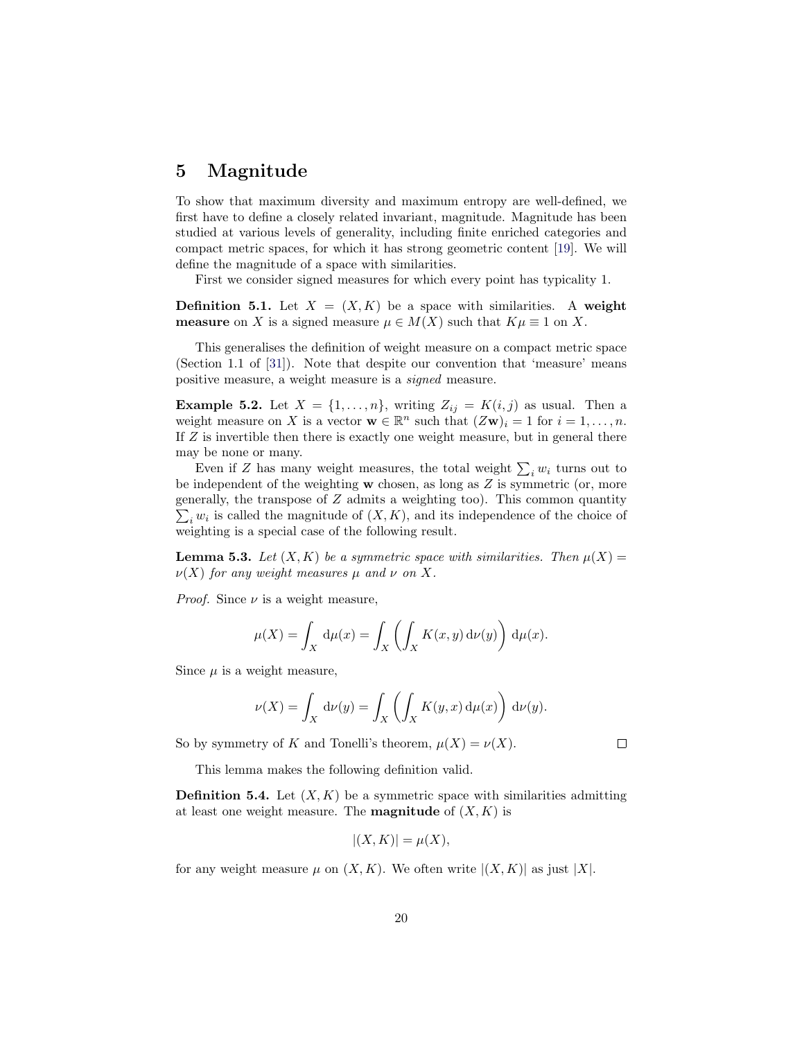# 5 Magnitude

To show that maximum diversity and maximum entropy are well-defined, we first have to define a closely related invariant, magnitude. Magnitude has been studied at various levels of generality, including finite enriched categories and compact metric spaces, for which it has strong geometric content [19]. We will define the magnitude of a space with similarities.

First we consider signed measures for which every point has typicality 1.

**Definition 5.1.** Let $X = (X, K)$ be a space with similarities. A **weight measure** on $X$ is a signed measure $\mu \in M(X)$ such that $K\mu \equiv 1$ on $X$.

This generalises the definition of weight measure on a compact metric space (Section 1.1 of [31]). Note that despite our convention that 'measure' means positive measure, a weight measure is a *signed* measure.

**Example 5.2.** Let $X = \{1, \ldots, n\}$, writing $Z_{ij} = K(i, j)$ as usual. Then a weight measure on $X$ is a vector $\mathbf{w} \in \mathbb{R}^n$ such that $(Z\mathbf{w})_i = 1$ for $i = 1, \ldots, n$. If $Z$ is invertible then there is exactly one weight measure, but in general there may be none or many.

Even if $Z$ has many weight measures, the total weight $\sum_i w_i$ turns out to be independent of the weighting $\mathbf{w}$ chosen, as long as $Z$ is symmetric (or, more generally, the transpose of $Z$ admits a weighting too). This common quantity $\sum_i w_i$ is called the magnitude of $(X, K)$, and its independence of the choice of weighting is a special case of the following result.

**Lemma 5.3.** *Let $(X, K)$ be a symmetric space with similarities. Then $\mu(X) = \nu(X)$ for any weight measures $\mu$ and $\nu$ on $X$.*

*Proof.* Since $\nu$ is a weight measure,

$$\mu(X) = \int_X \mathrm{d}\mu(x) = \int_X \left( \int_X K(x, y) \, \mathrm{d}\nu(y) \right) \mathrm{d}\mu(x).$$

Since $\mu$ is a weight measure,

$$\nu(X) = \int_X \mathrm{d}\nu(y) = \int_X \left( \int_X K(y, x) \, \mathrm{d}\mu(x) \right) \mathrm{d}\nu(y).$$

So by symmetry of $K$ and Tonelli's theorem, $\mu(X) = \nu(X)$. □

This lemma makes the following definition valid.

**Definition 5.4.** Let $(X, K)$ be a symmetric space with similarities admitting at least one weight measure. The **magnitude** of $(X, K)$ is

$$|(X, K)| = \mu(X),$$

for any weight measure $\mu$ on $(X, K)$. We often write $|(X, K)|$ as just $|X|$.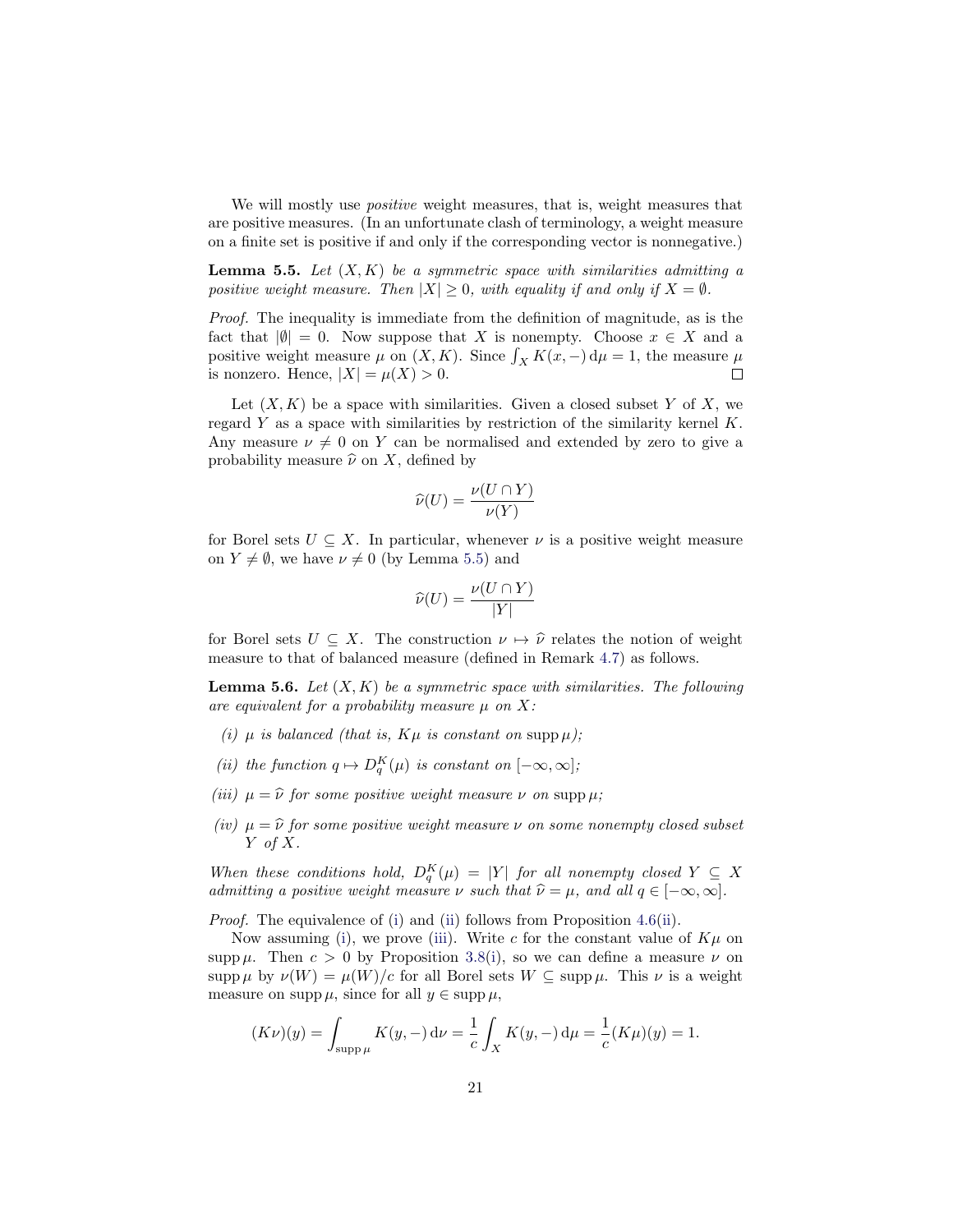We will mostly use *positive* weight measures, that is, weight measures that are positive measures. (In an unfortunate clash of terminology, a weight measure on a finite set is positive if and only if the corresponding vector is nonnegative.)

**Lemma 5.5.** *Let $(X, K)$ be a symmetric space with similarities admitting a positive weight measure. Then $|X| \geq 0$, with equality if and only if $X = \emptyset$.*

*Proof.* The inequality is immediate from the definition of magnitude, as is the fact that $|\emptyset| = 0$. Now suppose that $X$ is nonempty. Choose $x \in X$ and a positive weight measure $\mu$ on $(X, K)$. Since $\int_X K(x, -)\, d\mu = 1$, the measure $\mu$ is nonzero. Hence, $|X| = \mu(X) > 0$. □

Let $(X, K)$ be a space with similarities. Given a closed subset $Y$ of $X$, we regard $Y$ as a space with similarities by restriction of the similarity kernel $K$. Any measure $\nu \neq 0$ on $Y$ can be normalised and extended by zero to give a probability measure $\widehat{\nu}$ on $X$, defined by

$$\widehat{\nu}(U) = \frac{\nu(U \cap Y)}{\nu(Y)}$$

for Borel sets $U \subseteq X$. In particular, whenever $\nu$ is a positive weight measure on $Y \neq \emptyset$, we have $\nu \neq 0$ (by Lemma 5.5) and

$$\widehat{\nu}(U) = \frac{\nu(U \cap Y)}{|Y|}$$

for Borel sets $U \subseteq X$. The construction $\nu \mapsto \widehat{\nu}$ relates the notion of weight measure to that of balanced measure (defined in Remark 4.7) as follows.

**Lemma 5.6.** *Let $(X, K)$ be a symmetric space with similarities. The following are equivalent for a probability measure $\mu$ on $X$:*

*(i) $\mu$ is balanced (that is, $K\mu$ is constant on $\operatorname{supp} \mu$);*

*(ii) the function $q \mapsto D_q^K(\mu)$ is constant on $[-\infty, \infty]$;*

*(iii) $\mu = \widehat{\nu}$ for some positive weight measure $\nu$ on $\operatorname{supp} \mu$;*

*(iv) $\mu = \widehat{\nu}$ for some positive weight measure $\nu$ on some nonempty closed subset $Y$ of $X$.*

*When these conditions hold, $D_q^K(\mu) = |Y|$ for all nonempty closed $Y \subseteq X$ admitting a positive weight measure $\nu$ such that $\widehat{\nu} = \mu$, and all $q \in [-\infty, \infty]$.*

*Proof.* The equivalence of (i) and (ii) follows from Proposition 4.6(ii).

Now assuming (i), we prove (iii). Write $c$ for the constant value of $K\mu$ on $\operatorname{supp} \mu$. Then $c > 0$ by Proposition 3.8(i), so we can define a measure $\nu$ on $\operatorname{supp} \mu$ by $\nu(W) = \mu(W)/c$ for all Borel sets $W \subseteq \operatorname{supp} \mu$. This $\nu$ is a weight measure on $\operatorname{supp} \mu$, since for all $y \in \operatorname{supp} \mu$,

$$(K\nu)(y) = \int_{\operatorname{supp} \mu} K(y, -)\, d\nu = \frac{1}{c} \int_X K(y, -)\, d\mu = \frac{1}{c}(K\mu)(y) = 1.$$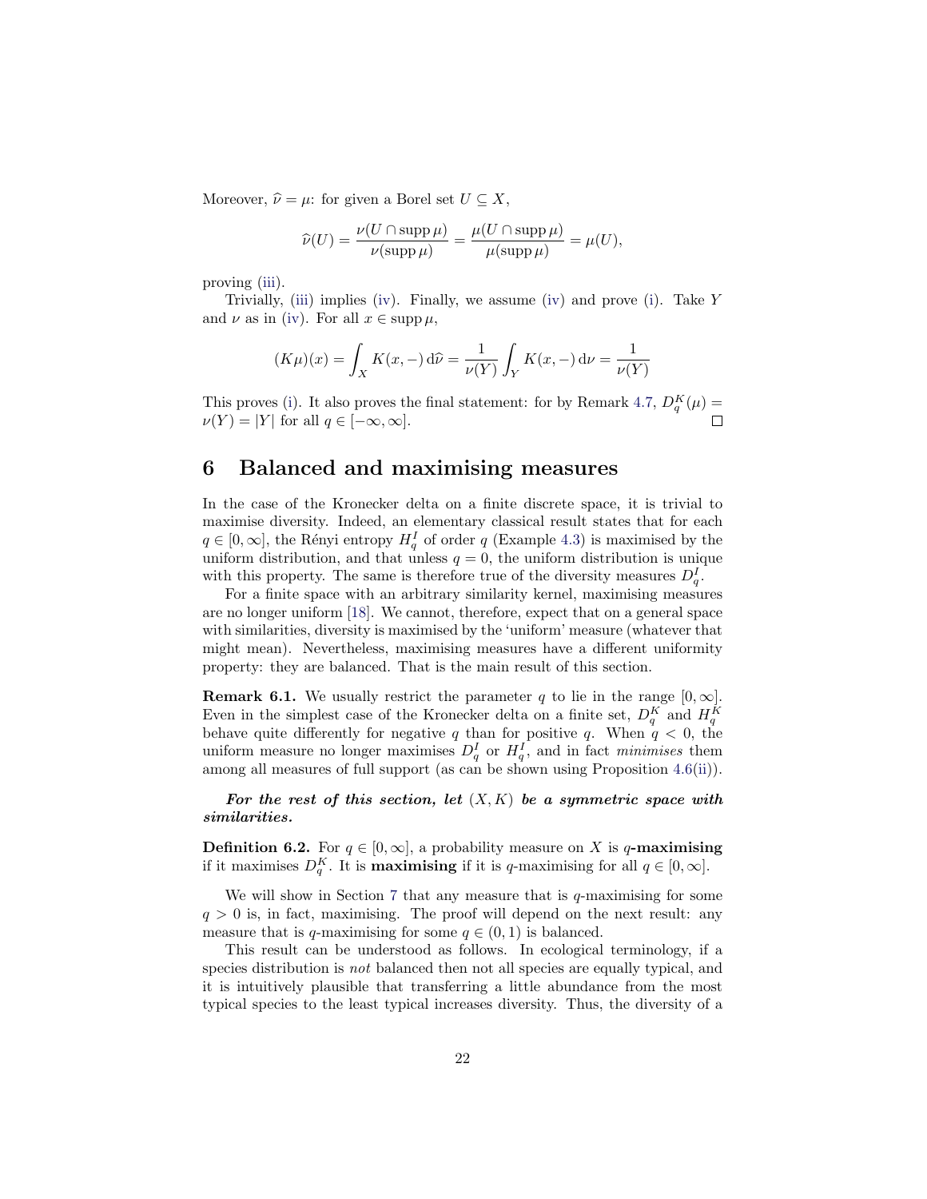Moreover, $\widehat{\nu} = \mu$: for given a Borel set $U \subseteq X$,

$$\widehat{\nu}(U) = \frac{\nu(U \cap \operatorname{supp}\mu)}{\nu(\operatorname{supp}\mu)} = \frac{\mu(U \cap \operatorname{supp}\mu)}{\mu(\operatorname{supp}\mu)} = \mu(U),$$

proving (iii).

Trivially, (iii) implies (iv). Finally, we assume (iv) and prove (i). Take $Y$ and $\nu$ as in (iv). For all $x \in \operatorname{supp}\mu$,

$$(K\mu)(x) = \int_X K(x,-)\,\mathrm{d}\widehat{\nu} = \frac{1}{\nu(Y)}\int_Y K(x,-)\,\mathrm{d}\nu = \frac{1}{\nu(Y)}$$

This proves (i). It also proves the final statement: for by Remark 4.7, $D_q^K(\mu) = \nu(Y) = |Y|$ for all $q \in [-\infty, \infty]$. □

# 6 Balanced and maximising measures

In the case of the Kronecker delta on a finite discrete space, it is trivial to maximise diversity. Indeed, an elementary classical result states that for each $q \in [0,\infty]$, the Rényi entropy $H_q^I$ of order $q$ (Example 4.3) is maximised by the uniform distribution, and that unless $q = 0$, the uniform distribution is unique with this property. The same is therefore true of the diversity measures $D_q^I$.

For a finite space with an arbitrary similarity kernel, maximising measures are no longer uniform [18]. We cannot, therefore, expect that on a general space with similarities, diversity is maximised by the 'uniform' measure (whatever that might mean). Nevertheless, maximising measures have a different uniformity property: they are balanced. That is the main result of this section.

**Remark 6.1.** We usually restrict the parameter $q$ to lie in the range $[0,\infty]$. Even in the simplest case of the Kronecker delta on a finite set, $D_q^K$ and $H_q^K$ behave quite differently for negative $q$ than for positive $q$. When $q < 0$, the uniform measure no longer maximises $D_q^I$ or $H_q^I$, and in fact *minimises* them among all measures of full support (as can be shown using Proposition 4.6(ii)).

***For the rest of this section, let $(X, K)$ be a symmetric space with similarities.***

**Definition 6.2.** For $q \in [0,\infty]$, a probability measure on $X$ is **$q$-maximising** if it maximises $D_q^K$. It is **maximising** if it is $q$-maximising for all $q \in [0,\infty]$.

We will show in Section 7 that any measure that is $q$-maximising for some $q > 0$ is, in fact, maximising. The proof will depend on the next result: any measure that is $q$-maximising for some $q \in (0,1)$ is balanced.

This result can be understood as follows. In ecological terminology, if a species distribution is *not* balanced then not all species are equally typical, and it is intuitively plausible that transferring a little abundance from the most typical species to the least typical increases diversity. Thus, the diversity of a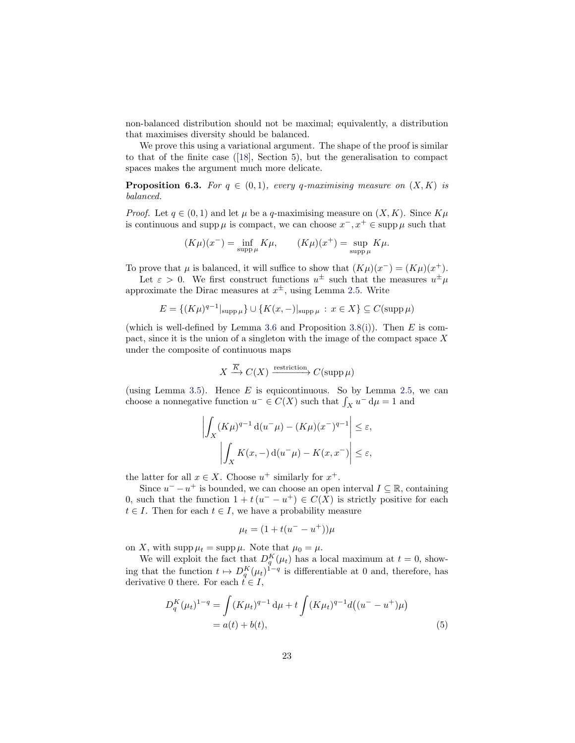non-balanced distribution should not be maximal; equivalently, a distribution that maximises diversity should be balanced.

We prove this using a variational argument. The shape of the proof is similar to that of the finite case ([18], Section 5), but the generalisation to compact spaces makes the argument much more delicate.

**Proposition 6.3.** *For $q \in (0,1)$, every $q$-maximising measure on $(X, K)$ is balanced.*

*Proof.* Let $q \in (0,1)$ and let $\mu$ be a $q$-maximising measure on $(X, K)$. Since $K\mu$ is continuous and $\operatorname{supp}\mu$ is compact, we can choose $x^-, x^+ \in \operatorname{supp}\mu$ such that

$$(K\mu)(x^-) = \inf_{\operatorname{supp}\mu} K\mu, \qquad (K\mu)(x^+) = \sup_{\operatorname{supp}\mu} K\mu.$$

To prove that $\mu$ is balanced, it will suffice to show that $(K\mu)(x^-) = (K\mu)(x^+)$.

Let $\varepsilon > 0$. We first construct functions $u^\pm$ such that the measures $u^\pm\mu$ approximate the Dirac measures at $x^\pm$, using Lemma 2.5. Write

$$E = \{(K\mu)^{q-1}|_{\operatorname{supp}\mu}\} \cup \{K(x,-)|_{\operatorname{supp}\mu} : x \in X\} \subseteq C(\operatorname{supp}\mu)$$

(which is well-defined by Lemma 3.6 and Proposition 3.8(i)). Then $E$ is compact, since it is the union of a singleton with the image of the compact space $X$ under the composite of continuous maps

$$X \xrightarrow{\overline{K}} C(X) \xrightarrow{\text{restriction}} C(\operatorname{supp}\mu)$$

(using Lemma 3.5). Hence $E$ is equicontinuous. So by Lemma 2.5, we can choose a nonnegative function $u^- \in C(X)$ such that $\int_X u^- \,\mathrm{d}\mu = 1$ and

$$\left| \int_X (K\mu)^{q-1} \,\mathrm{d}(u^-\mu) - (K\mu)(x^-)^{q-1} \right| \leq \varepsilon,$$
$$\left| \int_X K(x,-) \,\mathrm{d}(u^-\mu) - K(x,x^-) \right| \leq \varepsilon,$$

the latter for all $x \in X$. Choose $u^+$ similarly for $x^+$.

Since $u^- - u^+$ is bounded, we can choose an open interval $I \subseteq \mathbb{R}$, containing 0, such that the function $1 + t\,(u^- - u^+) \in C(X)$ is strictly positive for each $t \in I$. Then for each $t \in I$, we have a probability measure

$$\mu_t = (1 + t(u^- - u^+))\mu$$

on $X$, with $\operatorname{supp}\mu_t = \operatorname{supp}\mu$. Note that $\mu_0 = \mu$.

We will exploit the fact that $D_q^K(\mu_t)$ has a local maximum at $t = 0$, showing that the function $t \mapsto D_q^K(\mu_t)^{1-q}$ is differentiable at 0 and, therefore, has derivative 0 there. For each $t \in I$,

$$\begin{aligned} D_q^K(\mu_t)^{1-q} &= \int (K\mu_t)^{q-1} \,\mathrm{d}\mu + t \int (K\mu_t)^{q-1} d\big((u^- - u^+)\mu\big) \\ &= a(t) + b(t), \end{aligned} \tag{5}$$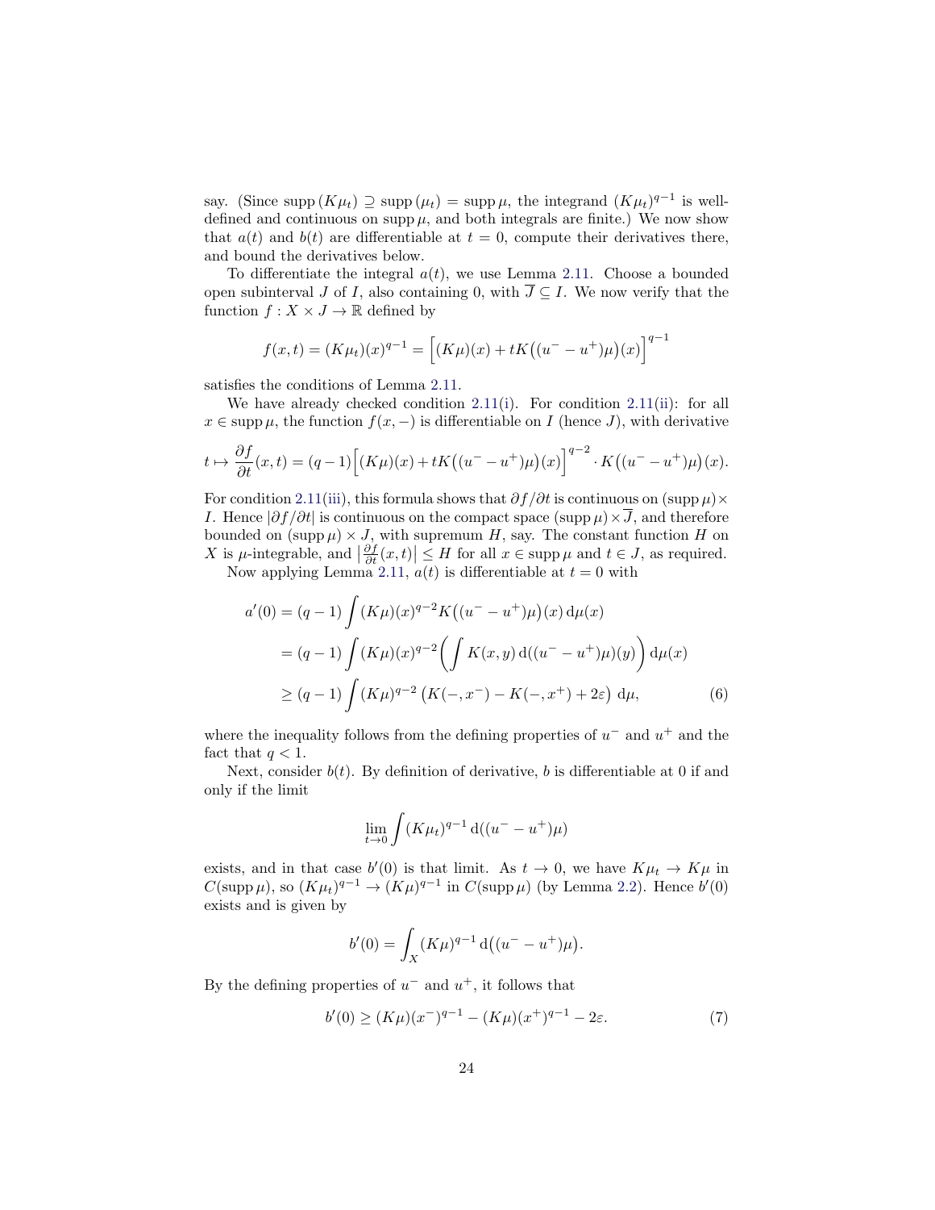say. (Since $\operatorname{supp}(K\mu_t) \supseteq \operatorname{supp}(\mu_t) = \operatorname{supp}\mu$, the integrand $(K\mu_t)^{q-1}$ is well-defined and continuous on $\operatorname{supp}\mu$, and both integrals are finite.) We now show that $a(t)$ and $b(t)$ are differentiable at $t = 0$, compute their derivatives there, and bound the derivatives below.

To differentiate the integral $a(t)$, we use Lemma 2.11. Choose a bounded open subinterval $J$ of $I$, also containing 0, with $\overline{J} \subseteq I$. We now verify that the function $f : X \times J \to \mathbb{R}$ defined by

$$f(x,t) = (K\mu_t)(x)^{q-1} = \Big[(K\mu)(x) + tK\big((u^- - u^+)\mu\big)(x)\Big]^{q-1}$$

satisfies the conditions of Lemma 2.11.

We have already checked condition 2.11(i). For condition 2.11(ii): for all $x \in \operatorname{supp}\mu$, the function $f(x,-)$ is differentiable on $I$ (hence $J$), with derivative

$$t \mapsto \frac{\partial f}{\partial t}(x,t) = (q-1)\Big[(K\mu)(x) + tK\big((u^- - u^+)\mu\big)(x)\Big]^{q-2} \cdot K\big((u^- - u^+)\mu\big)(x).$$

For condition 2.11(iii), this formula shows that $\partial f/\partial t$ is continuous on $(\operatorname{supp}\mu) \times I$. Hence $|\partial f/\partial t|$ is continuous on the compact space $(\operatorname{supp}\mu) \times \overline{J}$, and therefore bounded on $(\operatorname{supp}\mu) \times J$, with supremum $H$, say. The constant function $H$ on $X$ is $\mu$-integrable, and $\left|\frac{\partial f}{\partial t}(x,t)\right| \leq H$ for all $x \in \operatorname{supp}\mu$ and $t \in J$, as required.

Now applying Lemma 2.11, $a(t)$ is differentiable at $t = 0$ with

$$\begin{aligned}
a'(0) &= (q-1)\int (K\mu)(x)^{q-2} K\big((u^- - u^+)\mu\big)(x)\,\mathrm{d}\mu(x) \\
&= (q-1)\int (K\mu)(x)^{q-2}\bigg(\int K(x,y)\,\mathrm{d}((u^- - u^+)\mu)(y)\bigg)\,\mathrm{d}\mu(x) \\
&\geq (q-1)\int (K\mu)^{q-2}\left(K(-,x^-) - K(-,x^+) + 2\varepsilon\right)\,\mathrm{d}\mu, \qquad (6)
\end{aligned}$$

where the inequality follows from the defining properties of $u^-$ and $u^+$ and the fact that $q < 1$.

Next, consider $b(t)$. By definition of derivative, $b$ is differentiable at 0 if and only if the limit

$$\lim_{t\to 0}\int (K\mu_t)^{q-1}\,\mathrm{d}((u^- - u^+)\mu)$$

exists, and in that case $b'(0)$ is that limit. As $t \to 0$, we have $K\mu_t \to K\mu$ in $C(\operatorname{supp}\mu)$, so $(K\mu_t)^{q-1} \to (K\mu)^{q-1}$ in $C(\operatorname{supp}\mu)$ (by Lemma 2.2). Hence $b'(0)$ exists and is given by

$$b'(0) = \int_X (K\mu)^{q-1}\,\mathrm{d}\big((u^- - u^+)\mu\big).$$

By the defining properties of $u^-$ and $u^+$, it follows that

$$b'(0) \geq (K\mu)(x^-)^{q-1} - (K\mu)(x^+)^{q-1} - 2\varepsilon. \qquad (7)$$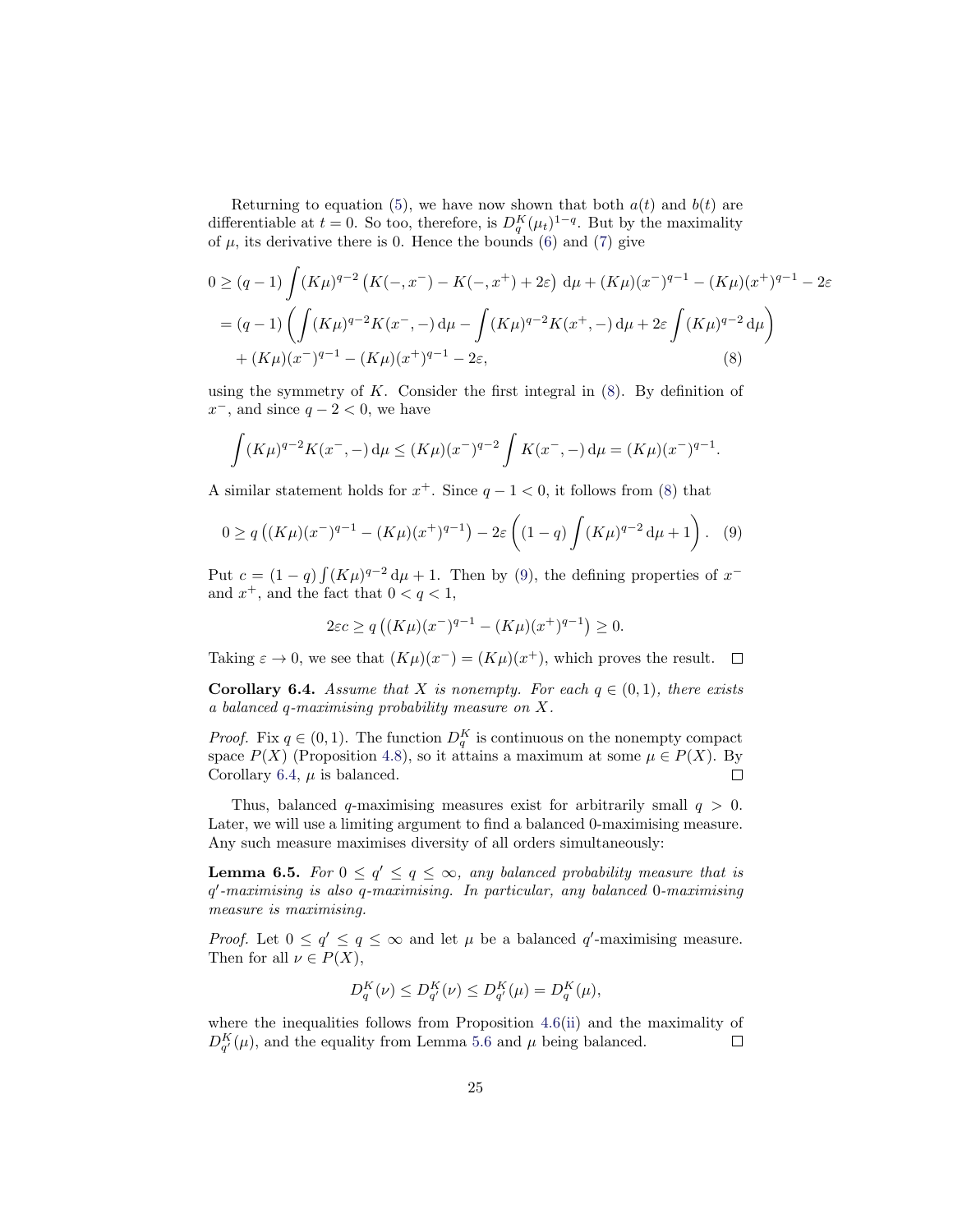Returning to equation (5), we have now shown that both $a(t)$ and $b(t)$ are differentiable at $t = 0$. So too, therefore, is $D_q^K(\mu_t)^{1-q}$. But by the maximality of $\mu$, its derivative there is 0. Hence the bounds (6) and (7) give

$$
\begin{aligned}
0 &\geq (q-1) \int (K\mu)^{q-2} \left( K(-, x^-) - K(-, x^+) + 2\varepsilon \right) \,\mathrm{d}\mu + (K\mu)(x^-)^{q-1} - (K\mu)(x^+)^{q-1} - 2\varepsilon \\
&= (q-1) \left( \int (K\mu)^{q-2} K(x^-, -) \,\mathrm{d}\mu - \int (K\mu)^{q-2} K(x^+, -) \,\mathrm{d}\mu + 2\varepsilon \int (K\mu)^{q-2} \,\mathrm{d}\mu \right) \\
&\quad + (K\mu)(x^-)^{q-1} - (K\mu)(x^+)^{q-1} - 2\varepsilon, \qquad (8)
\end{aligned}
$$

using the symmetry of $K$. Consider the first integral in (8). By definition of $x^-$, and since $q - 2 < 0$, we have

$$
\int (K\mu)^{q-2} K(x^-, -) \,\mathrm{d}\mu \leq (K\mu)(x^-)^{q-2} \int K(x^-, -) \,\mathrm{d}\mu = (K\mu)(x^-)^{q-1}.
$$

A similar statement holds for $x^+$. Since $q - 1 < 0$, it follows from (8) that

$$
0 \geq q \left( (K\mu)(x^-)^{q-1} - (K\mu)(x^+)^{q-1} \right) - 2\varepsilon \left( (1-q) \int (K\mu)^{q-2} \,\mathrm{d}\mu + 1 \right). \quad (9)
$$

Put $c = (1-q) \int (K\mu)^{q-2} \,\mathrm{d}\mu + 1$. Then by (9), the defining properties of $x^-$ and $x^+$, and the fact that $0 < q < 1$,

$$
2\varepsilon c \geq q \left( (K\mu)(x^-)^{q-1} - (K\mu)(x^+)^{q-1} \right) \geq 0.
$$

Taking $\varepsilon \to 0$, we see that $(K\mu)(x^-) = (K\mu)(x^+)$, which proves the result. $\square$

**Corollary 6.4.** *Assume that $X$ is nonempty. For each $q \in (0, 1)$, there exists a balanced $q$-maximising probability measure on $X$.*

*Proof.* Fix $q \in (0, 1)$. The function $D_q^K$ is continuous on the nonempty compact space $P(X)$ (Proposition 4.8), so it attains a maximum at some $\mu \in P(X)$. By Corollary 6.4, $\mu$ is balanced. $\square$

Thus, balanced $q$-maximising measures exist for arbitrarily small $q > 0$. Later, we will use a limiting argument to find a balanced 0-maximising measure. Any such measure maximises diversity of all orders simultaneously:

**Lemma 6.5.** *For $0 \leq q' \leq q \leq \infty$, any balanced probability measure that is $q'$-maximising is also $q$-maximising. In particular, any balanced 0-maximising measure is maximising.*

*Proof.* Let $0 \leq q' \leq q \leq \infty$ and let $\mu$ be a balanced $q'$-maximising measure. Then for all $\nu \in P(X)$,

$$
D_q^K(\nu) \leq D_{q'}^K(\nu) \leq D_{q'}^K(\mu) = D_q^K(\mu),
$$

where the inequalities follows from Proposition 4.6(ii) and the maximality of $D_{q'}^K(\mu)$, and the equality from Lemma 5.6 and $\mu$ being balanced. $\square$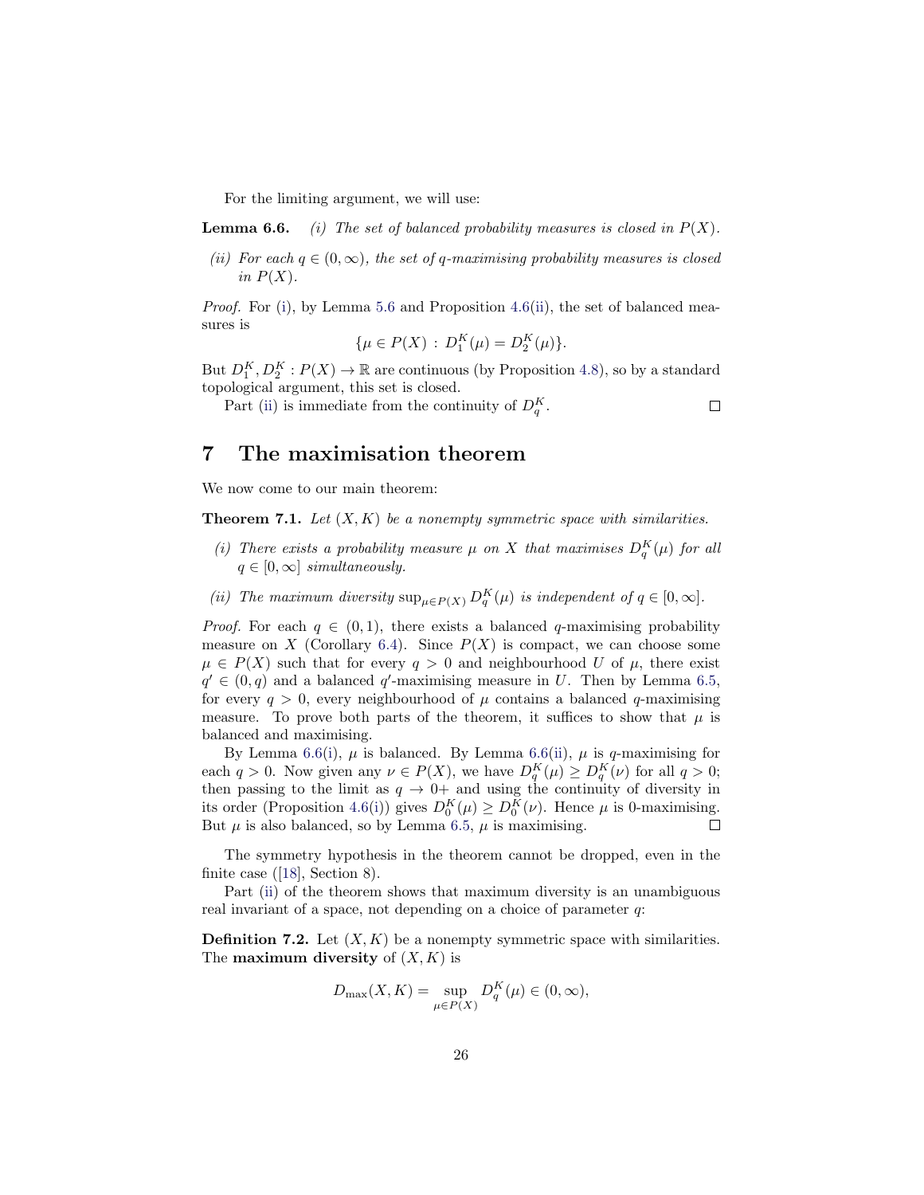For the limiting argument, we will use:

**Lemma 6.6.** *(i) The set of balanced probability measures is closed in $P(X)$.*

*(ii) For each $q \in (0, \infty)$, the set of $q$-maximising probability measures is closed in $P(X)$.*

*Proof.* For (i), by Lemma 5.6 and Proposition 4.6(ii), the set of balanced measures is

$$\{\mu \in P(X) \,:\, D_1^K(\mu) = D_2^K(\mu)\}.$$

But $D_1^K, D_2^K : P(X) \to \mathbb{R}$ are continuous (by Proposition 4.8), so by a standard topological argument, this set is closed.

Part (ii) is immediate from the continuity of $D_q^K$. □

## 7 The maximisation theorem

We now come to our main theorem:

**Theorem 7.1.** *Let $(X, K)$ be a nonempty symmetric space with similarities.*

*(i) There exists a probability measure $\mu$ on $X$ that maximises $D_q^K(\mu)$ for all $q \in [0, \infty]$ simultaneously.*

*(ii) The maximum diversity $\sup_{\mu \in P(X)} D_q^K(\mu)$ is independent of $q \in [0, \infty]$.*

*Proof.* For each $q \in (0, 1)$, there exists a balanced $q$-maximising probability measure on $X$ (Corollary 6.4). Since $P(X)$ is compact, we can choose some $\mu \in P(X)$ such that for every $q > 0$ and neighbourhood $U$ of $\mu$, there exist $q' \in (0, q)$ and a balanced $q'$-maximising measure in $U$. Then by Lemma 6.5, for every $q > 0$, every neighbourhood of $\mu$ contains a balanced $q$-maximising measure. To prove both parts of the theorem, it suffices to show that $\mu$ is balanced and maximising.

By Lemma 6.6(i), $\mu$ is balanced. By Lemma 6.6(ii), $\mu$ is $q$-maximising for each $q > 0$. Now given any $\nu \in P(X)$, we have $D_q^K(\mu) \geq D_q^K(\nu)$ for all $q > 0$; then passing to the limit as $q \to 0+$ and using the continuity of diversity in its order (Proposition 4.6(i)) gives $D_0^K(\mu) \geq D_0^K(\nu)$. Hence $\mu$ is 0-maximising. But $\mu$ is also balanced, so by Lemma 6.5, $\mu$ is maximising. □

The symmetry hypothesis in the theorem cannot be dropped, even in the finite case ([18], Section 8).

Part (ii) of the theorem shows that maximum diversity is an unambiguous real invariant of a space, not depending on a choice of parameter $q$:

**Definition 7.2.** Let $(X, K)$ be a nonempty symmetric space with similarities. The **maximum diversity** of $(X, K)$ is

$$D_{\max}(X, K) = \sup_{\mu \in P(X)} D_q^K(\mu) \in (0, \infty),$$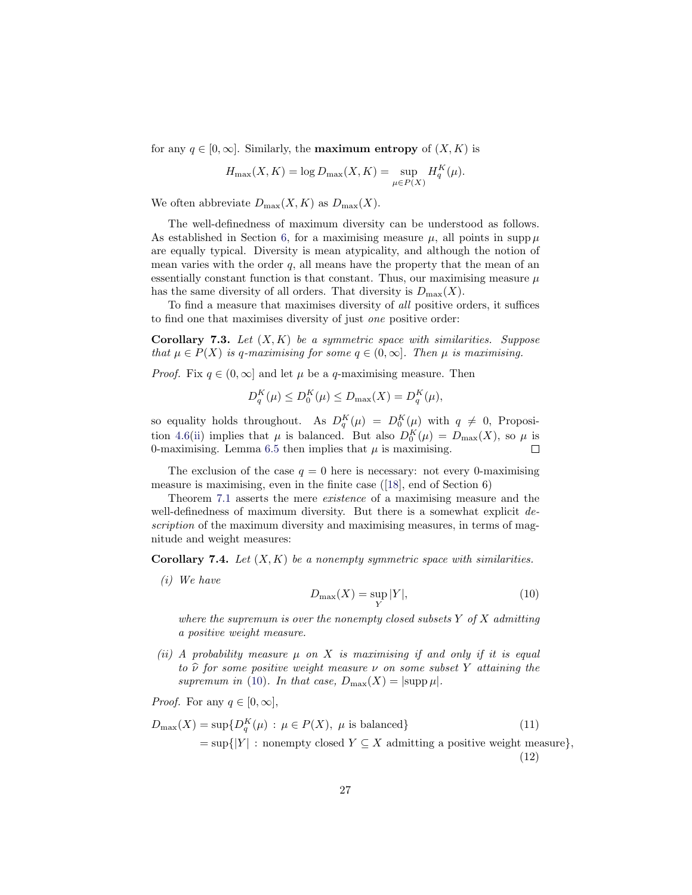for any $q \in [0, \infty]$. Similarly, the **maximum entropy** of $(X, K)$ is

$$H_{\max}(X, K) = \log D_{\max}(X, K) = \sup_{\mu \in P(X)} H_q^K(\mu).$$

We often abbreviate $D_{\max}(X, K)$ as $D_{\max}(X)$.

The well-definedness of maximum diversity can be understood as follows. As established in Section 6, for a maximising measure $\mu$, all points in $\operatorname{supp} \mu$ are equally typical. Diversity is mean atypicality, and although the notion of mean varies with the order $q$, all means have the property that the mean of an essentially constant function is that constant. Thus, our maximising measure $\mu$ has the same diversity of all orders. That diversity is $D_{\max}(X)$.

To find a measure that maximises diversity of *all* positive orders, it suffices to find one that maximises diversity of just *one* positive order:

**Corollary 7.3.** *Let $(X, K)$ be a symmetric space with similarities. Suppose that $\mu \in P(X)$ is $q$-maximising for some $q \in (0, \infty]$. Then $\mu$ is maximising.*

*Proof.* Fix $q \in (0, \infty]$ and let $\mu$ be a $q$-maximising measure. Then

$$D_q^K(\mu) \leq D_0^K(\mu) \leq D_{\max}(X) = D_q^K(\mu),$$

so equality holds throughout. As $D_q^K(\mu) = D_0^K(\mu)$ with $q \neq 0$, Proposition 4.6(ii) implies that $\mu$ is balanced. But also $D_0^K(\mu) = D_{\max}(X)$, so $\mu$ is 0-maximising. Lemma 6.5 then implies that $\mu$ is maximising. □

The exclusion of the case $q = 0$ here is necessary: not every 0-maximising measure is maximising, even in the finite case ([18], end of Section 6)

Theorem 7.1 asserts the mere *existence* of a maximising measure and the well-definedness of maximum diversity. But there is a somewhat explicit *description* of the maximum diversity and maximising measures, in terms of magnitude and weight measures:

**Corollary 7.4.** *Let $(X, K)$ be a nonempty symmetric space with similarities.*

*(i) We have*

$$D_{\max}(X) = \sup_Y |Y|, \tag{10}$$

*where the supremum is over the nonempty closed subsets $Y$ of $X$ admitting a positive weight measure.*

*(ii) A probability measure $\mu$ on $X$ is maximising if and only if it is equal to $\widehat{\nu}$ for some positive weight measure $\nu$ on some subset $Y$ attaining the supremum in (10). In that case, $D_{\max}(X) = |\operatorname{supp} \mu|$.*

*Proof.* For any $q \in [0, \infty]$,

$$\begin{aligned} D_{\max}(X) &= \sup\{D_q^K(\mu) \,:\, \mu \in P(X),\ \mu \text{ is balanced}\} && (11) \\ &= \sup\{|Y| \,:\, \text{nonempty closed } Y \subseteq X \text{ admitting a positive weight measure}\}, && (12) \end{aligned}$$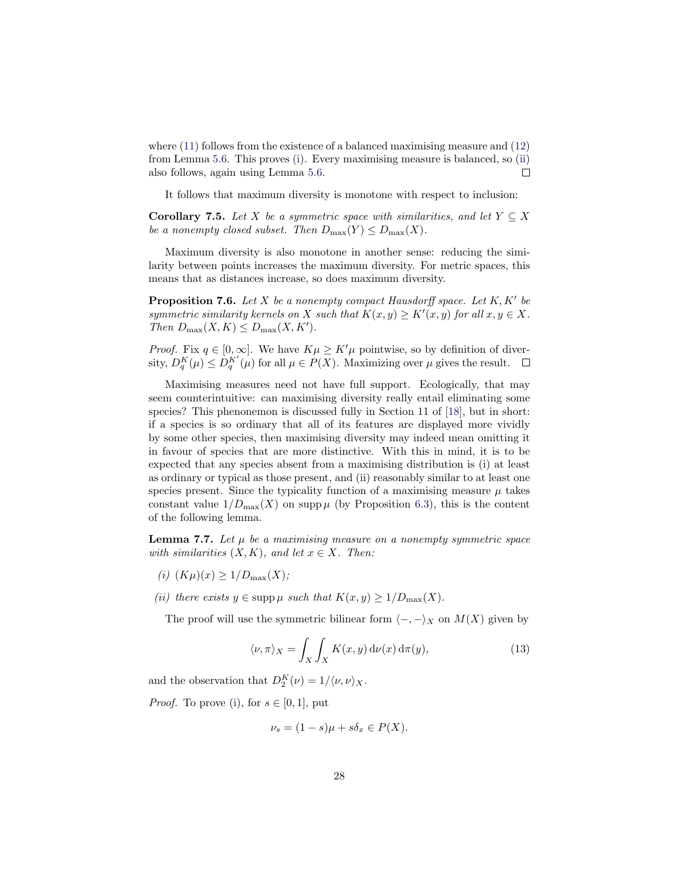where (11) follows from the existence of a balanced maximising measure and (12) from Lemma 5.6. This proves (i). Every maximising measure is balanced, so (ii) also follows, again using Lemma 5.6. □

It follows that maximum diversity is monotone with respect to inclusion:

**Corollary 7.5.** *Let $X$ be a symmetric space with similarities, and let $Y \subseteq X$ be a nonempty closed subset. Then $D_{\max}(Y) \leq D_{\max}(X)$.*

Maximum diversity is also monotone in another sense: reducing the similarity between points increases the maximum diversity. For metric spaces, this means that as distances increase, so does maximum diversity.

**Proposition 7.6.** *Let $X$ be a nonempty compact Hausdorff space. Let $K, K'$ be symmetric similarity kernels on $X$ such that $K(x, y) \geq K'(x, y)$ for all $x, y \in X$. Then $D_{\max}(X, K) \leq D_{\max}(X, K')$.*

*Proof.* Fix $q \in [0, \infty]$. We have $K\mu \geq K'\mu$ pointwise, so by definition of diversity, $D_q^K(\mu) \leq D_q^{K'}(\mu)$ for all $\mu \in P(X)$. Maximizing over $\mu$ gives the result. □

Maximising measures need not have full support. Ecologically, that may seem counterintuitive: can maximising diversity really entail eliminating some species? This phenomenon is discussed fully in Section 11 of [18], but in short: if a species is so ordinary that all of its features are displayed more vividly by some other species, then maximising diversity may indeed mean omitting it in favour of species that are more distinctive. With this in mind, it is to be expected that any species absent from a maximising distribution is (i) at least as ordinary or typical as those present, and (ii) reasonably similar to at least one species present. Since the typicality function of a maximising measure $\mu$ takes constant value $1/D_{\max}(X)$ on $\operatorname{supp} \mu$ (by Proposition 6.3), this is the content of the following lemma.

**Lemma 7.7.** *Let $\mu$ be a maximising measure on a nonempty symmetric space with similarities $(X, K)$, and let $x \in X$. Then:*

*(i) $(K\mu)(x) \geq 1/D_{\max}(X)$;*

*(ii) there exists $y \in \operatorname{supp} \mu$ such that $K(x, y) \geq 1/D_{\max}(X)$.*

The proof will use the symmetric bilinear form $\langle -, - \rangle_X$ on $M(X)$ given by

$$\langle \nu, \pi \rangle_X = \int_X \int_X K(x, y) \, \mathrm{d}\nu(x) \, \mathrm{d}\pi(y), \tag{13}$$

and the observation that $D_2^K(\nu) = 1/\langle \nu, \nu \rangle_X$.

*Proof.* To prove (i), for $s \in [0, 1]$, put

$$\nu_s = (1 - s)\mu + s\delta_x \in P(X).$$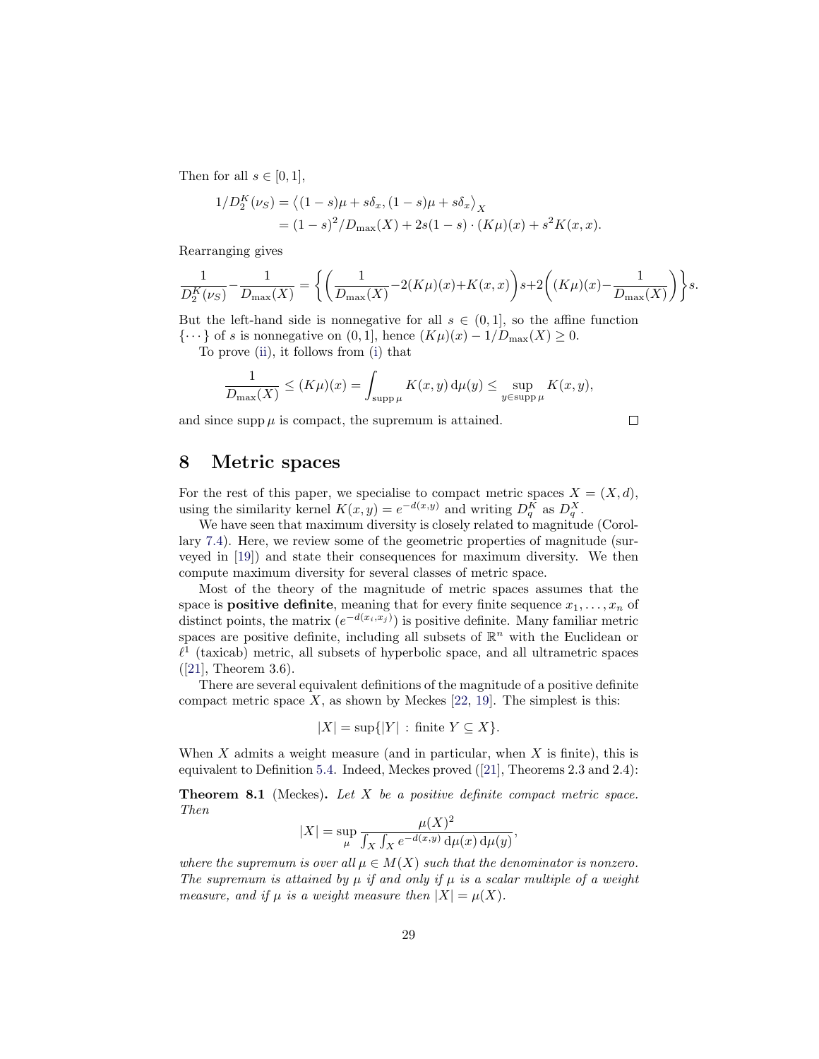Then for all $s \in [0,1]$,

$$
\begin{aligned}
1/D_2^K(\nu_S) &= \big\langle (1-s)\mu + s\delta_x, (1-s)\mu + s\delta_x \big\rangle_X \\
&= (1-s)^2/D_{\max}(X) + 2s(1-s)\cdot (K\mu)(x) + s^2 K(x,x).
\end{aligned}
$$

Rearranging gives

$$
\frac{1}{D_2^K(\nu_S)} - \frac{1}{D_{\max}(X)} = \left\{ \left( \frac{1}{D_{\max}(X)} - 2(K\mu)(x) + K(x,x) \right) s + 2\left( (K\mu)(x) - \frac{1}{D_{\max}(X)} \right) \right\} s.
$$

But the left-hand side is nonnegative for all $s \in (0,1]$, so the affine function $\{\cdots\}$ of $s$ is nonnegative on $(0,1]$, hence $(K\mu)(x) - 1/D_{\max}(X) \geq 0$.

To prove (ii), it follows from (i) that

$$
\frac{1}{D_{\max}(X)} \leq (K\mu)(x) = \int_{\operatorname{supp}\mu} K(x,y)\,\mathrm{d}\mu(y) \leq \sup_{y \in \operatorname{supp}\mu} K(x,y),
$$

and since $\operatorname{supp}\mu$ is compact, the supremum is attained. □

# 8 Metric spaces

For the rest of this paper, we specialise to compact metric spaces $X = (X, d)$, using the similarity kernel $K(x,y) = e^{-d(x,y)}$ and writing $D_q^K$ as $D_q^X$.

We have seen that maximum diversity is closely related to magnitude (Corollary 7.4). Here, we review some of the geometric properties of magnitude (surveyed in [19]) and state their consequences for maximum diversity. We then compute maximum diversity for several classes of metric space.

Most of the theory of the magnitude of metric spaces assumes that the space is **positive definite**, meaning that for every finite sequence $x_1, \ldots, x_n$ of distinct points, the matrix $(e^{-d(x_i,x_j)})$ is positive definite. Many familiar metric spaces are positive definite, including all subsets of $\mathbb{R}^n$ with the Euclidean or $\ell^1$ (taxicab) metric, all subsets of hyperbolic space, and all ultrametric spaces ([21], Theorem 3.6).

There are several equivalent definitions of the magnitude of a positive definite compact metric space $X$, as shown by Meckes [22, 19]. The simplest is this:

$$
|X| = \sup\{|Y| : \text{finite } Y \subseteq X\}.
$$

When $X$ admits a weight measure (and in particular, when $X$ is finite), this is equivalent to Definition 5.4. Indeed, Meckes proved ([21], Theorems 2.3 and 2.4):

**Theorem 8.1** (Meckes)**.** *Let $X$ be a positive definite compact metric space. Then*

$$
|X| = \sup_{\mu} \frac{\mu(X)^2}{\int_X \int_X e^{-d(x,y)}\,\mathrm{d}\mu(x)\,\mathrm{d}\mu(y)},
$$

*where the supremum is over all $\mu \in M(X)$ such that the denominator is nonzero. The supremum is attained by $\mu$ if and only if $\mu$ is a scalar multiple of a weight measure, and if $\mu$ is a weight measure then $|X| = \mu(X)$.*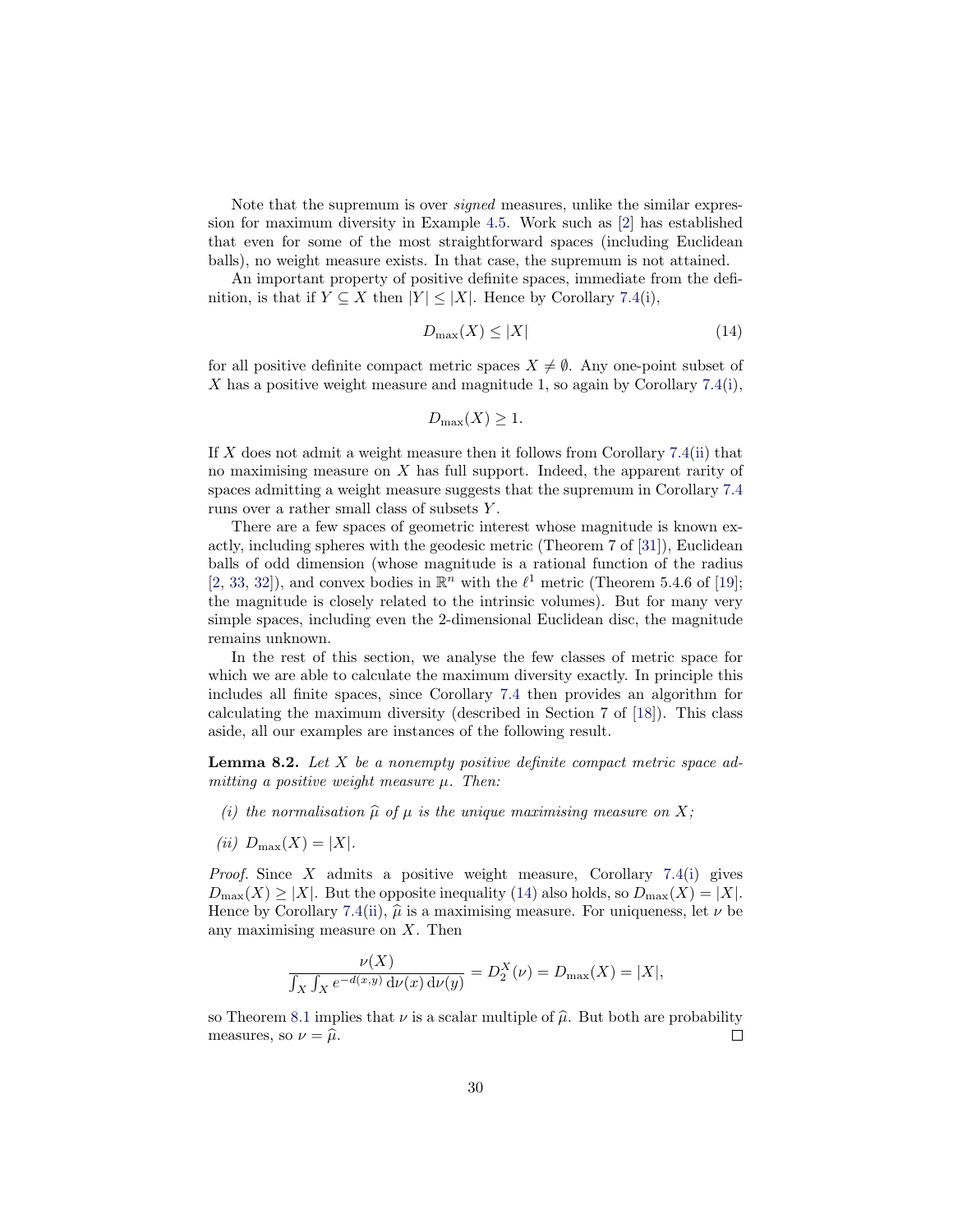Note that the supremum is over *signed* measures, unlike the similar expression for maximum diversity in Example 4.5. Work such as [2] has established that even for some of the most straightforward spaces (including Euclidean balls), no weight measure exists. In that case, the supremum is not attained.

An important property of positive definite spaces, immediate from the definition, is that if $Y \subseteq X$ then $|Y| \leq |X|$. Hence by Corollary 7.4(i),

$$D_{\max}(X) \leq |X| \tag{14}$$

for all positive definite compact metric spaces $X \neq \emptyset$. Any one-point subset of $X$ has a positive weight measure and magnitude 1, so again by Corollary 7.4(i),

$$D_{\max}(X) \geq 1.$$

If $X$ does not admit a weight measure then it follows from Corollary 7.4(ii) that no maximising measure on $X$ has full support. Indeed, the apparent rarity of spaces admitting a weight measure suggests that the supremum in Corollary 7.4 runs over a rather small class of subsets $Y$.

There are a few spaces of geometric interest whose magnitude is known exactly, including spheres with the geodesic metric (Theorem 7 of [31]), Euclidean balls of odd dimension (whose magnitude is a rational function of the radius [2, 33, 32]), and convex bodies in $\mathbb{R}^n$ with the $\ell^1$ metric (Theorem 5.4.6 of [19]; the magnitude is closely related to the intrinsic volumes). But for many very simple spaces, including even the 2-dimensional Euclidean disc, the magnitude remains unknown.

In the rest of this section, we analyse the few classes of metric space for which we are able to calculate the maximum diversity exactly. In principle this includes all finite spaces, since Corollary 7.4 then provides an algorithm for calculating the maximum diversity (described in Section 7 of [18]). This class aside, all our examples are instances of the following result.

**Lemma 8.2.** *Let $X$ be a nonempty positive definite compact metric space admitting a positive weight measure $\mu$. Then:*

*(i) the normalisation $\widehat{\mu}$ of $\mu$ is the unique maximising measure on $X$;*

*(ii) $D_{\max}(X) = |X|$.*

*Proof.* Since $X$ admits a positive weight measure, Corollary 7.4(i) gives $D_{\max}(X) \geq |X|$. But the opposite inequality (14) also holds, so $D_{\max}(X) = |X|$. Hence by Corollary 7.4(ii), $\widehat{\mu}$ is a maximising measure. For uniqueness, let $\nu$ be any maximising measure on $X$. Then

$$\frac{\nu(X)}{\int_X \int_X e^{-d(x,y)}\, \mathrm{d}\nu(x)\, \mathrm{d}\nu(y)} = D_2^X(\nu) = D_{\max}(X) = |X|,$$

so Theorem 8.1 implies that $\nu$ is a scalar multiple of $\widehat{\mu}$. But both are probability measures, so $\nu = \widehat{\mu}$. $\square$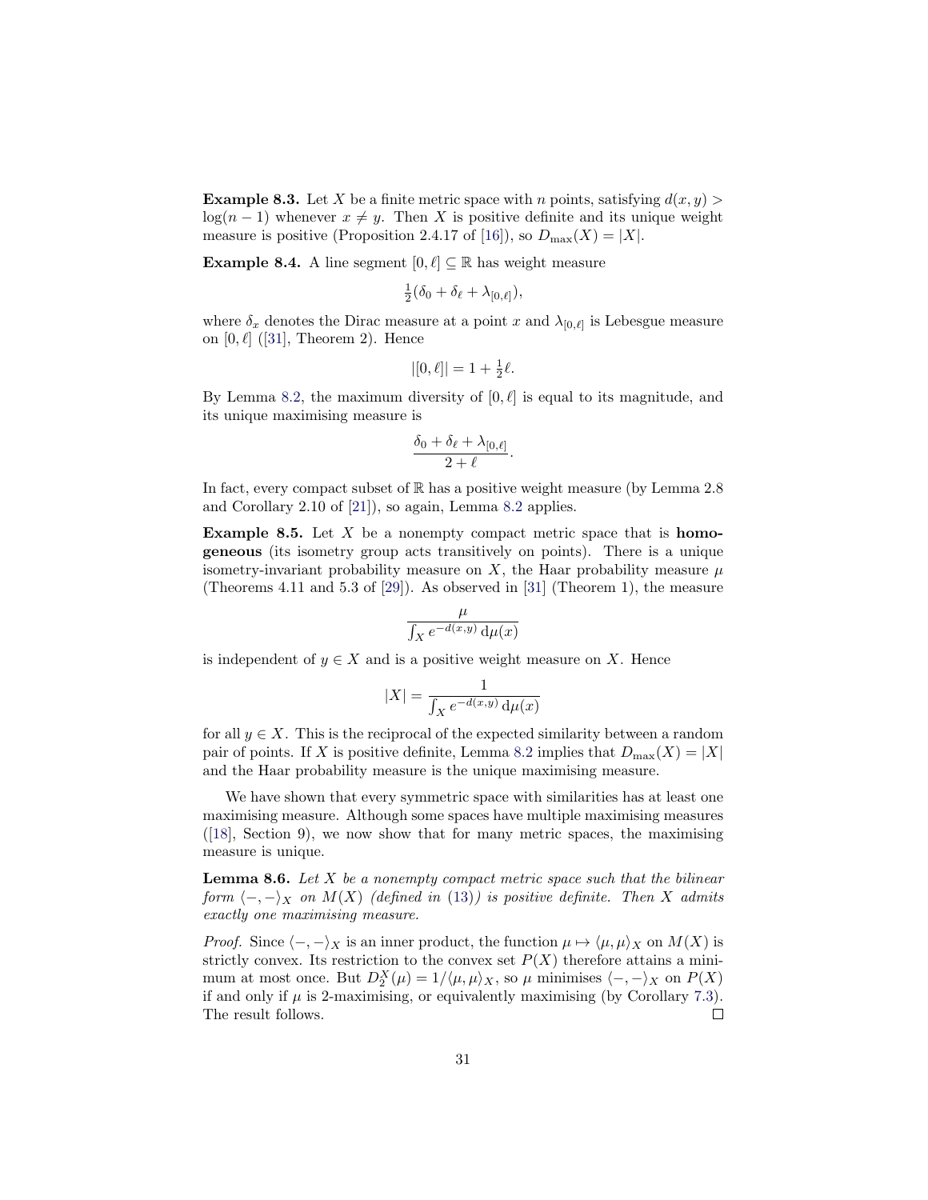**Example 8.3.** Let $X$ be a finite metric space with $n$ points, satisfying $d(x, y) > \log(n-1)$ whenever $x \neq y$. Then $X$ is positive definite and its unique weight measure is positive (Proposition 2.4.17 of [16]), so $D_{\max}(X) = |X|$.

**Example 8.4.** A line segment $[0, \ell] \subseteq \mathbb{R}$ has weight measure

$$\tfrac{1}{2}(\delta_0 + \delta_\ell + \lambda_{[0,\ell]}),$$

where $\delta_x$ denotes the Dirac measure at a point $x$ and $\lambda_{[0,\ell]}$ is Lebesgue measure on $[0, \ell]$ ([31], Theorem 2). Hence

$$|[0, \ell]| = 1 + \tfrac{1}{2}\ell.$$

By Lemma 8.2, the maximum diversity of $[0, \ell]$ is equal to its magnitude, and its unique maximising measure is

$$\frac{\delta_0 + \delta_\ell + \lambda_{[0,\ell]}}{2 + \ell}.$$

In fact, every compact subset of $\mathbb{R}$ has a positive weight measure (by Lemma 2.8 and Corollary 2.10 of [21]), so again, Lemma 8.2 applies.

**Example 8.5.** Let $X$ be a nonempty compact metric space that is **homogeneous** (its isometry group acts transitively on points). There is a unique isometry-invariant probability measure on $X$, the Haar probability measure $\mu$ (Theorems 4.11 and 5.3 of [29]). As observed in [31] (Theorem 1), the measure

$$\frac{\mu}{\int_X e^{-d(x,y)}\, \mathrm{d}\mu(x)}$$

is independent of $y \in X$ and is a positive weight measure on $X$. Hence

$$|X| = \frac{1}{\int_X e^{-d(x,y)}\, \mathrm{d}\mu(x)}$$

for all $y \in X$. This is the reciprocal of the expected similarity between a random pair of points. If $X$ is positive definite, Lemma 8.2 implies that $D_{\max}(X) = |X|$ and the Haar probability measure is the unique maximising measure.

We have shown that every symmetric space with similarities has at least one maximising measure. Although some spaces have multiple maximising measures ([18], Section 9), we now show that for many metric spaces, the maximising measure is unique.

**Lemma 8.6.** *Let $X$ be a nonempty compact metric space such that the bilinear form $\langle -, - \rangle_X$ on $M(X)$ (defined in (13)) is positive definite. Then $X$ admits exactly one maximising measure.*

*Proof.* Since $\langle -, - \rangle_X$ is an inner product, the function $\mu \mapsto \langle \mu, \mu \rangle_X$ on $M(X)$ is strictly convex. Its restriction to the convex set $P(X)$ therefore attains a minimum at most once. But $D_2^X(\mu) = 1/\langle \mu, \mu \rangle_X$, so $\mu$ minimises $\langle -, - \rangle_X$ on $P(X)$ if and only if $\mu$ is 2-maximising, or equivalently maximising (by Corollary 7.3). The result follows. $\square$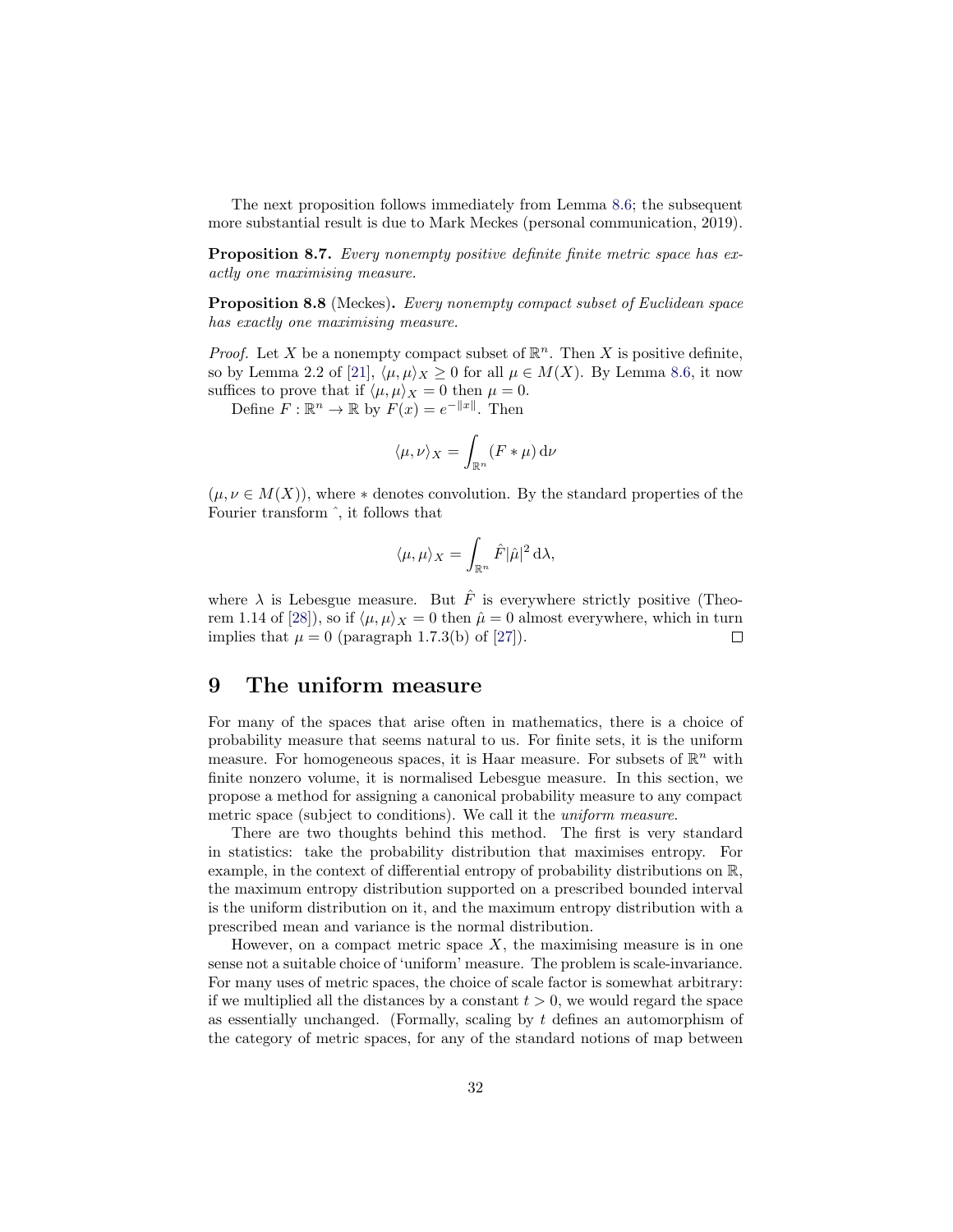The next proposition follows immediately from Lemma 8.6; the subsequent more substantial result is due to Mark Meckes (personal communication, 2019).

**Proposition 8.7.** *Every nonempty positive definite finite metric space has exactly one maximising measure.*

**Proposition 8.8** (Meckes)**.** *Every nonempty compact subset of Euclidean space has exactly one maximising measure.*

*Proof.* Let $X$ be a nonempty compact subset of $\mathbb{R}^n$. Then $X$ is positive definite, so by Lemma 2.2 of [21], $\langle \mu, \mu \rangle_X \geq 0$ for all $\mu \in M(X)$. By Lemma 8.6, it now suffices to prove that if $\langle \mu, \mu \rangle_X = 0$ then $\mu = 0$.

Define $F : \mathbb{R}^n \to \mathbb{R}$ by $F(x) = e^{-\|x\|}$. Then

$$\langle \mu, \nu \rangle_X = \int_{\mathbb{R}^n} (F * \mu) \, \mathrm{d}\nu$$

($\mu, \nu \in M(X)$), where $*$ denotes convolution. By the standard properties of the Fourier transform $\hat{\ }$, it follows that

$$\langle \mu, \mu \rangle_X = \int_{\mathbb{R}^n} \hat{F} |\hat{\mu}|^2 \, \mathrm{d}\lambda,$$

where $\lambda$ is Lebesgue measure. But $\hat{F}$ is everywhere strictly positive (Theorem 1.14 of [28]), so if $\langle \mu, \mu \rangle_X = 0$ then $\hat{\mu} = 0$ almost everywhere, which in turn implies that $\mu = 0$ (paragraph 1.7.3(b) of [27]). $\square$

# 9 The uniform measure

For many of the spaces that arise often in mathematics, there is a choice of probability measure that seems natural to us. For finite sets, it is the uniform measure. For homogeneous spaces, it is Haar measure. For subsets of $\mathbb{R}^n$ with finite nonzero volume, it is normalised Lebesgue measure. In this section, we propose a method for assigning a canonical probability measure to any compact metric space (subject to conditions). We call it the *uniform measure*.

There are two thoughts behind this method. The first is very standard in statistics: take the probability distribution that maximises entropy. For example, in the context of differential entropy of probability distributions on $\mathbb{R}$, the maximum entropy distribution supported on a prescribed bounded interval is the uniform distribution on it, and the maximum entropy distribution with a prescribed mean and variance is the normal distribution.

However, on a compact metric space $X$, the maximising measure is in one sense not a suitable choice of 'uniform' measure. The problem is scale-invariance. For many uses of metric spaces, the choice of scale factor is somewhat arbitrary: if we multiplied all the distances by a constant $t > 0$, we would regard the space as essentially unchanged. (Formally, scaling by $t$ defines an automorphism of the category of metric spaces, for any of the standard notions of map between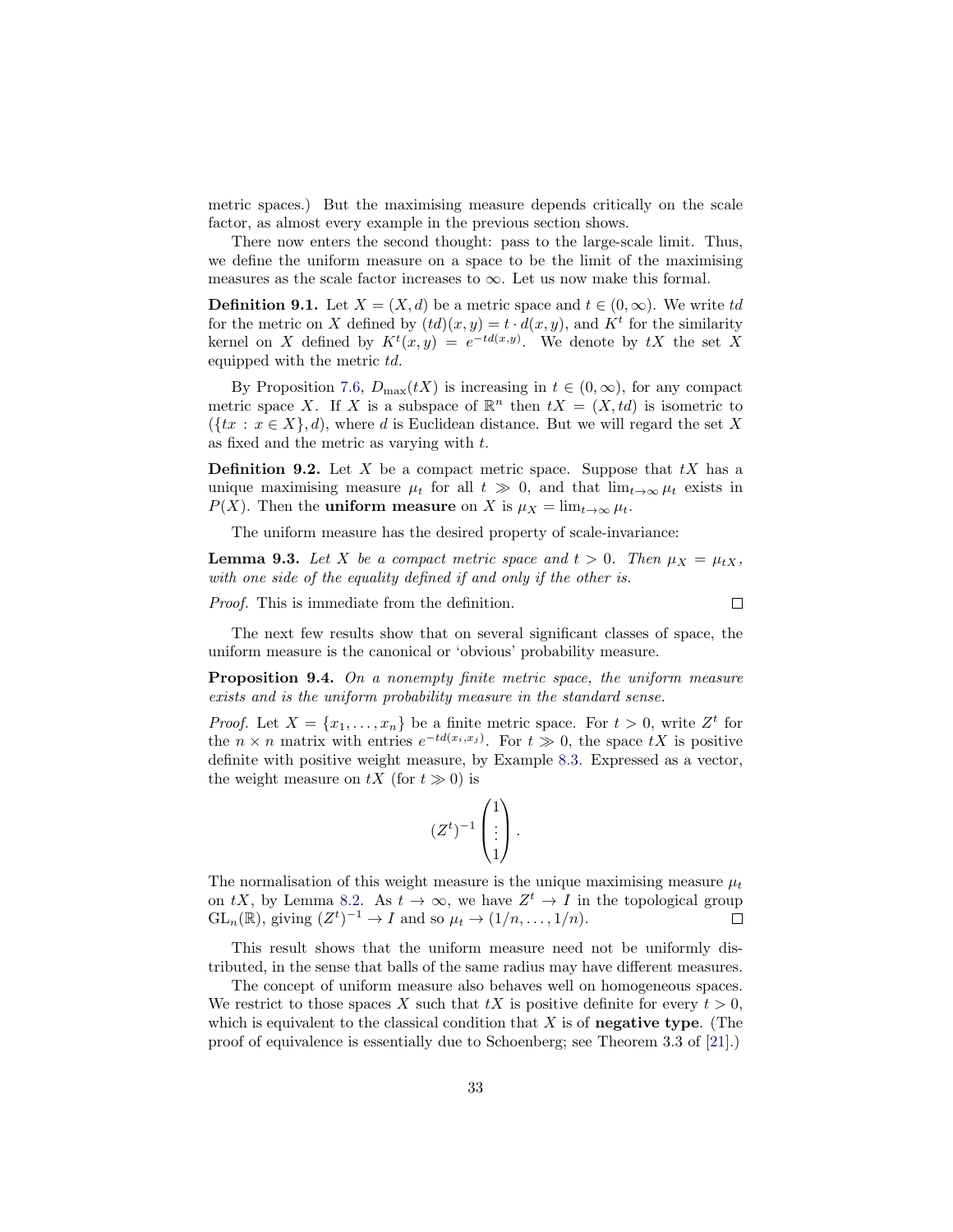metric spaces.) But the maximising measure depends critically on the scale factor, as almost every example in the previous section shows.

There now enters the second thought: pass to the large-scale limit. Thus, we define the uniform measure on a space to be the limit of the maximising measures as the scale factor increases to $\infty$. Let us now make this formal.

**Definition 9.1.** Let $X = (X, d)$ be a metric space and $t \in (0, \infty)$. We write $td$ for the metric on $X$ defined by $(td)(x, y) = t \cdot d(x, y)$, and $K^t$ for the similarity kernel on $X$ defined by $K^t(x, y) = e^{-td(x,y)}$. We denote by $tX$ the set $X$ equipped with the metric $td$.

By Proposition 7.6, $D_{\max}(tX)$ is increasing in $t \in (0, \infty)$, for any compact metric space $X$. If $X$ is a subspace of $\mathbb{R}^n$ then $tX = (X, td)$ is isometric to $(\{tx : x \in X\}, d)$, where $d$ is Euclidean distance. But we will regard the set $X$ as fixed and the metric as varying with $t$.

**Definition 9.2.** Let $X$ be a compact metric space. Suppose that $tX$ has a unique maximising measure $\mu_t$ for all $t \gg 0$, and that $\lim_{t\to\infty} \mu_t$ exists in $P(X)$. Then the **uniform measure** on $X$ is $\mu_X = \lim_{t\to\infty} \mu_t$.

The uniform measure has the desired property of scale-invariance:

**Lemma 9.3.** *Let $X$ be a compact metric space and $t > 0$. Then $\mu_X = \mu_{tX}$, with one side of the equality defined if and only if the other is.*

*Proof.* This is immediate from the definition. □

The next few results show that on several significant classes of space, the uniform measure is the canonical or 'obvious' probability measure.

**Proposition 9.4.** *On a nonempty finite metric space, the uniform measure exists and is the uniform probability measure in the standard sense.*

*Proof.* Let $X = \{x_1, \ldots, x_n\}$ be a finite metric space. For $t > 0$, write $Z^t$ for the $n \times n$ matrix with entries $e^{-td(x_i,x_j)}$. For $t \gg 0$, the space $tX$ is positive definite with positive weight measure, by Example 8.3. Expressed as a vector, the weight measure on $tX$ (for $t \gg 0$) is

$$(Z^t)^{-1} \begin{pmatrix} 1 \\ \vdots \\ 1 \end{pmatrix}.$$

The normalisation of this weight measure is the unique maximising measure $\mu_t$ on $tX$, by Lemma 8.2. As $t \to \infty$, we have $Z^t \to I$ in the topological group $\mathrm{GL}_n(\mathbb{R})$, giving $(Z^t)^{-1} \to I$ and so $\mu_t \to (1/n, \ldots, 1/n)$. □

This result shows that the uniform measure need not be uniformly distributed, in the sense that balls of the same radius may have different measures.

The concept of uniform measure also behaves well on homogeneous spaces. We restrict to those spaces $X$ such that $tX$ is positive definite for every $t > 0$, which is equivalent to the classical condition that $X$ is of **negative type**. (The proof of equivalence is essentially due to Schoenberg; see Theorem 3.3 of [21].)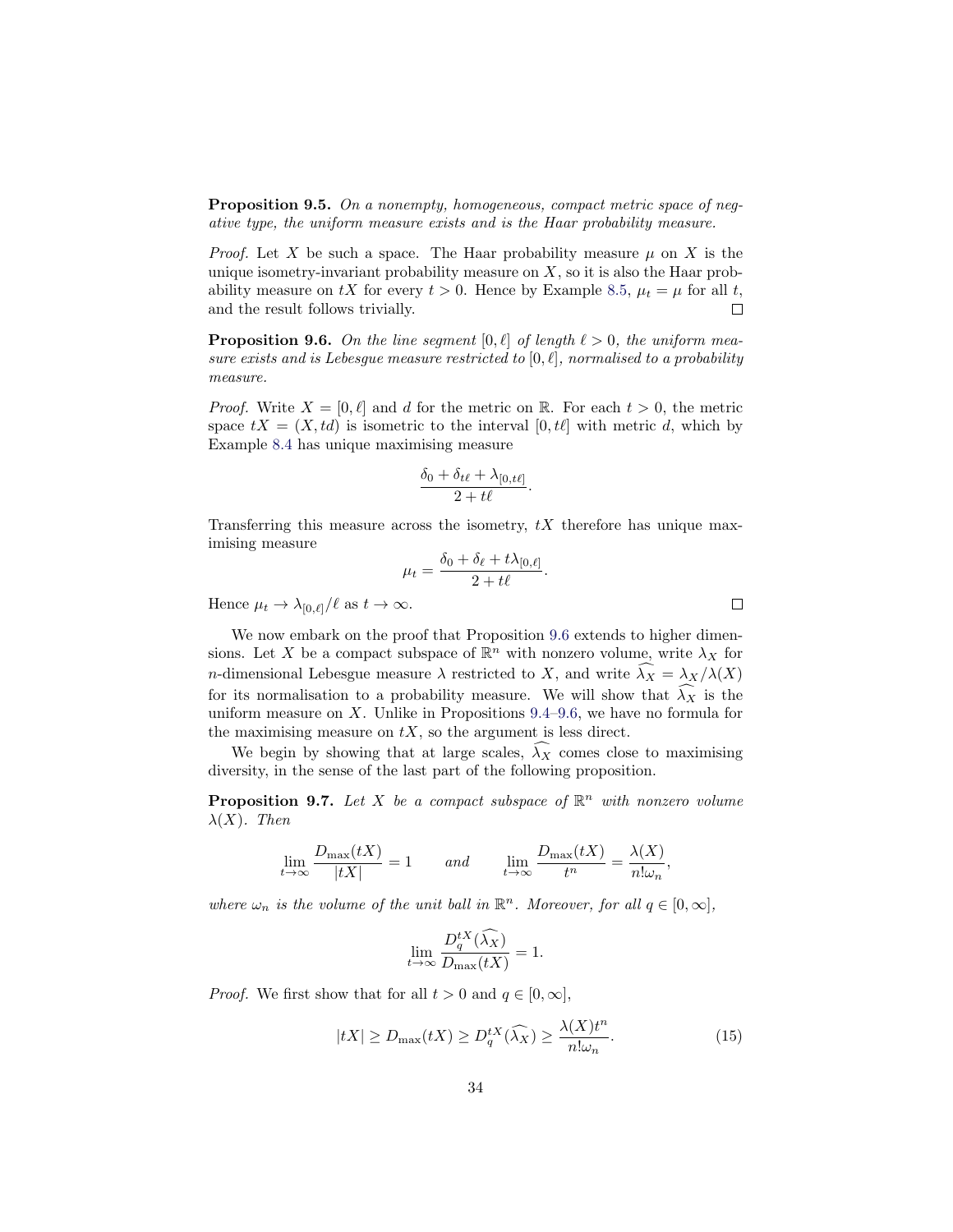**Proposition 9.5.** *On a nonempty, homogeneous, compact metric space of negative type, the uniform measure exists and is the Haar probability measure.*

*Proof.* Let $X$ be such a space. The Haar probability measure $\mu$ on $X$ is the unique isometry-invariant probability measure on $X$, so it is also the Haar probability measure on $tX$ for every $t > 0$. Hence by Example 8.5, $\mu_t = \mu$ for all $t$, and the result follows trivially. $\square$

**Proposition 9.6.** *On the line segment $[0, \ell]$ of length $\ell > 0$, the uniform measure exists and is Lebesgue measure restricted to $[0, \ell]$, normalised to a probability measure.*

*Proof.* Write $X = [0, \ell]$ and $d$ for the metric on $\mathbb{R}$. For each $t > 0$, the metric space $tX = (X, td)$ is isometric to the interval $[0, t\ell]$ with metric $d$, which by Example 8.4 has unique maximising measure

$$\frac{\delta_0 + \delta_{t\ell} + \lambda_{[0,t\ell]}}{2 + t\ell}.$$

Transferring this measure across the isometry, $tX$ therefore has unique maximising measure

$$\mu_t = \frac{\delta_0 + \delta_\ell + t\lambda_{[0,\ell]}}{2 + t\ell}.$$

Hence $\mu_t \to \lambda_{[0,\ell]}/\ell$ as $t \to \infty$. $\square$

We now embark on the proof that Proposition 9.6 extends to higher dimensions. Let $X$ be a compact subspace of $\mathbb{R}^n$ with nonzero volume, write $\lambda_X$ for $n$-dimensional Lebesgue measure $\lambda$ restricted to $X$, and write $\widehat{\lambda_X} = \lambda_X/\lambda(X)$ for its normalisation to a probability measure. We will show that $\widehat{\lambda_X}$ is the uniform measure on $X$. Unlike in Propositions 9.4–9.6, we have no formula for the maximising measure on $tX$, so the argument is less direct.

We begin by showing that at large scales, $\widehat{\lambda_X}$ comes close to maximising diversity, in the sense of the last part of the following proposition.

**Proposition 9.7.** *Let $X$ be a compact subspace of $\mathbb{R}^n$ with nonzero volume $\lambda(X)$. Then*

$$\lim_{t\to\infty} \frac{D_{\max}(tX)}{|tX|} = 1 \qquad \textit{and} \qquad \lim_{t\to\infty} \frac{D_{\max}(tX)}{t^n} = \frac{\lambda(X)}{n!\omega_n},$$

*where $\omega_n$ is the volume of the unit ball in $\mathbb{R}^n$. Moreover, for all $q \in [0, \infty]$,*

$$\lim_{t\to\infty} \frac{D_q^{tX}(\widehat{\lambda_X})}{D_{\max}(tX)} = 1.$$

*Proof.* We first show that for all $t > 0$ and $q \in [0, \infty]$,

$$|tX| \geq D_{\max}(tX) \geq D_q^{tX}(\widehat{\lambda_X}) \geq \frac{\lambda(X)t^n}{n!\omega_n}. \tag{15}$$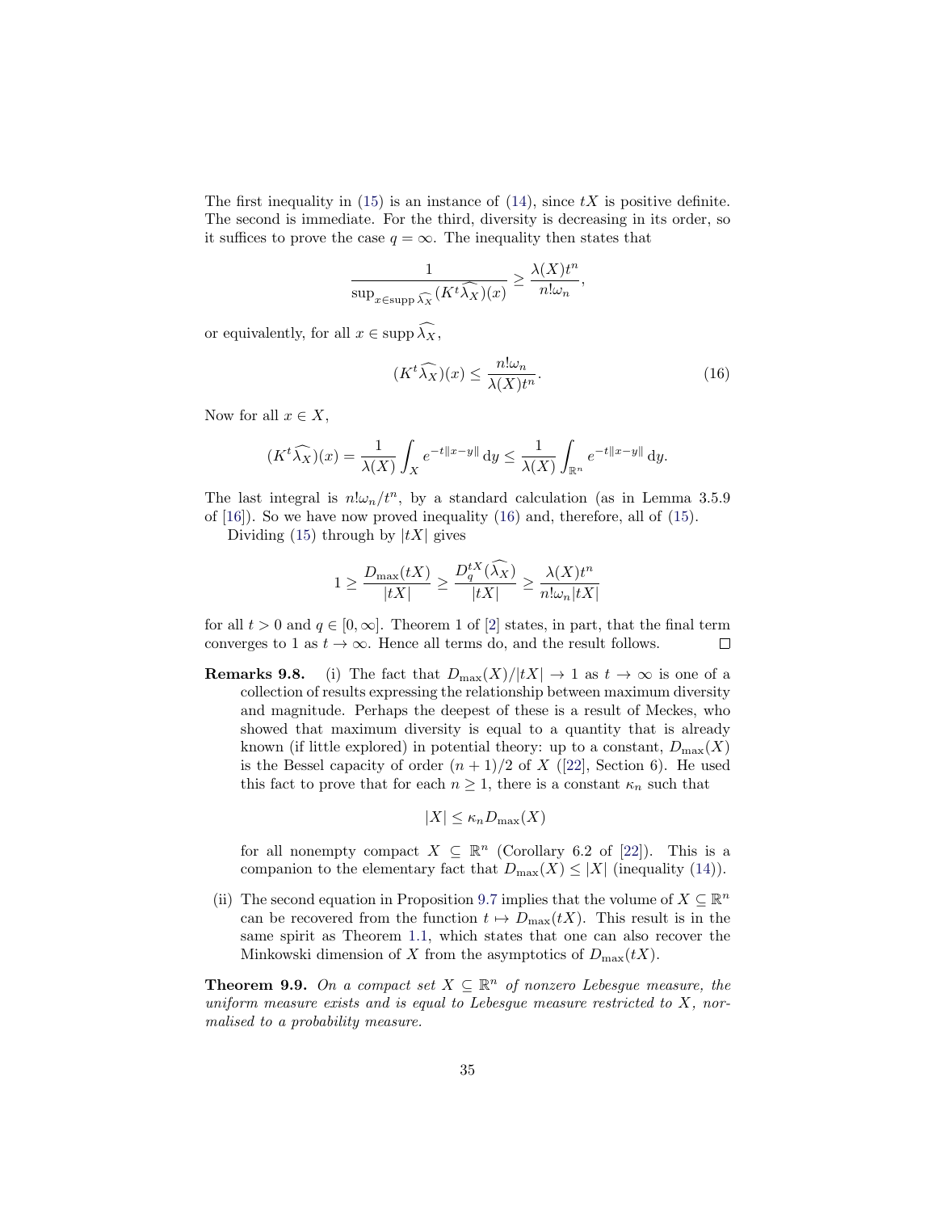The first inequality in (15) is an instance of (14), since $tX$ is positive definite. The second is immediate. For the third, diversity is decreasing in its order, so it suffices to prove the case $q = \infty$. The inequality then states that

$$\frac{1}{\sup_{x \in \operatorname{supp} \widehat{\lambda_X}} (K^t \widehat{\lambda_X})(x)} \geq \frac{\lambda(X) t^n}{n! \omega_n},$$

or equivalently, for all $x \in \operatorname{supp} \widehat{\lambda_X}$,

$$(K^t \widehat{\lambda_X})(x) \leq \frac{n! \omega_n}{\lambda(X) t^n}. \tag{16}$$

Now for all $x \in X$,

$$(K^t \widehat{\lambda_X})(x) = \frac{1}{\lambda(X)} \int_X e^{-t\|x-y\|} \, \mathrm{d}y \leq \frac{1}{\lambda(X)} \int_{\mathbb{R}^n} e^{-t\|x-y\|} \, \mathrm{d}y.$$

The last integral is $n!\omega_n/t^n$, by a standard calculation (as in Lemma 3.5.9 of [16]). So we have now proved inequality (16) and, therefore, all of (15).

Dividing (15) through by $|tX|$ gives

$$1 \geq \frac{D_{\max}(tX)}{|tX|} \geq \frac{D_q^{tX}(\widehat{\lambda_X})}{|tX|} \geq \frac{\lambda(X) t^n}{n! \omega_n |tX|}$$

for all $t > 0$ and $q \in [0, \infty]$. Theorem 1 of [2] states, in part, that the final term converges to 1 as $t \to \infty$. Hence all terms do, and the result follows. □

**Remarks 9.8.** (i) The fact that $D_{\max}(X)/|tX| \to 1$ as $t \to \infty$ is one of a collection of results expressing the relationship between maximum diversity and magnitude. Perhaps the deepest of these is a result of Meckes, who showed that maximum diversity is equal to a quantity that is already known (if little explored) in potential theory: up to a constant, $D_{\max}(X)$ is the Bessel capacity of order $(n+1)/2$ of $X$ ([22], Section 6). He used this fact to prove that for each $n \geq 1$, there is a constant $\kappa_n$ such that

$$|X| \leq \kappa_n D_{\max}(X)$$

for all nonempty compact $X \subseteq \mathbb{R}^n$ (Corollary 6.2 of [22]). This is a companion to the elementary fact that $D_{\max}(X) \leq |X|$ (inequality (14)).

(ii) The second equation in Proposition 9.7 implies that the volume of $X \subseteq \mathbb{R}^n$ can be recovered from the function $t \mapsto D_{\max}(tX)$. This result is in the same spirit as Theorem 1.1, which states that one can also recover the Minkowski dimension of $X$ from the asymptotics of $D_{\max}(tX)$.

**Theorem 9.9.** *On a compact set $X \subseteq \mathbb{R}^n$ of nonzero Lebesgue measure, the uniform measure exists and is equal to Lebesgue measure restricted to $X$, normalised to a probability measure.*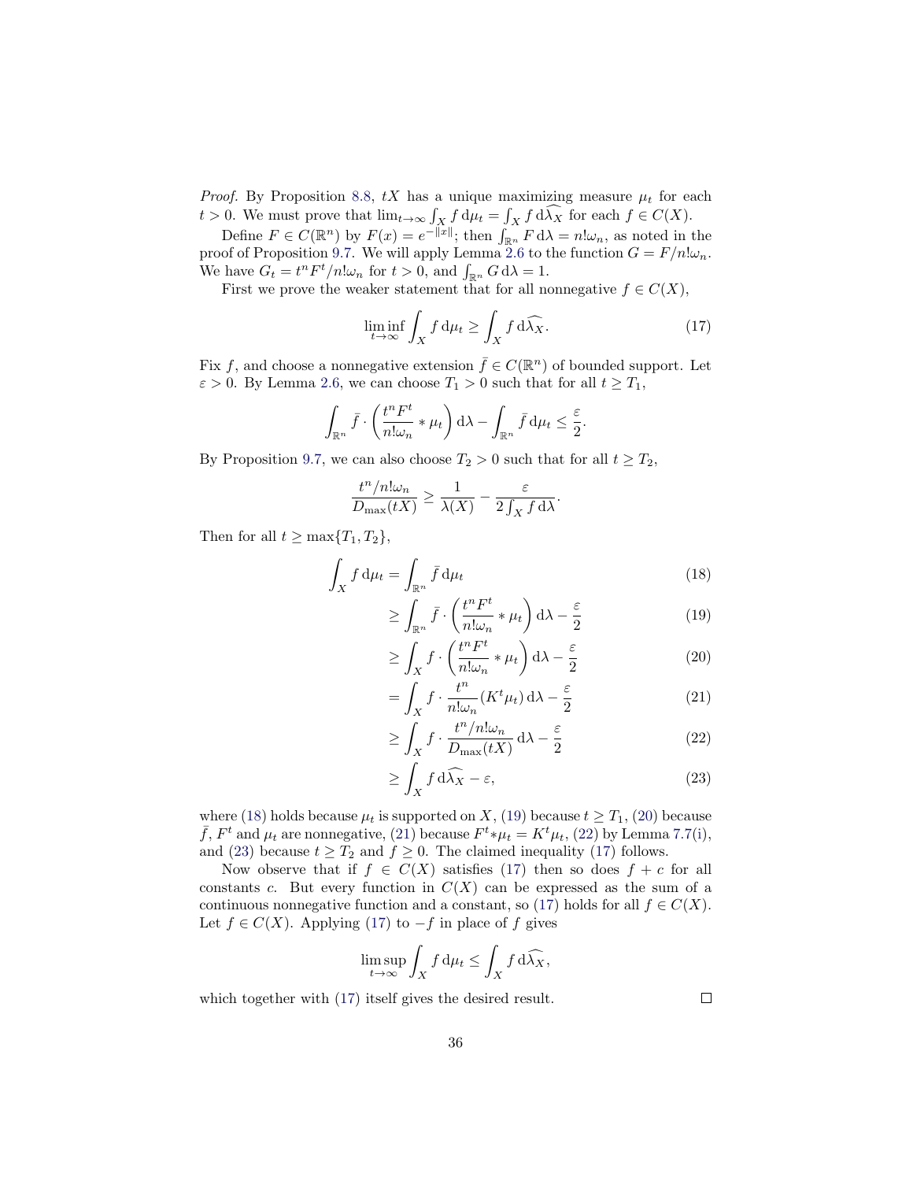*Proof.* By Proposition 8.8, $tX$ has a unique maximizing measure $\mu_t$ for each $t > 0$. We must prove that $\lim_{t\to\infty} \int_X f \, d\mu_t = \int_X f \, d\widehat{\lambda_X}$ for each $f \in C(X)$.

Define $F \in C(\mathbb{R}^n)$ by $F(x) = e^{-\|x\|}$; then $\int_{\mathbb{R}^n} F \, d\lambda = n!\omega_n$, as noted in the proof of Proposition 9.7. We will apply Lemma 2.6 to the function $G = F/n!\omega_n$. We have $G_t = t^n F^t / n!\omega_n$ for $t > 0$, and $\int_{\mathbb{R}^n} G \, d\lambda = 1$.

First we prove the weaker statement that for all nonnegative $f \in C(X)$,

$$\liminf_{t\to\infty} \int_X f \, d\mu_t \geq \int_X f \, d\widehat{\lambda_X}. \tag{17}$$

Fix $f$, and choose a nonnegative extension $\bar{f} \in C(\mathbb{R}^n)$ of bounded support. Let $\varepsilon > 0$. By Lemma 2.6, we can choose $T_1 > 0$ such that for all $t \geq T_1$,

$$\int_{\mathbb{R}^n} \bar{f} \cdot \left( \frac{t^n F^t}{n!\omega_n} * \mu_t \right) d\lambda - \int_{\mathbb{R}^n} \bar{f} \, d\mu_t \leq \frac{\varepsilon}{2}.$$

By Proposition 9.7, we can also choose $T_2 > 0$ such that for all $t \geq T_2$,

$$\frac{t^n / n!\omega_n}{D_{\max}(tX)} \geq \frac{1}{\lambda(X)} - \frac{\varepsilon}{2 \int_X f \, d\lambda}.$$

Then for all $t \geq \max\{T_1, T_2\}$,

$$\begin{aligned}
\int_X f \, d\mu_t &= \int_{\mathbb{R}^n} \bar{f} \, d\mu_t && (18)\\
&\geq \int_{\mathbb{R}^n} \bar{f} \cdot \left( \frac{t^n F^t}{n!\omega_n} * \mu_t \right) d\lambda - \frac{\varepsilon}{2} && (19)\\
&\geq \int_X f \cdot \left( \frac{t^n F^t}{n!\omega_n} * \mu_t \right) d\lambda - \frac{\varepsilon}{2} && (20)\\
&= \int_X f \cdot \frac{t^n}{n!\omega_n} (K^t \mu_t) \, d\lambda - \frac{\varepsilon}{2} && (21)\\
&\geq \int_X f \cdot \frac{t^n / n!\omega_n}{D_{\max}(tX)} \, d\lambda - \frac{\varepsilon}{2} && (22)\\
&\geq \int_X f \, d\widehat{\lambda_X} - \varepsilon, && (23)
\end{aligned}$$

where (18) holds because $\mu_t$ is supported on $X$, (19) because $t \geq T_1$, (20) because $\bar{f}$, $F^t$ and $\mu_t$ are nonnegative, (21) because $F^t * \mu_t = K^t \mu_t$, (22) by Lemma 7.7(i), and (23) because $t \geq T_2$ and $f \geq 0$. The claimed inequality (17) follows.

Now observe that if $f \in C(X)$ satisfies (17) then so does $f + c$ for all constants $c$. But every function in $C(X)$ can be expressed as the sum of a continuous nonnegative function and a constant, so (17) holds for all $f \in C(X)$. Let $f \in C(X)$. Applying (17) to $-f$ in place of $f$ gives

$$\limsup_{t\to\infty} \int_X f \, d\mu_t \leq \int_X f \, d\widehat{\lambda_X},$$

which together with (17) itself gives the desired result. □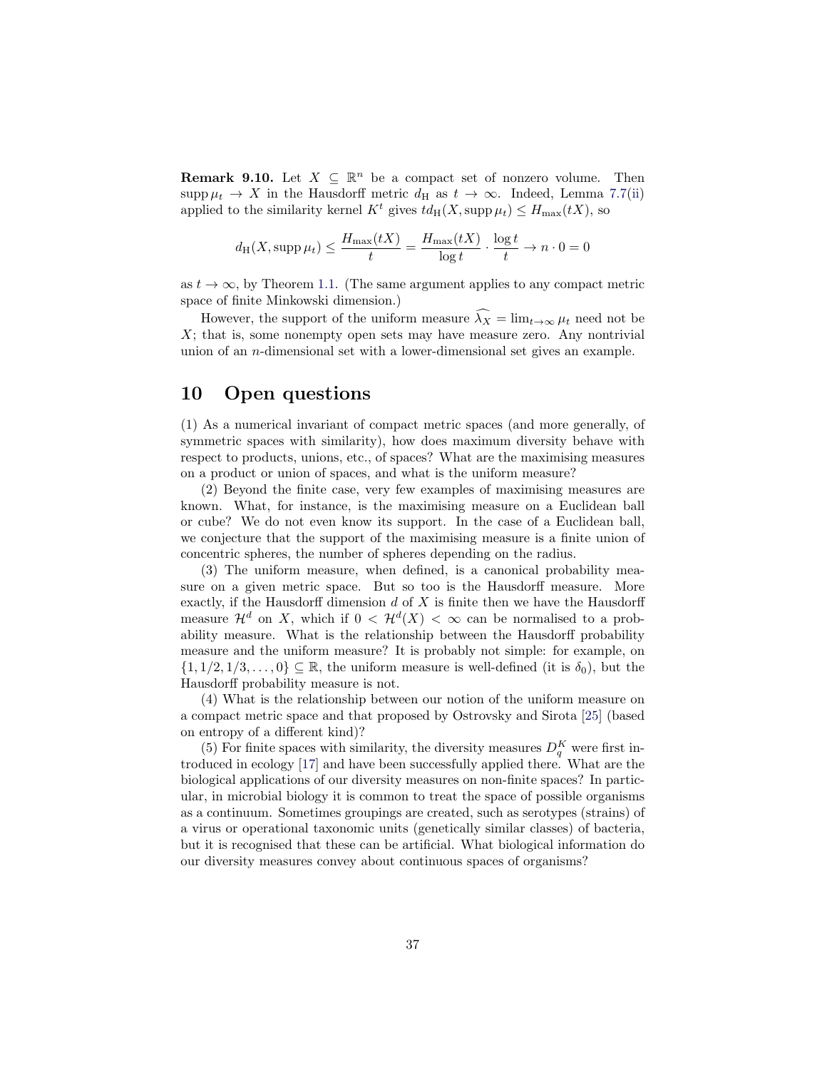**Remark 9.10.** Let $X \subseteq \mathbb{R}^n$ be a compact set of nonzero volume. Then $\operatorname{supp} \mu_t \to X$ in the Hausdorff metric $d_{\mathrm{H}}$ as $t \to \infty$. Indeed, Lemma 7.7(ii) applied to the similarity kernel $K^t$ gives $t d_{\mathrm{H}}(X, \operatorname{supp} \mu_t) \leq H_{\max}(tX)$, so

$$d_{\mathrm{H}}(X, \operatorname{supp} \mu_t) \leq \frac{H_{\max}(tX)}{t} = \frac{H_{\max}(tX)}{\log t} \cdot \frac{\log t}{t} \to n \cdot 0 = 0$$

as $t \to \infty$, by Theorem 1.1. (The same argument applies to any compact metric space of finite Minkowski dimension.)

However, the support of the uniform measure $\widehat{\lambda_X} = \lim_{t\to\infty} \mu_t$ need not be $X$; that is, some nonempty open sets may have measure zero. Any nontrivial union of an $n$-dimensional set with a lower-dimensional set gives an example.

## 10 Open questions

(1) As a numerical invariant of compact metric spaces (and more generally, of symmetric spaces with similarity), how does maximum diversity behave with respect to products, unions, etc., of spaces? What are the maximising measures on a product or union of spaces, and what is the uniform measure?

(2) Beyond the finite case, very few examples of maximising measures are known. What, for instance, is the maximising measure on a Euclidean ball or cube? We do not even know its support. In the case of a Euclidean ball, we conjecture that the support of the maximising measure is a finite union of concentric spheres, the number of spheres depending on the radius.

(3) The uniform measure, when defined, is a canonical probability measure on a given metric space. But so too is the Hausdorff measure. More exactly, if the Hausdorff dimension $d$ of $X$ is finite then we have the Hausdorff measure $\mathcal{H}^d$ on $X$, which if $0 < \mathcal{H}^d(X) < \infty$ can be normalised to a probability measure. What is the relationship between the Hausdorff probability measure and the uniform measure? It is probably not simple: for example, on $\{1, 1/2, 1/3, \ldots, 0\} \subseteq \mathbb{R}$, the uniform measure is well-defined (it is $\delta_0$), but the Hausdorff probability measure is not.

(4) What is the relationship between our notion of the uniform measure on a compact metric space and that proposed by Ostrovsky and Sirota [25] (based on entropy of a different kind)?

(5) For finite spaces with similarity, the diversity measures $D_q^K$ were first introduced in ecology [17] and have been successfully applied there. What are the biological applications of our diversity measures on non-finite spaces? In particular, in microbial biology it is common to treat the space of possible organisms as a continuum. Sometimes groupings are created, such as serotypes (strains) of a virus or operational taxonomic units (genetically similar classes) of bacteria, but it is recognised that these can be artificial. What biological information do our diversity measures convey about continuous spaces of organisms?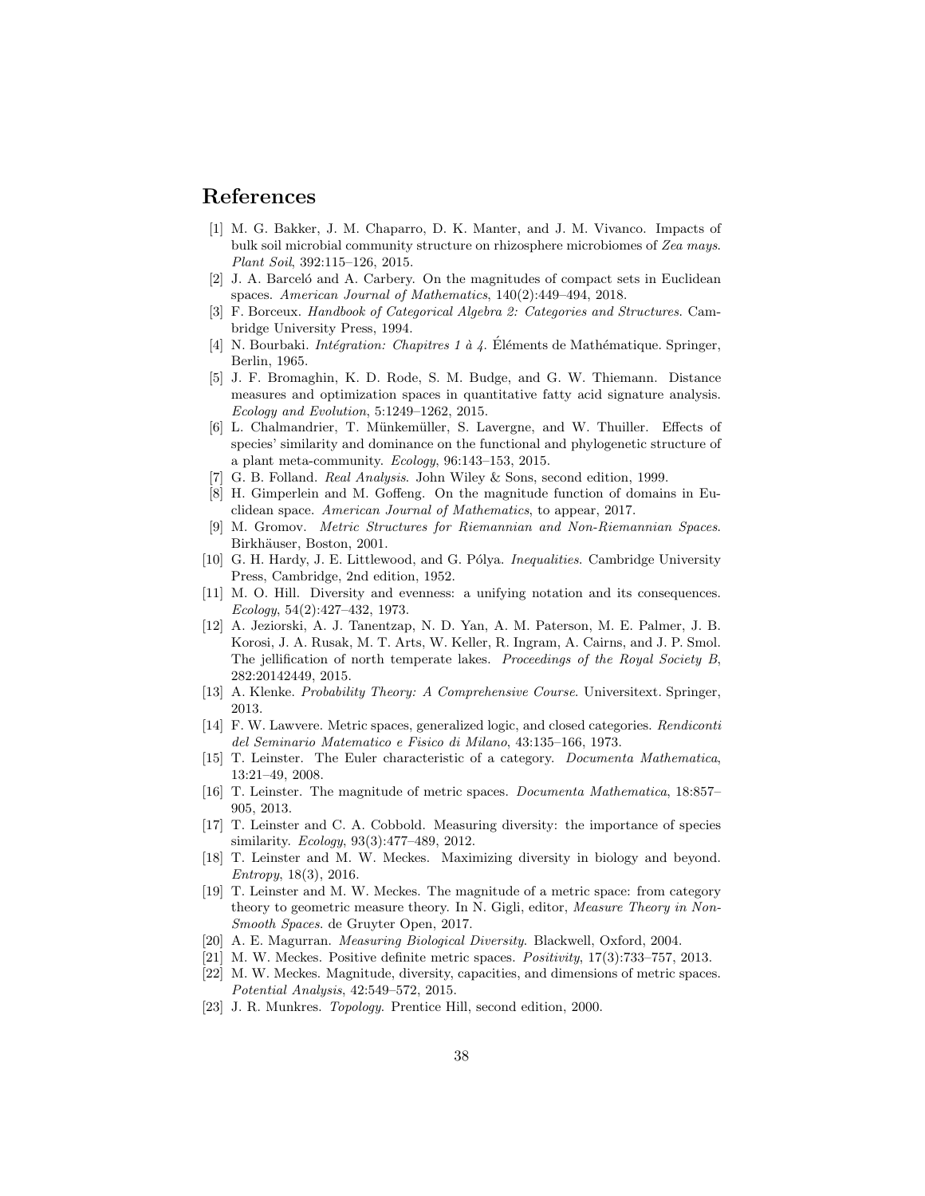# References

[1] M. G. Bakker, J. M. Chaparro, D. K. Manter, and J. M. Vivanco. Impacts of bulk soil microbial community structure on rhizosphere microbiomes of *Zea mays*. *Plant Soil*, 392:115–126, 2015.

[2] J. A. Barceló and A. Carbery. On the magnitudes of compact sets in Euclidean spaces. *American Journal of Mathematics*, 140(2):449–494, 2018.

[3] F. Borceux. *Handbook of Categorical Algebra 2: Categories and Structures*. Cambridge University Press, 1994.

[4] N. Bourbaki. *Intégration: Chapitres 1 à 4*. Éléments de Mathématique. Springer, Berlin, 1965.

[5] J. F. Bromaghin, K. D. Rode, S. M. Budge, and G. W. Thiemann. Distance measures and optimization spaces in quantitative fatty acid signature analysis. *Ecology and Evolution*, 5:1249–1262, 2015.

[6] L. Chalmandrier, T. Münkemüller, S. Lavergne, and W. Thuiller. Effects of species' similarity and dominance on the functional and phylogenetic structure of a plant meta-community. *Ecology*, 96:143–153, 2015.

[7] G. B. Folland. *Real Analysis*. John Wiley & Sons, second edition, 1999.

[8] H. Gimperlein and M. Goffeng. On the magnitude function of domains in Euclidean space. *American Journal of Mathematics*, to appear, 2017.

[9] M. Gromov. *Metric Structures for Riemannian and Non-Riemannian Spaces*. Birkhäuser, Boston, 2001.

[10] G. H. Hardy, J. E. Littlewood, and G. Pólya. *Inequalities*. Cambridge University Press, Cambridge, 2nd edition, 1952.

[11] M. O. Hill. Diversity and evenness: a unifying notation and its consequences. *Ecology*, 54(2):427–432, 1973.

[12] A. Jeziorski, A. J. Tanentzap, N. D. Yan, A. M. Paterson, M. E. Palmer, J. B. Korosi, J. A. Rusak, M. T. Arts, W. Keller, R. Ingram, A. Cairns, and J. P. Smol. The jellification of north temperate lakes. *Proceedings of the Royal Society B*, 282:20142449, 2015.

[13] A. Klenke. *Probability Theory: A Comprehensive Course*. Universitext. Springer, 2013.

[14] F. W. Lawvere. Metric spaces, generalized logic, and closed categories. *Rendiconti del Seminario Matematico e Fisico di Milano*, 43:135–166, 1973.

[15] T. Leinster. The Euler characteristic of a category. *Documenta Mathematica*, 13:21–49, 2008.

[16] T. Leinster. The magnitude of metric spaces. *Documenta Mathematica*, 18:857–905, 2013.

[17] T. Leinster and C. A. Cobbold. Measuring diversity: the importance of species similarity. *Ecology*, 93(3):477–489, 2012.

[18] T. Leinster and M. W. Meckes. Maximizing diversity in biology and beyond. *Entropy*, 18(3), 2016.

[19] T. Leinster and M. W. Meckes. The magnitude of a metric space: from category theory to geometric measure theory. In N. Gigli, editor, *Measure Theory in Non-Smooth Spaces*. de Gruyter Open, 2017.

[20] A. E. Magurran. *Measuring Biological Diversity*. Blackwell, Oxford, 2004.

[21] M. W. Meckes. Positive definite metric spaces. *Positivity*, 17(3):733–757, 2013.

[22] M. W. Meckes. Magnitude, diversity, capacities, and dimensions of metric spaces. *Potential Analysis*, 42:549–572, 2015.

[23] J. R. Munkres. *Topology*. Prentice Hill, second edition, 2000.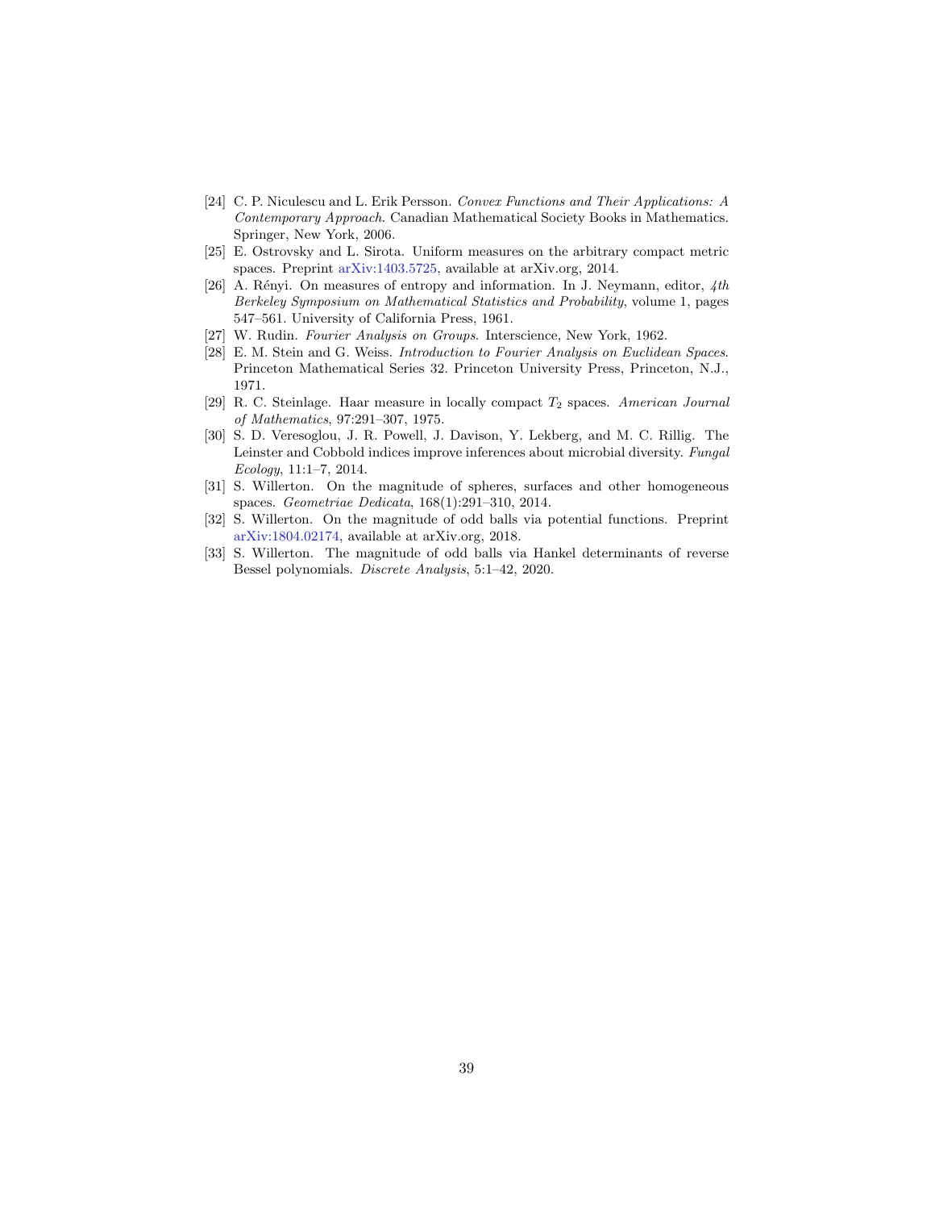[24] C. P. Niculescu and L. Erik Persson. *Convex Functions and Their Applications: A Contemporary Approach*. Canadian Mathematical Society Books in Mathematics. Springer, New York, 2006.

[25] E. Ostrovsky and L. Sirota. Uniform measures on the arbitrary compact metric spaces. Preprint arXiv:1403.5725, available at arXiv.org, 2014.

[26] A. Rényi. On measures of entropy and information. In J. Neymann, editor, *4th Berkeley Symposium on Mathematical Statistics and Probability*, volume 1, pages 547–561. University of California Press, 1961.

[27] W. Rudin. *Fourier Analysis on Groups*. Interscience, New York, 1962.

[28] E. M. Stein and G. Weiss. *Introduction to Fourier Analysis on Euclidean Spaces*. Princeton Mathematical Series 32. Princeton University Press, Princeton, N.J., 1971.

[29] R. C. Steinlage. Haar measure in locally compact $T_2$ spaces. *American Journal of Mathematics*, 97:291–307, 1975.

[30] S. D. Veresoglou, J. R. Powell, J. Davison, Y. Lekberg, and M. C. Rillig. The Leinster and Cobbold indices improve inferences about microbial diversity. *Fungal Ecology*, 11:1–7, 2014.

[31] S. Willerton. On the magnitude of spheres, surfaces and other homogeneous spaces. *Geometriae Dedicata*, 168(1):291–310, 2014.

[32] S. Willerton. On the magnitude of odd balls via potential functions. Preprint arXiv:1804.02174, available at arXiv.org, 2018.

[33] S. Willerton. The magnitude of odd balls via Hankel determinants of reverse Bessel polynomials. *Discrete Analysis*, 5:1–42, 2020.